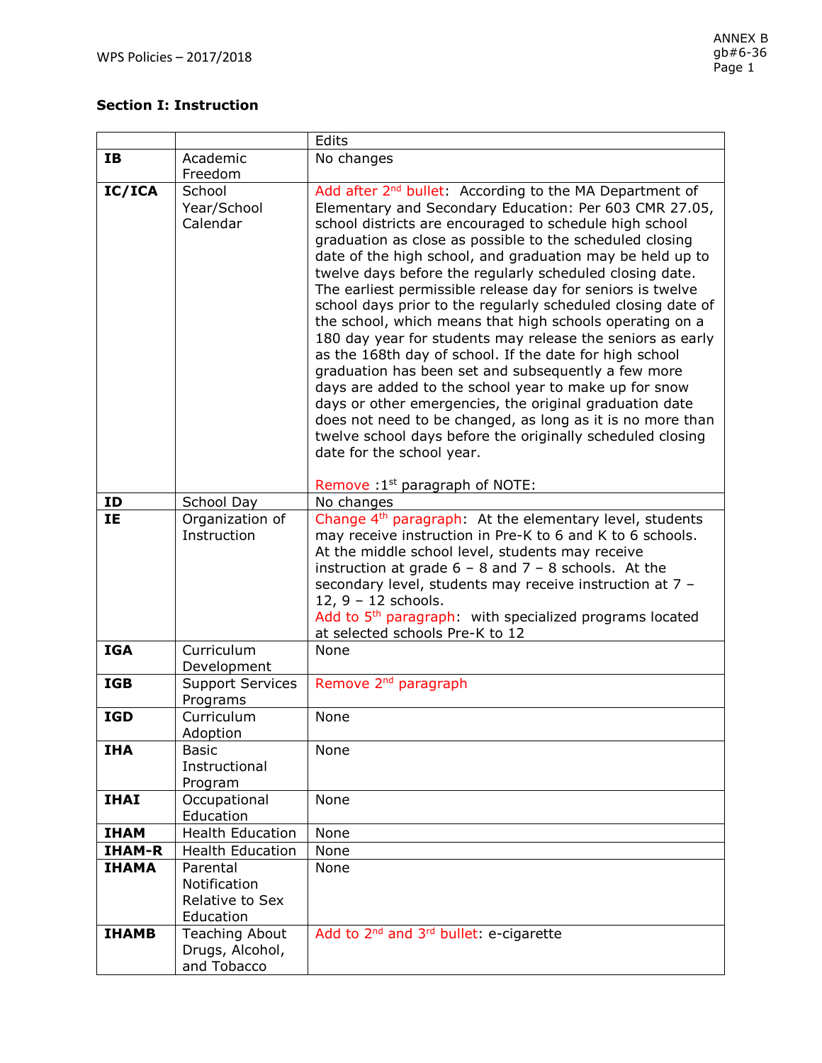## Section I: Instruction

| | | Edits |
|---|---|---|
| **IB** | Academic Freedom | No changes |
| **IC/ICA** | School Year/School Calendar | Add after 2nd bullet: According to the MA Department of Elementary and Secondary Education: Per 603 CMR 27.05, school districts are encouraged to schedule high school graduation as close as possible to the scheduled closing date of the high school, and graduation may be held up to twelve days before the regularly scheduled closing date. The earliest permissible release day for seniors is twelve school days prior to the regularly scheduled closing date of the school, which means that high schools operating on a 180 day year for students may release the seniors as early as the 168th day of school. If the date for high school graduation has been set and subsequently a few more days are added to the school year to make up for snow days or other emergencies, the original graduation date does not need to be changed, as long as it is no more than twelve school days before the originally scheduled closing date for the school year.<br><br>Remove :1st paragraph of NOTE: |
| **ID** | School Day | No changes |
| **IE** | Organization of Instruction | Change 4th paragraph: At the elementary level, students may receive instruction in Pre-K to 6 and K to 6 schools. At the middle school level, students may receive instruction at grade 6 – 8 and 7 – 8 schools. At the secondary level, students may receive instruction at 7 – 12, 9 – 12 schools.<br>Add to 5th paragraph: with specialized programs located at selected schools Pre-K to 12 |
| **IGA** | Curriculum Development | None |
| **IGB** | Support Services Programs | Remove 2nd paragraph |
| **IGD** | Curriculum Adoption | None |
| **IHA** | Basic Instructional Program | None |
| **IHAI** | Occupational Education | None |
| **IHAM** | Health Education | None |
| **IHAM-R** | Health Education | None |
| **IHAMA** | Parental Notification Relative to Sex Education | None |
| **IHAMB** | Teaching About Drugs, Alcohol, and Tobacco | Add to 2nd and 3rd bullet: e-cigarette |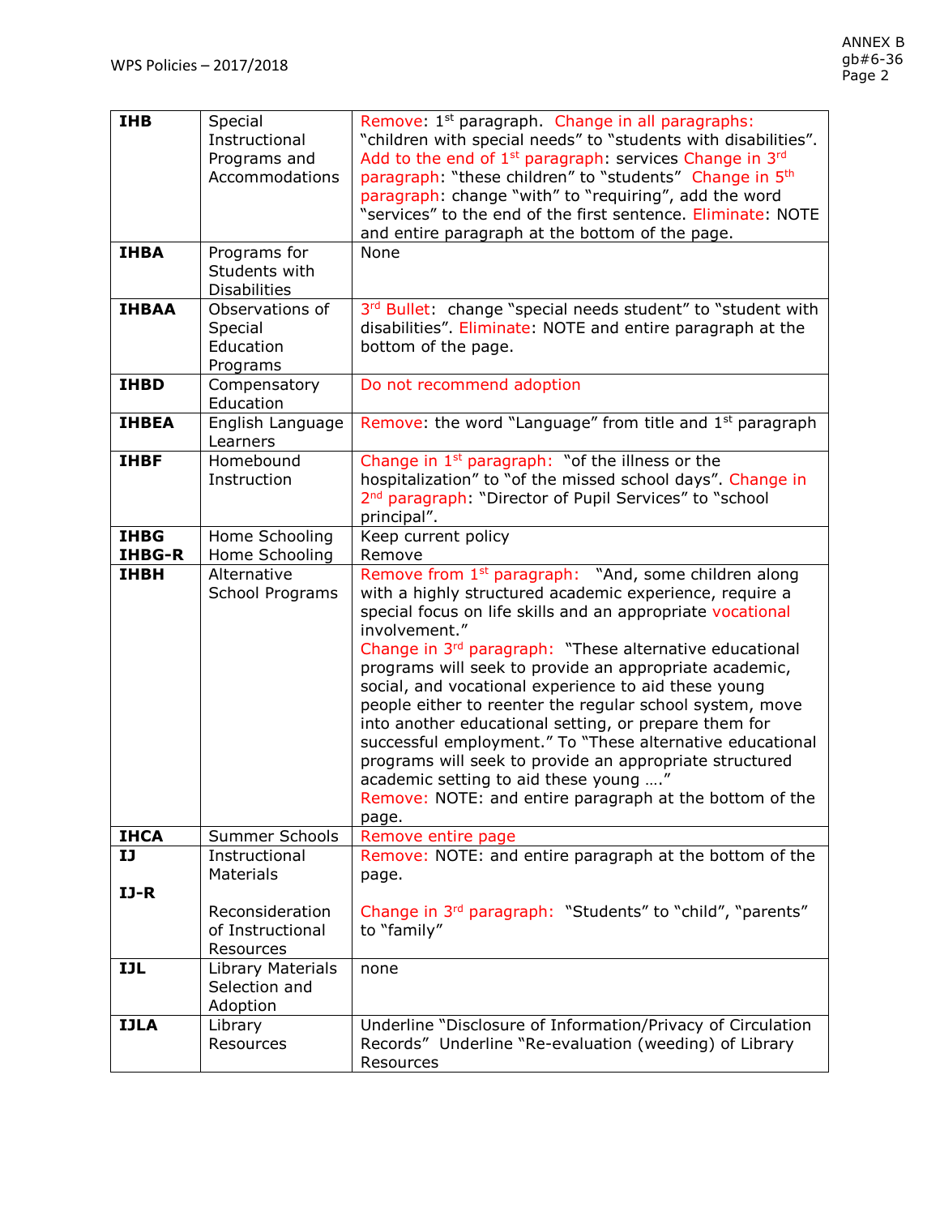| IHB | Special Instructional Programs and Accommodations | Remove: 1st paragraph. Change in all paragraphs: "children with special needs" to "students with disabilities". Add to the end of 1st paragraph: services Change in 3rd paragraph: "these children" to "students" Change in 5th paragraph: change "with" to "requiring", add the word "services" to the end of the first sentence. Eliminate: NOTE and entire paragraph at the bottom of the page. |
|---|---|---|
| IHBA | Programs for Students with Disabilities | None |
| IHBAA | Observations of Special Education Programs | 3rd Bullet: change "special needs student" to "student with disabilities". Eliminate: NOTE and entire paragraph at the bottom of the page. |
| IHBD | Compensatory Education | Do not recommend adoption |
| IHBEA | English Language Learners | Remove: the word "Language" from title and 1st paragraph |
| IHBF | Homebound Instruction | Change in 1st paragraph: "of the illness or the hospitalization" to "of the missed school days". Change in 2nd paragraph: "Director of Pupil Services" to "school principal". |
| IHBG<br>IHBG-R | Home Schooling<br>Home Schooling | Keep current policy<br>Remove |
| IHBH | Alternative School Programs | Remove from 1st paragraph: "And, some children along with a highly structured academic experience, require a special focus on life skills and an appropriate vocational involvement."<br>Change in 3rd paragraph: "These alternative educational programs will seek to provide an appropriate academic, social, and vocational experience to aid these young people either to reenter the regular school system, move into another educational setting, or prepare them for successful employment." To "These alternative educational programs will seek to provide an appropriate structured academic setting to aid these young …."<br>Remove: NOTE: and entire paragraph at the bottom of the page. |
| IHCA | Summer Schools | Remove entire page |
| IJ<br><br>IJ-R | Instructional Materials<br><br>Reconsideration of Instructional Resources | Remove: NOTE: and entire paragraph at the bottom of the page.<br><br>Change in 3rd paragraph: "Students" to "child", "parents" to "family" |
| IJL | Library Materials Selection and Adoption | none |
| IJLA | Library Resources | Underline "Disclosure of Information/Privacy of Circulation Records" Underline "Re-evaluation (weeding) of Library Resources |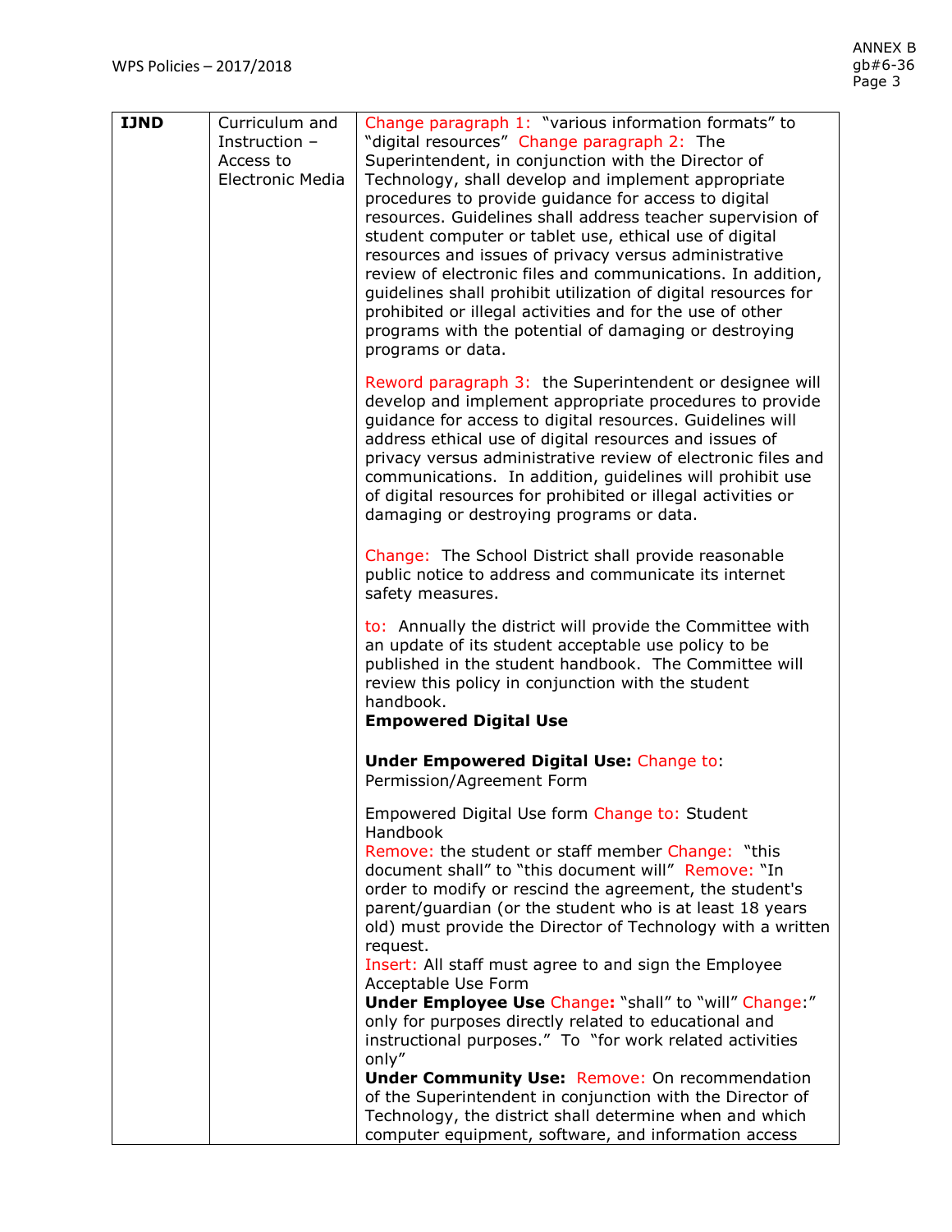| IJND | Curriculum and Instruction – Access to Electronic Media | Change paragraph 1: "various information formats" to "digital resources" Change paragraph 2: The Superintendent, in conjunction with the Director of Technology, shall develop and implement appropriate procedures to provide guidance for access to digital resources. Guidelines shall address teacher supervision of student computer or tablet use, ethical use of digital resources and issues of privacy versus administrative review of electronic files and communications. In addition, guidelines shall prohibit utilization of digital resources for prohibited or illegal activities and for the use of other programs with the potential of damaging or destroying programs or data.<br><br>Reword paragraph 3: the Superintendent or designee will develop and implement appropriate procedures to provide guidance for access to digital resources. Guidelines will address ethical use of digital resources and issues of privacy versus administrative review of electronic files and communications. In addition, guidelines will prohibit use of digital resources for prohibited or illegal activities or damaging or destroying programs or data.<br><br>Change: The School District shall provide reasonable public notice to address and communicate its internet safety measures.<br><br>to: Annually the district will provide the Committee with an update of its student acceptable use policy to be published in the student handbook. The Committee will review this policy in conjunction with the student handbook.<br>**Empowered Digital Use**<br><br>**Under Empowered Digital Use:** Change to: Permission/Agreement Form<br><br>Empowered Digital Use form Change to: Student Handbook<br>Remove: the student or staff member Change: "this document shall" to "this document will" Remove: "In order to modify or rescind the agreement, the student's parent/guardian (or the student who is at least 18 years old) must provide the Director of Technology with a written request.<br>Insert: All staff must agree to and sign the Employee Acceptable Use Form<br>**Under Employee Use** Change**:** "shall" to "will" Change:" only for purposes directly related to educational and instructional purposes." To "for work related activities only"<br>**Under Community Use:** Remove: On recommendation of the Superintendent in conjunction with the Director of Technology, the district shall determine when and which computer equipment, software, and information access |
|---|---|---|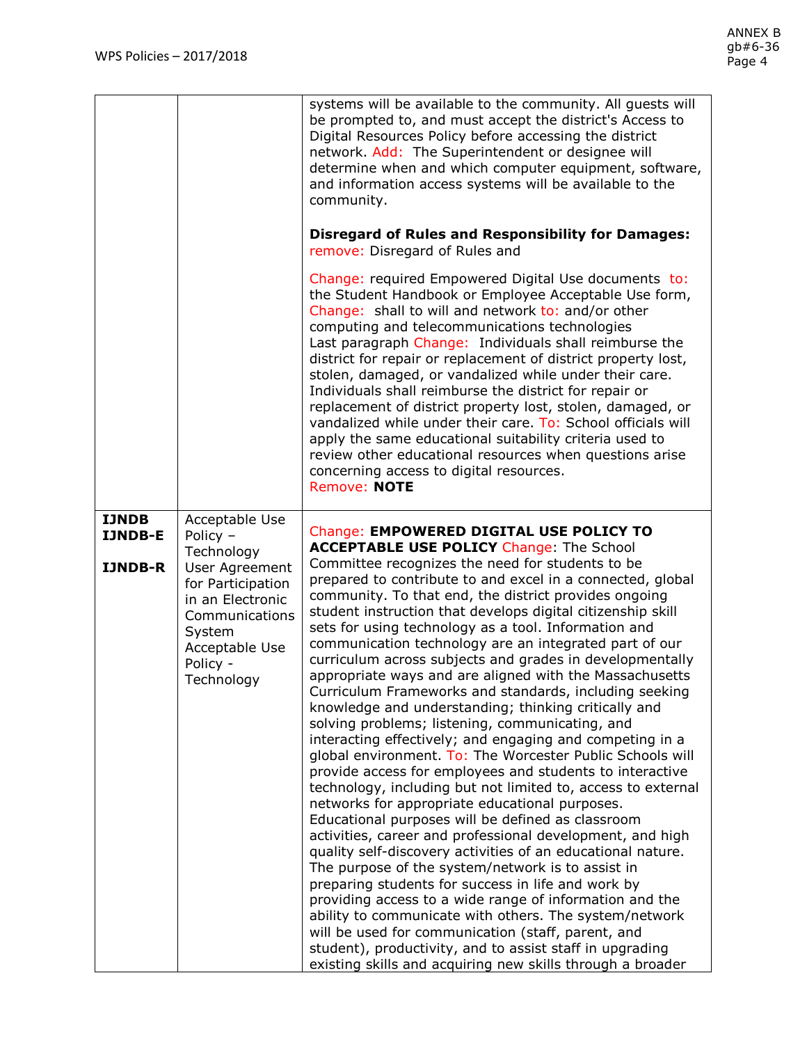| | | |
|---|---|---|
| | | systems will be available to the community. All guests will be prompted to, and must accept the district's Access to Digital Resources Policy before accessing the district network. Add: The Superintendent or designee will determine when and which computer equipment, software, and information access systems will be available to the community.<br><br>**Disregard of Rules and Responsibility for Damages:** remove: Disregard of Rules and<br><br>Change: required Empowered Digital Use documents to: the Student Handbook or Employee Acceptable Use form, Change: shall to will and network to: and/or other computing and telecommunications technologies<br>Last paragraph Change: Individuals shall reimburse the district for repair or replacement of district property lost, stolen, damaged, or vandalized while under their care. Individuals shall reimburse the district for repair or replacement of district property lost, stolen, damaged, or vandalized while under their care. To: School officials will apply the same educational suitability criteria used to review other educational resources when questions arise concerning access to digital resources.<br>Remove: **NOTE** |
| **IJNDB**<br>**IJNDB-E**<br><br>**IJNDB-R** | Acceptable Use Policy – Technology<br>User Agreement for Participation in an Electronic Communications System<br>Acceptable Use Policy - Technology | Change: **EMPOWERED DIGITAL USE POLICY TO ACCEPTABLE USE POLICY** Change: The School Committee recognizes the need for students to be prepared to contribute to and excel in a connected, global community. To that end, the district provides ongoing student instruction that develops digital citizenship skill sets for using technology as a tool. Information and communication technology are an integrated part of our curriculum across subjects and grades in developmentally appropriate ways and are aligned with the Massachusetts Curriculum Frameworks and standards, including seeking knowledge and understanding; thinking critically and solving problems; listening, communicating, and interacting effectively; and engaging and competing in a global environment. To: The Worcester Public Schools will provide access for employees and students to interactive technology, including but not limited to, access to external networks for appropriate educational purposes. Educational purposes will be defined as classroom activities, career and professional development, and high quality self-discovery activities of an educational nature. The purpose of the system/network is to assist in preparing students for success in life and work by providing access to a wide range of information and the ability to communicate with others. The system/network will be used for communication (staff, parent, and student), productivity, and to assist staff in upgrading existing skills and acquiring new skills through a broader |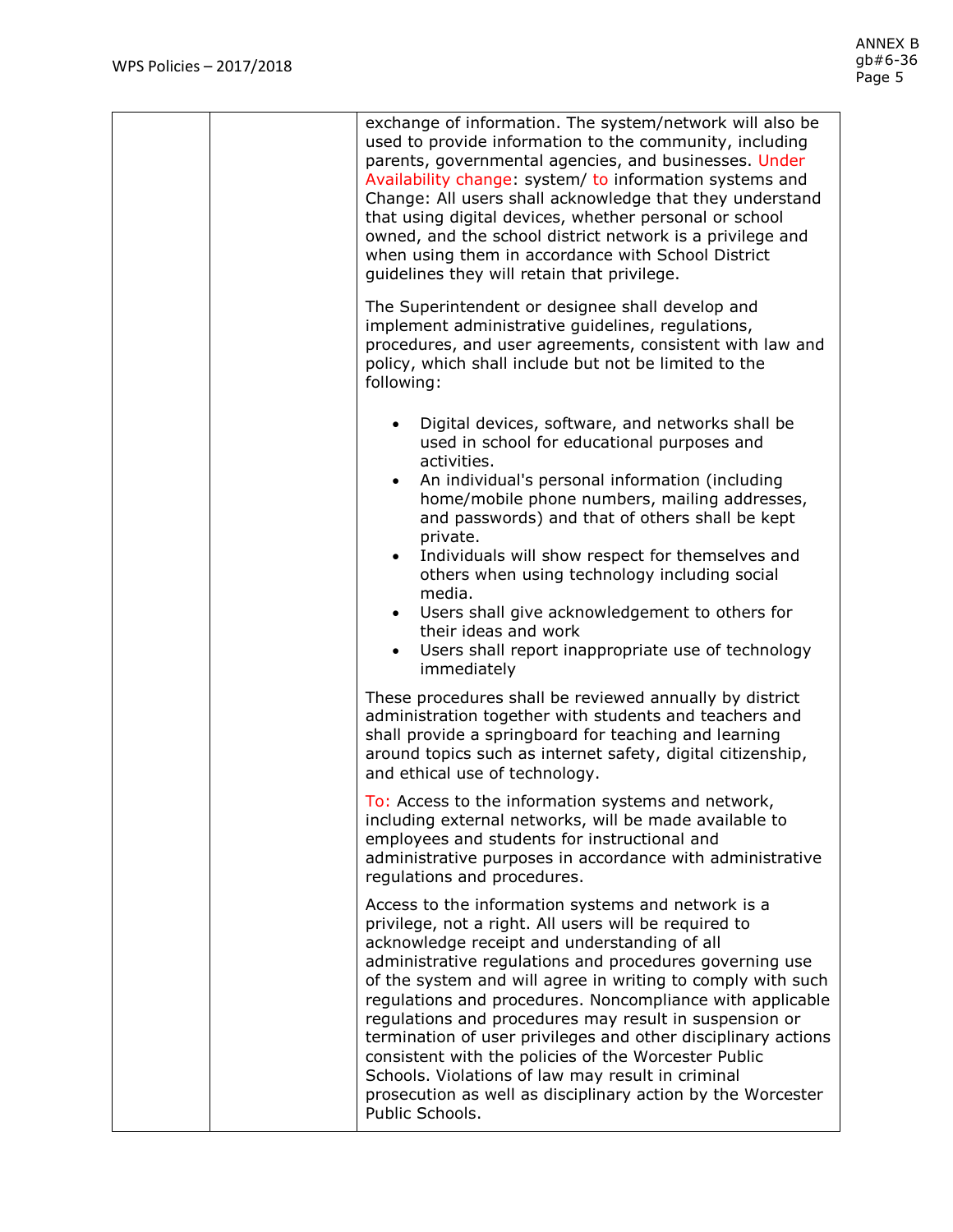| | | exchange of information. The system/network will also be used to provide information to the community, including parents, governmental agencies, and businesses. Under Availability change: system/ to information systems and Change: All users shall acknowledge that they understand that using digital devices, whether personal or school owned, and the school district network is a privilege and when using them in accordance with School District guidelines they will retain that privilege.<br><br>The Superintendent or designee shall develop and implement administrative guidelines, regulations, procedures, and user agreements, consistent with law and policy, which shall include but not be limited to the following:<br><br>• Digital devices, software, and networks shall be used in school for educational purposes and activities.<br>• An individual's personal information (including home/mobile phone numbers, mailing addresses, and passwords) and that of others shall be kept private.<br>• Individuals will show respect for themselves and others when using technology including social media.<br>• Users shall give acknowledgement to others for their ideas and work<br>• Users shall report inappropriate use of technology immediately<br><br>These procedures shall be reviewed annually by district administration together with students and teachers and shall provide a springboard for teaching and learning around topics such as internet safety, digital citizenship, and ethical use of technology.<br><br>To: Access to the information systems and network, including external networks, will be made available to employees and students for instructional and administrative purposes in accordance with administrative regulations and procedures.<br><br>Access to the information systems and network is a privilege, not a right. All users will be required to acknowledge receipt and understanding of all administrative regulations and procedures governing use of the system and will agree in writing to comply with such regulations and procedures. Noncompliance with applicable regulations and procedures may result in suspension or termination of user privileges and other disciplinary actions consistent with the policies of the Worcester Public Schools. Violations of law may result in criminal prosecution as well as disciplinary action by the Worcester Public Schools. |
|---|---|---|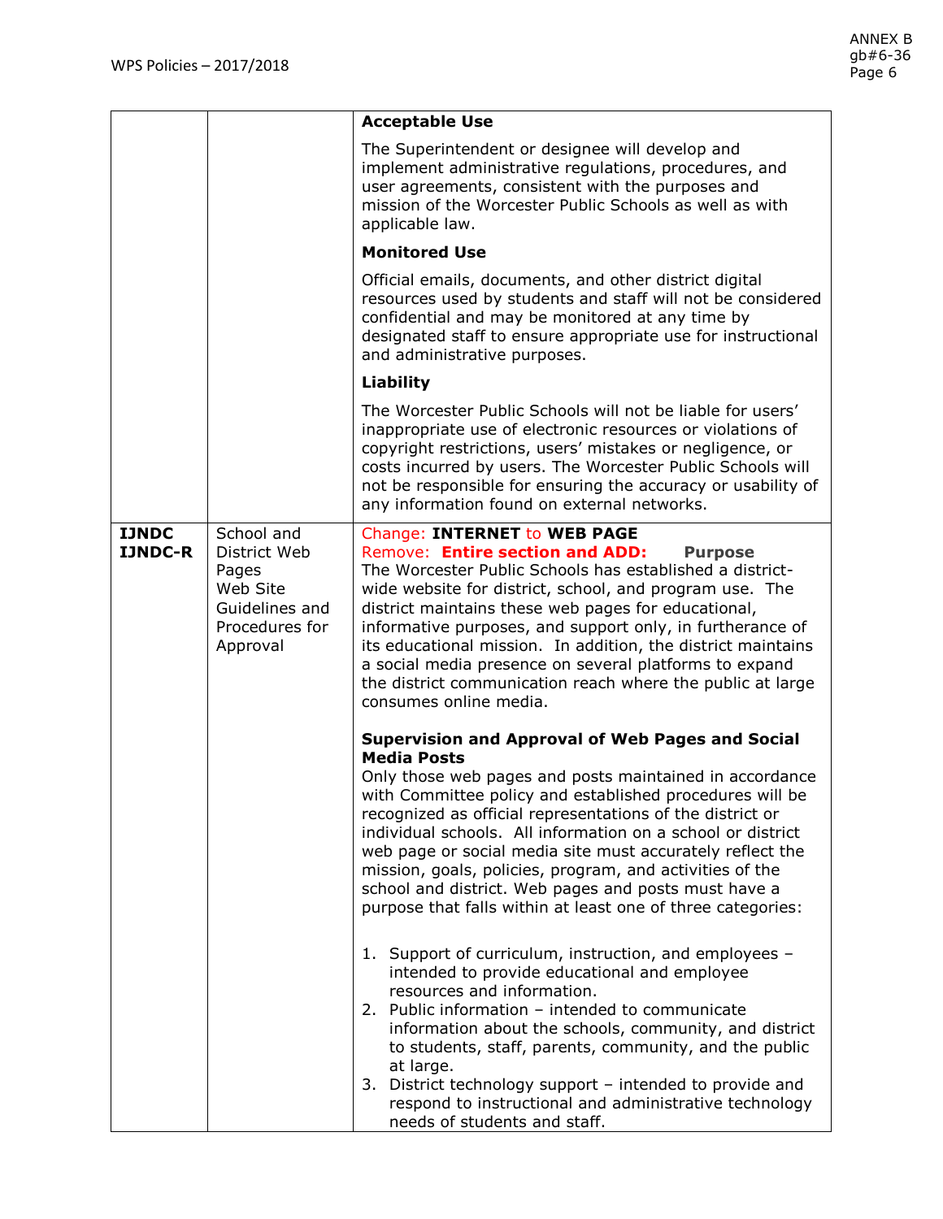| | | **Acceptable Use**<br><br>The Superintendent or designee will develop and implement administrative regulations, procedures, and user agreements, consistent with the purposes and mission of the Worcester Public Schools as well as with applicable law.<br><br>**Monitored Use**<br><br>Official emails, documents, and other district digital resources used by students and staff will not be considered confidential and may be monitored at any time by designated staff to ensure appropriate use for instructional and administrative purposes.<br><br>**Liability**<br><br>The Worcester Public Schools will not be liable for users' inappropriate use of electronic resources or violations of copyright restrictions, users' mistakes or negligence, or costs incurred by users. The Worcester Public Schools will not be responsible for ensuring the accuracy or usability of any information found on external networks. |
|---|---|---|
| **IJNDC IJNDC-R** | School and District Web Pages Web Site Guidelines and Procedures for Approval | Change: **INTERNET** to **WEB PAGE**<br>Remove: **Entire section and ADD:** **Purpose**<br>The Worcester Public Schools has established a district-wide website for district, school, and program use. The district maintains these web pages for educational, informative purposes, and support only, in furtherance of its educational mission. In addition, the district maintains a social media presence on several platforms to expand the district communication reach where the public at large consumes online media.<br><br>**Supervision and Approval of Web Pages and Social Media Posts**<br>Only those web pages and posts maintained in accordance with Committee policy and established procedures will be recognized as official representations of the district or individual schools. All information on a school or district web page or social media site must accurately reflect the mission, goals, policies, program, and activities of the school and district. Web pages and posts must have a purpose that falls within at least one of three categories:<br><br>1. Support of curriculum, instruction, and employees – intended to provide educational and employee resources and information.<br>2. Public information – intended to communicate information about the schools, community, and district to students, staff, parents, community, and the public at large.<br>3. District technology support – intended to provide and respond to instructional and administrative technology needs of students and staff. |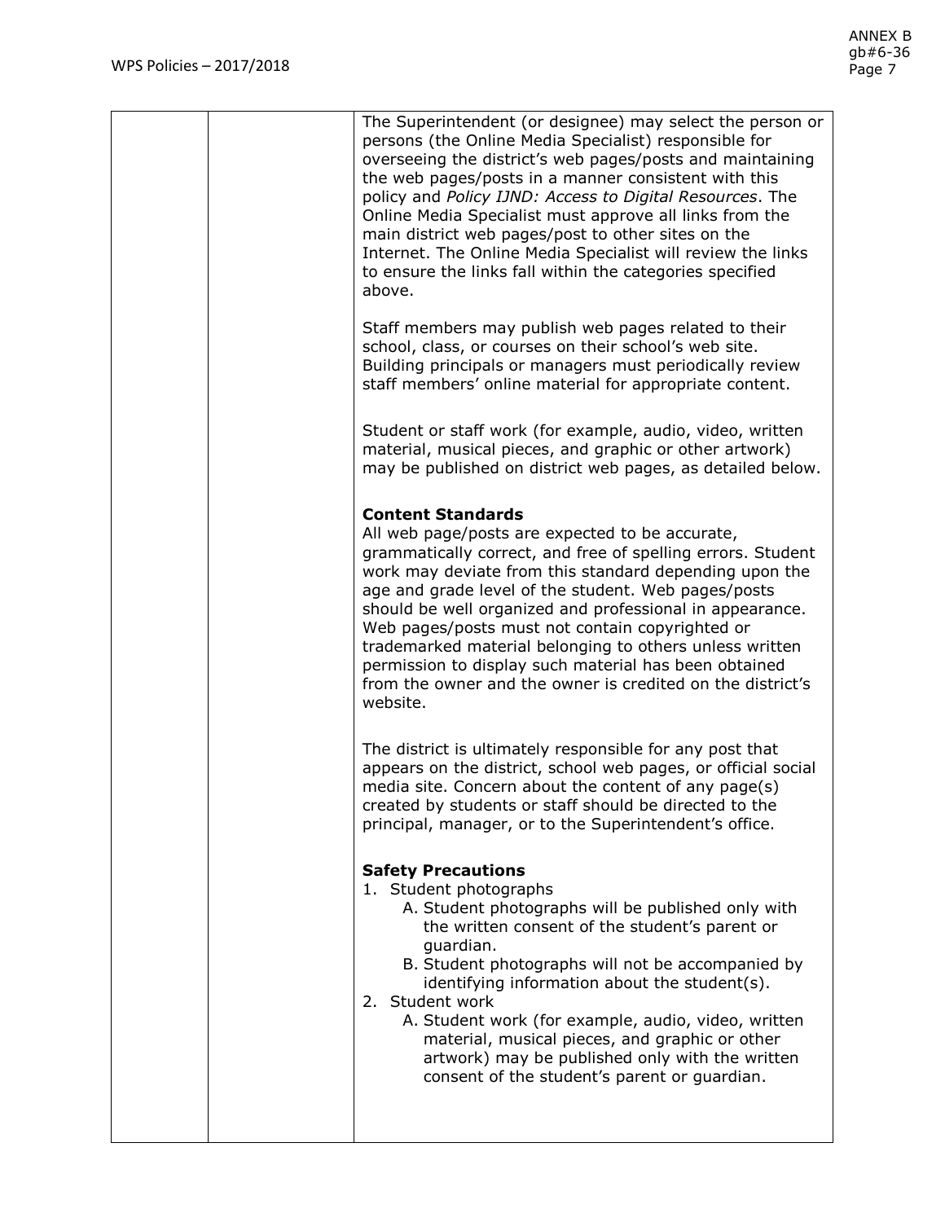The Superintendent (or designee) may select the person or persons (the Online Media Specialist) responsible for overseeing the district's web pages/posts and maintaining the web pages/posts in a manner consistent with this policy and *Policy IJND: Access to Digital Resources*. The Online Media Specialist must approve all links from the main district web pages/post to other sites on the Internet. The Online Media Specialist will review the links to ensure the links fall within the categories specified above.

Staff members may publish web pages related to their school, class, or courses on their school's web site. Building principals or managers must periodically review staff members' online material for appropriate content.

Student or staff work (for example, audio, video, written material, musical pieces, and graphic or other artwork) may be published on district web pages, as detailed below.

**Content Standards**

All web page/posts are expected to be accurate, grammatically correct, and free of spelling errors. Student work may deviate from this standard depending upon the age and grade level of the student. Web pages/posts should be well organized and professional in appearance. Web pages/posts must not contain copyrighted or trademarked material belonging to others unless written permission to display such material has been obtained from the owner and the owner is credited on the district's website.

The district is ultimately responsible for any post that appears on the district, school web pages, or official social media site. Concern about the content of any page(s) created by students or staff should be directed to the principal, manager, or to the Superintendent's office.

**Safety Precautions**

1. Student photographs
   A. Student photographs will be published only with the written consent of the student's parent or guardian.
   B. Student photographs will not be accompanied by identifying information about the student(s).
2. Student work
   A. Student work (for example, audio, video, written material, musical pieces, and graphic or other artwork) may be published only with the written consent of the student's parent or guardian.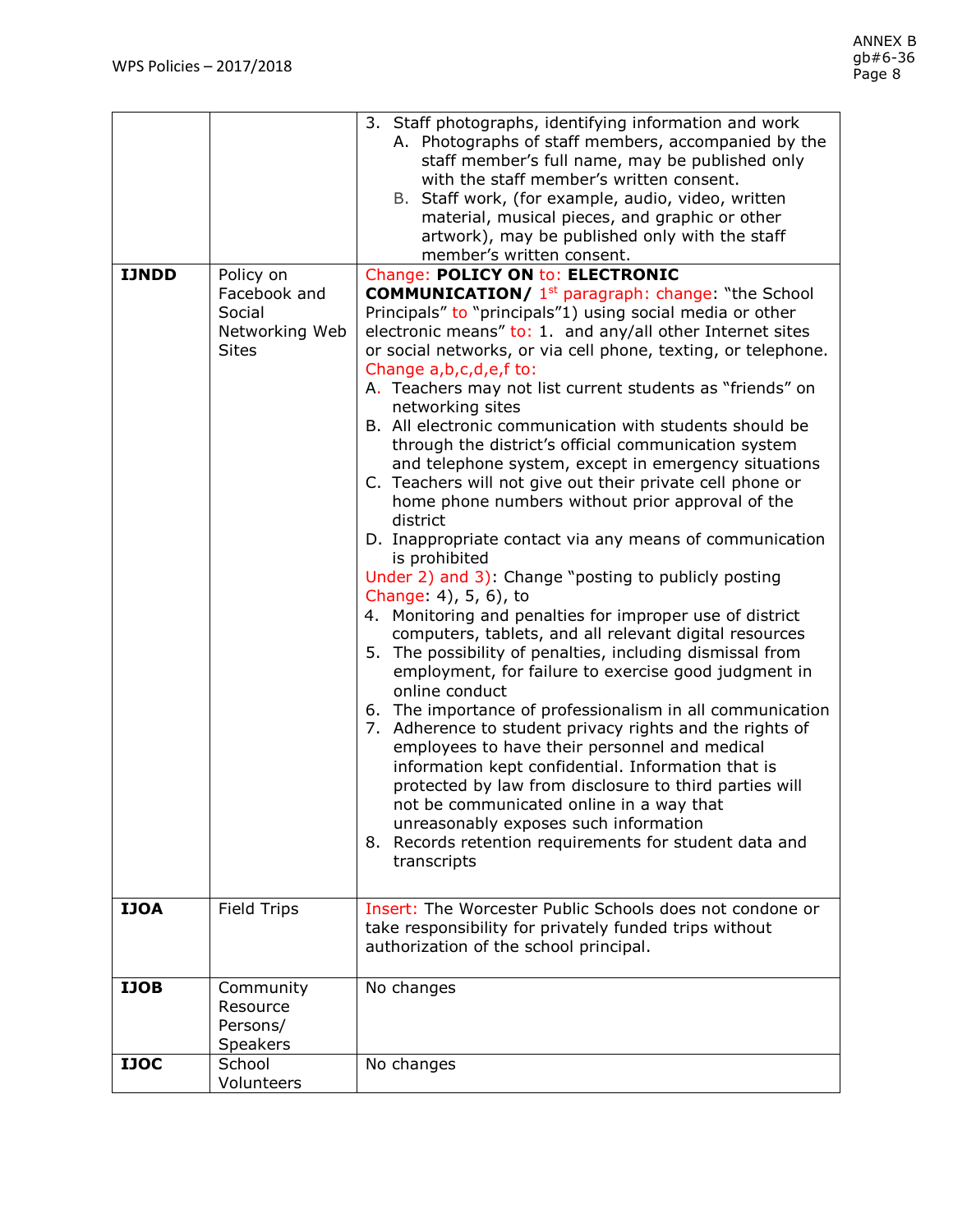| | | |
|---|---|---|
| | | 3. Staff photographs, identifying information and work<br>A. Photographs of staff members, accompanied by the staff member's full name, may be published only with the staff member's written consent.<br>B. Staff work, (for example, audio, video, written material, musical pieces, and graphic or other artwork), may be published only with the staff member's written consent. |
| **IJNDD** | Policy on Facebook and Social Networking Web Sites | Change: **POLICY ON** to: **ELECTRONIC COMMUNICATION/** 1st paragraph: change: "the School Principals" to "principals"1) using social media or other electronic means" to: 1. and any/all other Internet sites or social networks, or via cell phone, texting, or telephone.<br>Change a,b,c,d,e,f to:<br>A. Teachers may not list current students as "friends" on networking sites<br>B. All electronic communication with students should be through the district's official communication system and telephone system, except in emergency situations<br>C. Teachers will not give out their private cell phone or home phone numbers without prior approval of the district<br>D. Inappropriate contact via any means of communication is prohibited<br>Under 2) and 3): Change "posting to publicly posting<br>Change: 4), 5, 6), to<br>4. Monitoring and penalties for improper use of district computers, tablets, and all relevant digital resources<br>5. The possibility of penalties, including dismissal from employment, for failure to exercise good judgment in online conduct<br>6. The importance of professionalism in all communication<br>7. Adherence to student privacy rights and the rights of employees to have their personnel and medical information kept confidential. Information that is protected by law from disclosure to third parties will not be communicated online in a way that unreasonably exposes such information<br>8. Records retention requirements for student data and transcripts |
| **IJOA** | Field Trips | Insert: The Worcester Public Schools does not condone or take responsibility for privately funded trips without authorization of the school principal. |
| **IJOB** | Community Resource Persons/ Speakers | No changes |
| **IJOC** | School Volunteers | No changes |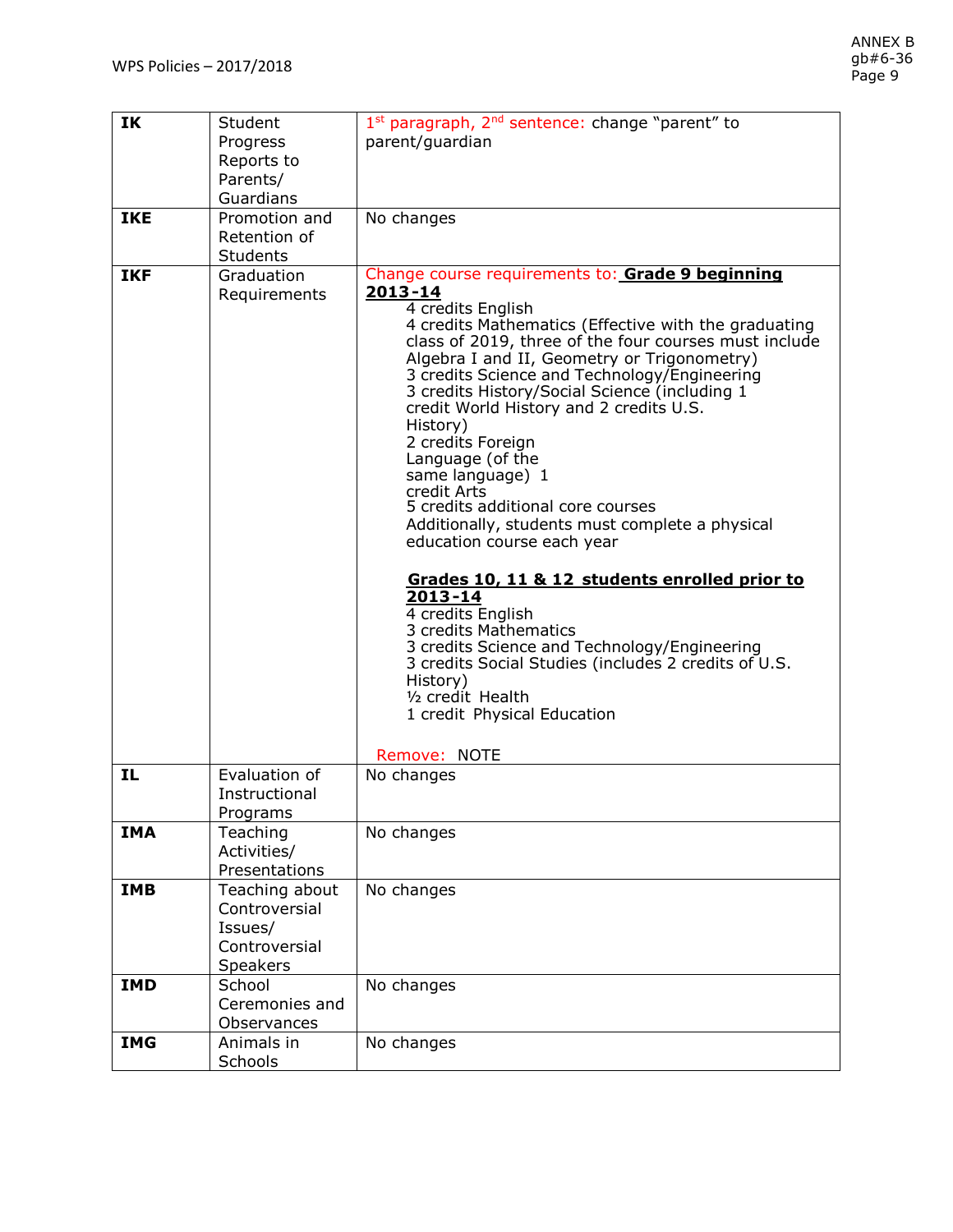| IK | Student Progress Reports to Parents/ Guardians | 1st paragraph, 2nd sentence: change "parent" to parent/guardian |
|---|---|---|
| IKE | Promotion and Retention of Students | No changes |
| IKF | Graduation Requirements | Change course requirements to: **<u>Grade 9 beginning 2013-14</u>**<br>4 credits English<br>4 credits Mathematics (Effective with the graduating class of 2019, three of the four courses must include Algebra I and II, Geometry or Trigonometry)<br>3 credits Science and Technology/Engineering<br>3 credits History/Social Science (including 1 credit World History and 2 credits U.S. History)<br>2 credits Foreign Language (of the same language) 1 credit Arts<br>5 credits additional core courses<br>Additionally, students must complete a physical education course each year<br><br>**<u>Grades 10, 11 & 12 students enrolled prior to 2013-14</u>**<br>4 credits English<br>3 credits Mathematics<br>3 credits Science and Technology/Engineering<br>3 credits Social Studies (includes 2 credits of U.S. History)<br>½ credit Health<br>1 credit Physical Education<br><br>Remove: NOTE |
| IL | Evaluation of Instructional Programs | No changes |
| IMA | Teaching Activities/ Presentations | No changes |
| IMB | Teaching about Controversial Issues/ Controversial Speakers | No changes |
| IMD | School Ceremonies and Observances | No changes |
| IMG | Animals in Schools | No changes |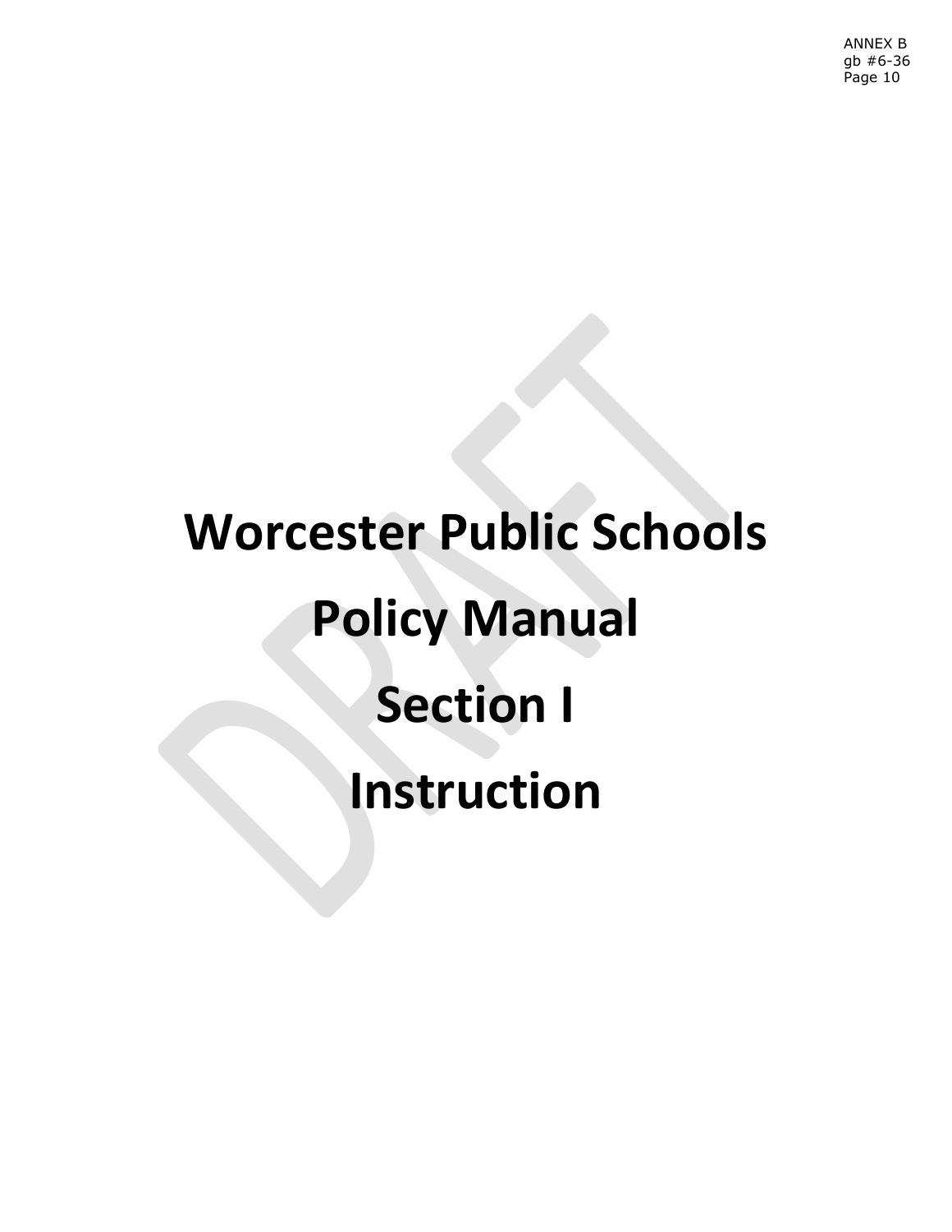ANNEX B
gb #6-36
Page 10

# Worcester Public Schools

# Policy Manual

# Section I

# Instruction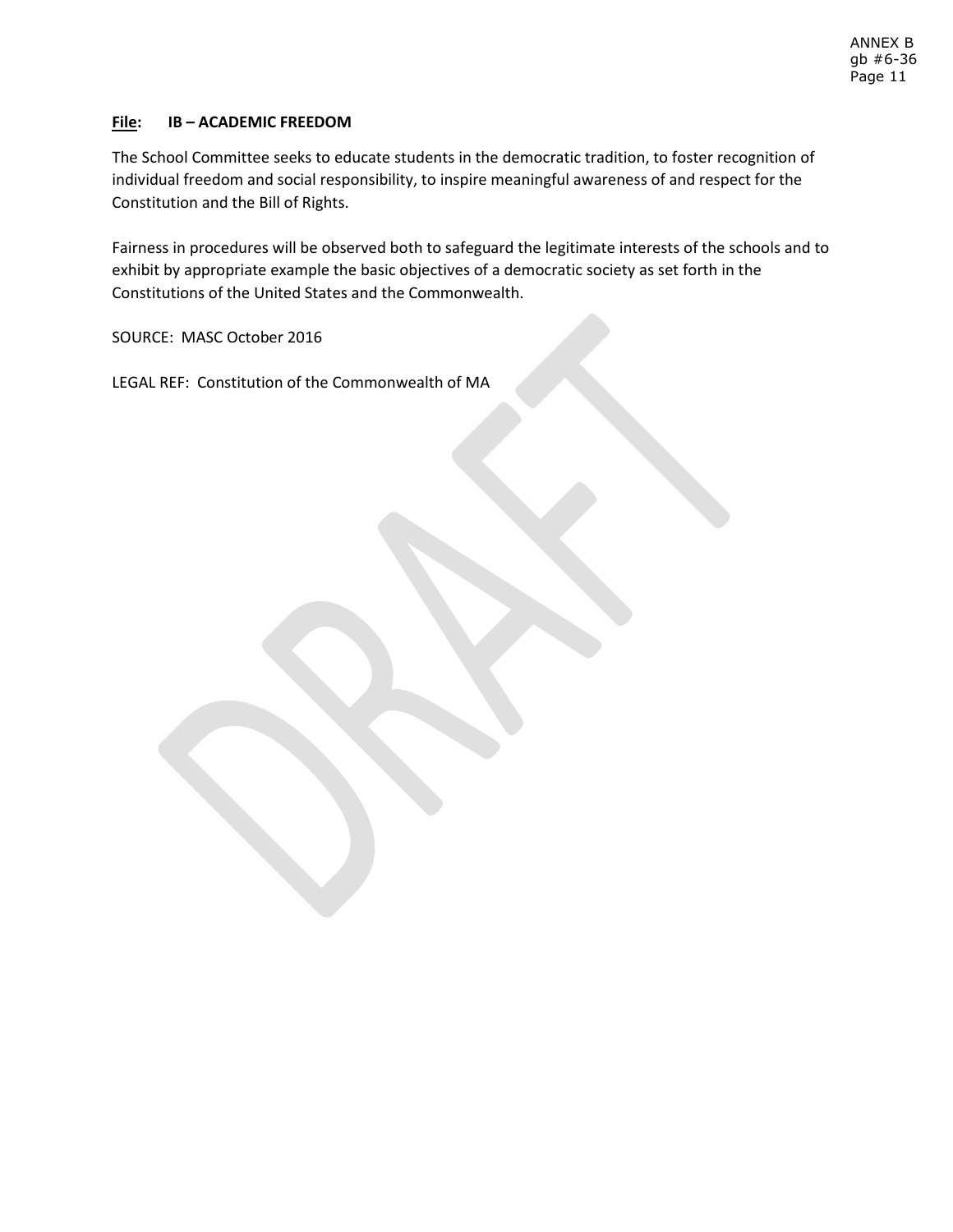**File:** **IB – ACADEMIC FREEDOM**

The School Committee seeks to educate students in the democratic tradition, to foster recognition of individual freedom and social responsibility, to inspire meaningful awareness of and respect for the Constitution and the Bill of Rights.

Fairness in procedures will be observed both to safeguard the legitimate interests of the schools and to exhibit by appropriate example the basic objectives of a democratic society as set forth in the Constitutions of the United States and the Commonwealth.

SOURCE: MASC October 2016

LEGAL REF: Constitution of the Commonwealth of MA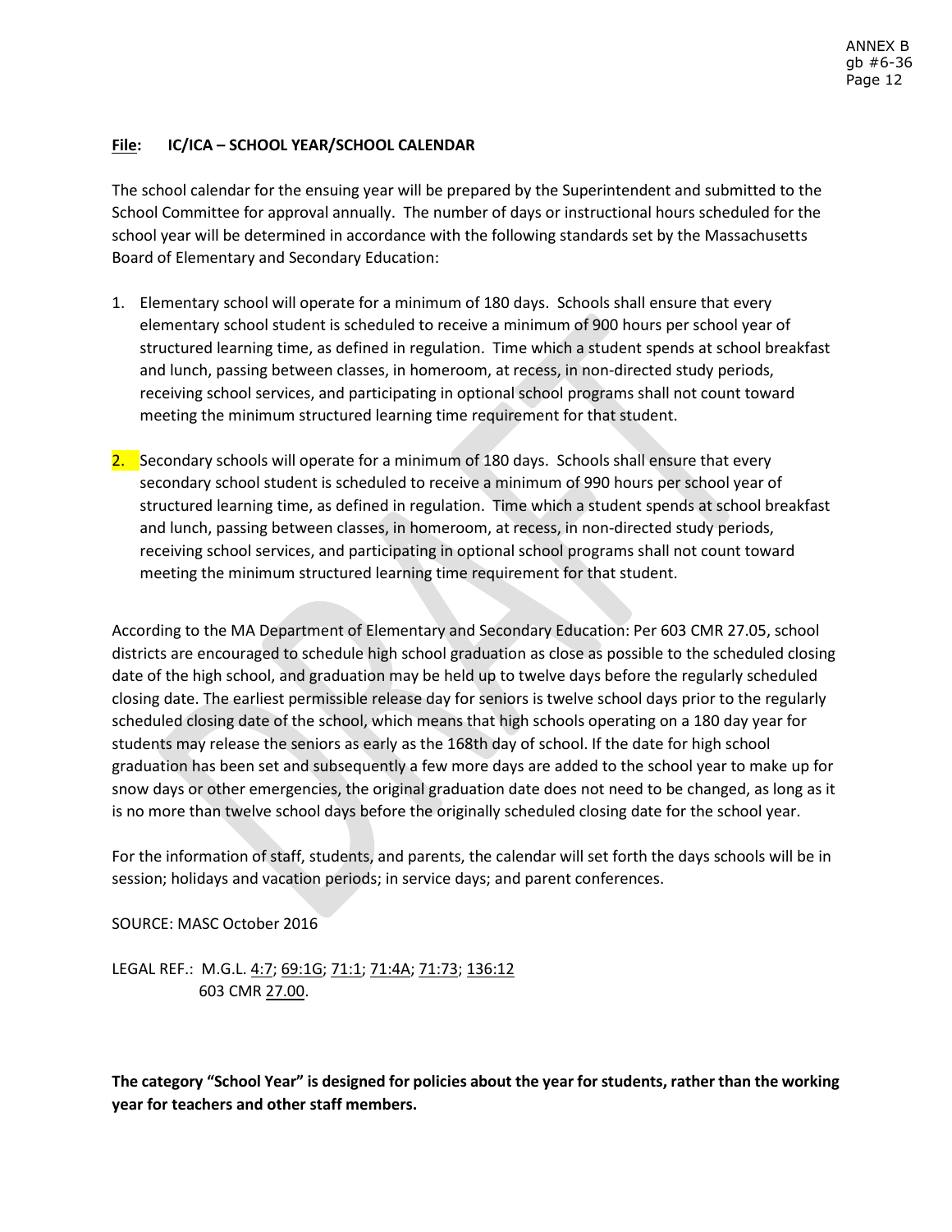**File: IC/ICA – SCHOOL YEAR/SCHOOL CALENDAR**

The school calendar for the ensuing year will be prepared by the Superintendent and submitted to the School Committee for approval annually. The number of days or instructional hours scheduled for the school year will be determined in accordance with the following standards set by the Massachusetts Board of Elementary and Secondary Education:

1. Elementary school will operate for a minimum of 180 days. Schools shall ensure that every elementary school student is scheduled to receive a minimum of 900 hours per school year of structured learning time, as defined in regulation. Time which a student spends at school breakfast and lunch, passing between classes, in homeroom, at recess, in non-directed study periods, receiving school services, and participating in optional school programs shall not count toward meeting the minimum structured learning time requirement for that student.

2. Secondary schools will operate for a minimum of 180 days. Schools shall ensure that every secondary school student is scheduled to receive a minimum of 990 hours per school year of structured learning time, as defined in regulation. Time which a student spends at school breakfast and lunch, passing between classes, in homeroom, at recess, in non-directed study periods, receiving school services, and participating in optional school programs shall not count toward meeting the minimum structured learning time requirement for that student.

According to the MA Department of Elementary and Secondary Education: Per 603 CMR 27.05, school districts are encouraged to schedule high school graduation as close as possible to the scheduled closing date of the high school, and graduation may be held up to twelve days before the regularly scheduled closing date. The earliest permissible release day for seniors is twelve school days prior to the regularly scheduled closing date of the school, which means that high schools operating on a 180 day year for students may release the seniors as early as the 168th day of school. If the date for high school graduation has been set and subsequently a few more days are added to the school year to make up for snow days or other emergencies, the original graduation date does not need to be changed, as long as it is no more than twelve school days before the originally scheduled closing date for the school year.

For the information of staff, students, and parents, the calendar will set forth the days schools will be in session; holidays and vacation periods; in service days; and parent conferences.

SOURCE: MASC October 2016

LEGAL REF.: M.G.L. 4:7; 69:1G; 71:1; 71:4A; 71:73; 136:12
603 CMR 27.00.

**The category "School Year" is designed for policies about the year for students, rather than the working year for teachers and other staff members.**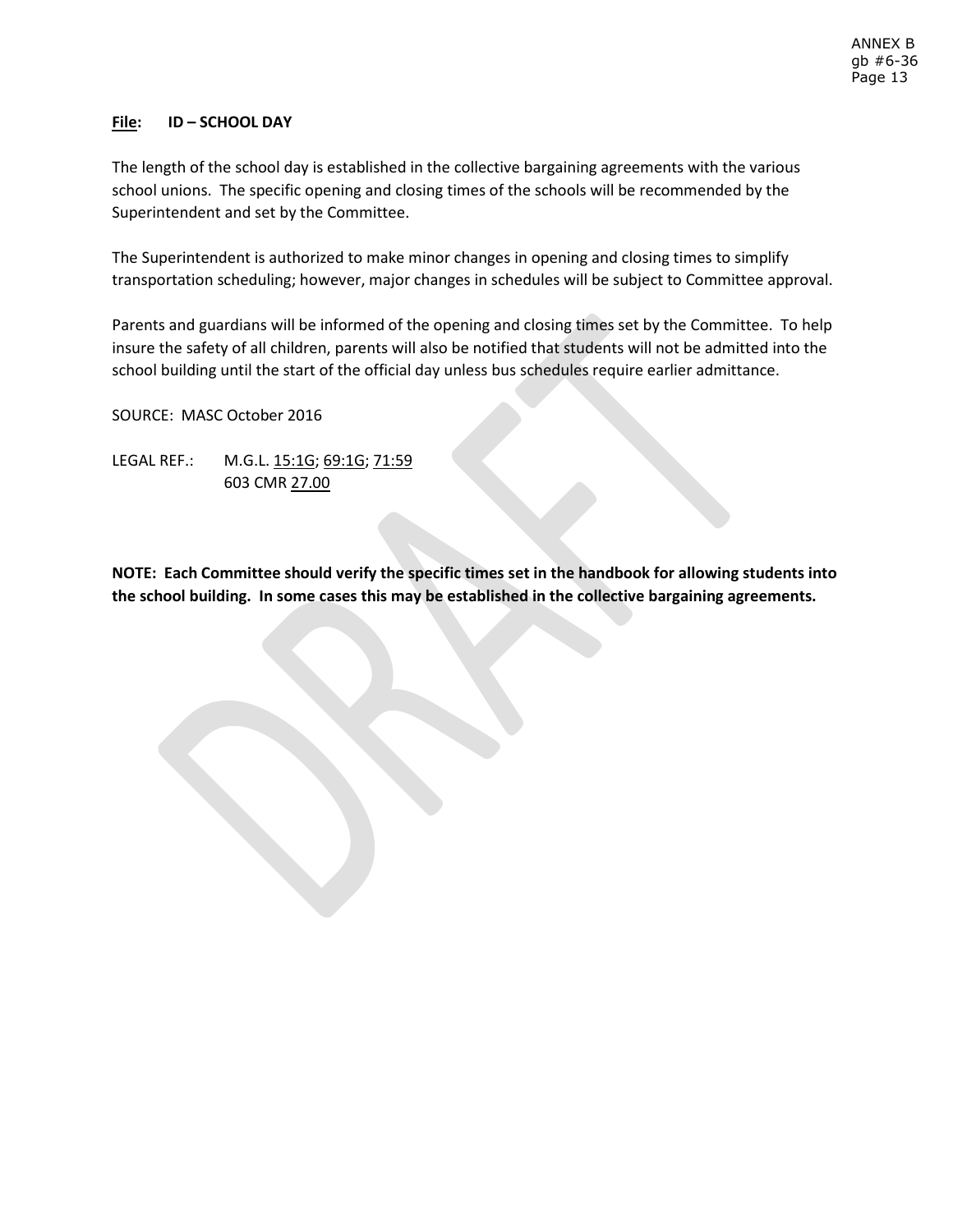**File:** **ID – SCHOOL DAY**

The length of the school day is established in the collective bargaining agreements with the various school unions. The specific opening and closing times of the schools will be recommended by the Superintendent and set by the Committee.

The Superintendent is authorized to make minor changes in opening and closing times to simplify transportation scheduling; however, major changes in schedules will be subject to Committee approval.

Parents and guardians will be informed of the opening and closing times set by the Committee. To help insure the safety of all children, parents will also be notified that students will not be admitted into the school building until the start of the official day unless bus schedules require earlier admittance.

SOURCE: MASC October 2016

LEGAL REF.: M.G.L. 15:1G; 69:1G; 71:59
603 CMR 27.00

**NOTE: Each Committee should verify the specific times set in the handbook for allowing students into the school building. In some cases this may be established in the collective bargaining agreements.**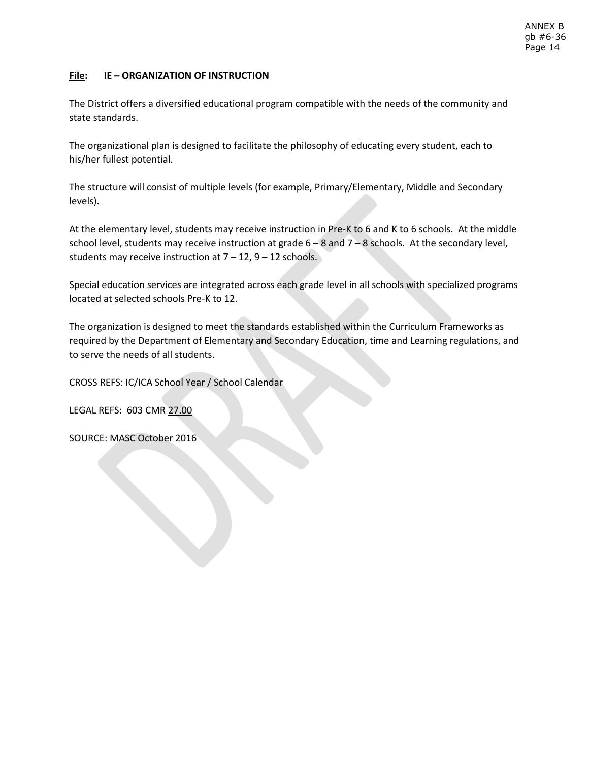**File:** **IE – ORGANIZATION OF INSTRUCTION**

The District offers a diversified educational program compatible with the needs of the community and state standards.

The organizational plan is designed to facilitate the philosophy of educating every student, each to his/her fullest potential.

The structure will consist of multiple levels (for example, Primary/Elementary, Middle and Secondary levels).

At the elementary level, students may receive instruction in Pre-K to 6 and K to 6 schools. At the middle school level, students may receive instruction at grade 6 – 8 and 7 – 8 schools. At the secondary level, students may receive instruction at 7 – 12, 9 – 12 schools.

Special education services are integrated across each grade level in all schools with specialized programs located at selected schools Pre-K to 12.

The organization is designed to meet the standards established within the Curriculum Frameworks as required by the Department of Elementary and Secondary Education, time and Learning regulations, and to serve the needs of all students.

CROSS REFS: IC/ICA School Year / School Calendar

LEGAL REFS: 603 CMR 27.00

SOURCE: MASC October 2016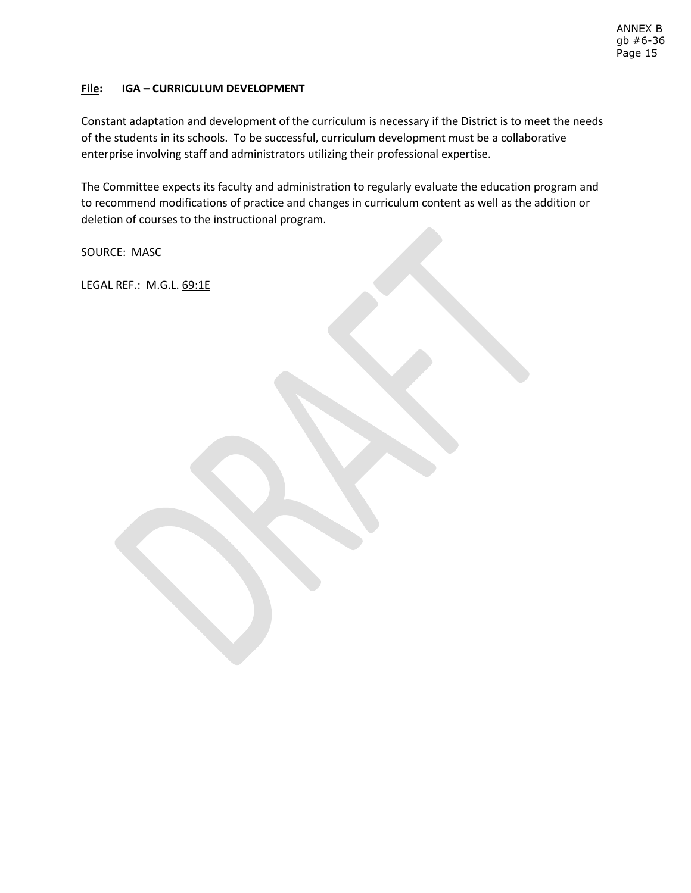**File: IGA – CURRICULUM DEVELOPMENT**

Constant adaptation and development of the curriculum is necessary if the District is to meet the needs of the students in its schools. To be successful, curriculum development must be a collaborative enterprise involving staff and administrators utilizing their professional expertise.

The Committee expects its faculty and administration to regularly evaluate the education program and to recommend modifications of practice and changes in curriculum content as well as the addition or deletion of courses to the instructional program.

SOURCE: MASC

LEGAL REF.: M.G.L. 69:1E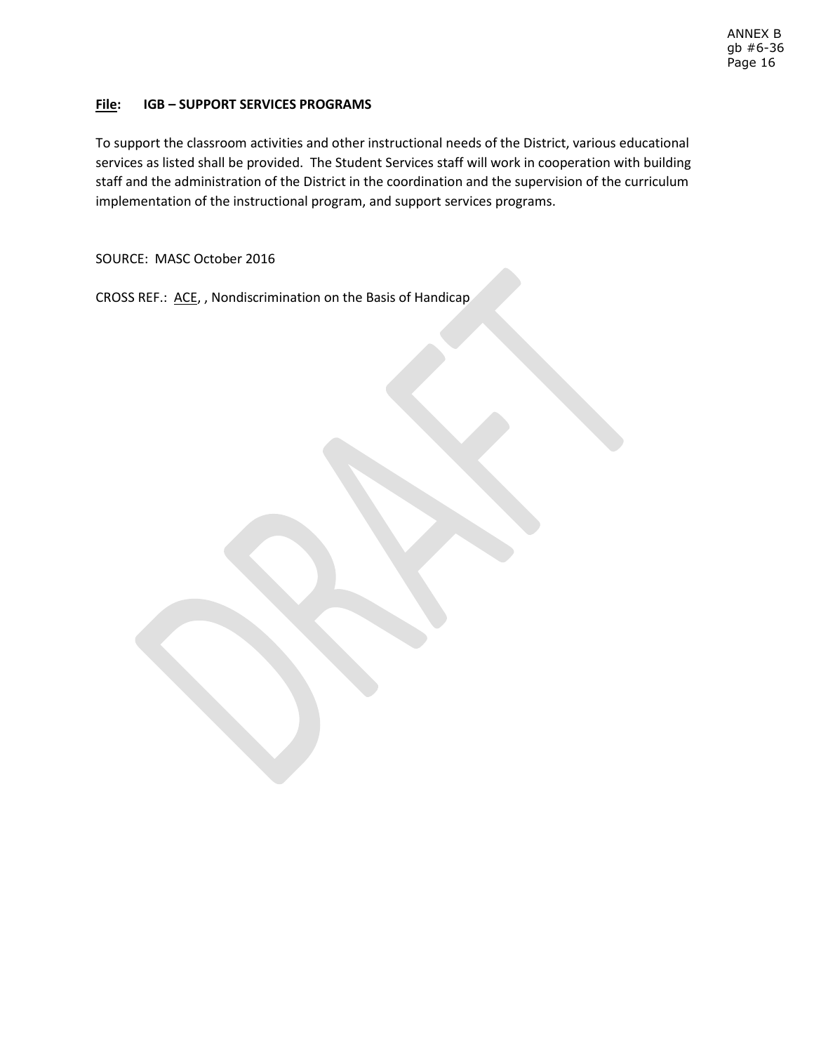**File:** **IGB – SUPPORT SERVICES PROGRAMS**

To support the classroom activities and other instructional needs of the District, various educational services as listed shall be provided. The Student Services staff will work in cooperation with building staff and the administration of the District in the coordination and the supervision of the curriculum implementation of the instructional program, and support services programs.

SOURCE: MASC October 2016

CROSS REF.: ACE, , Nondiscrimination on the Basis of Handicap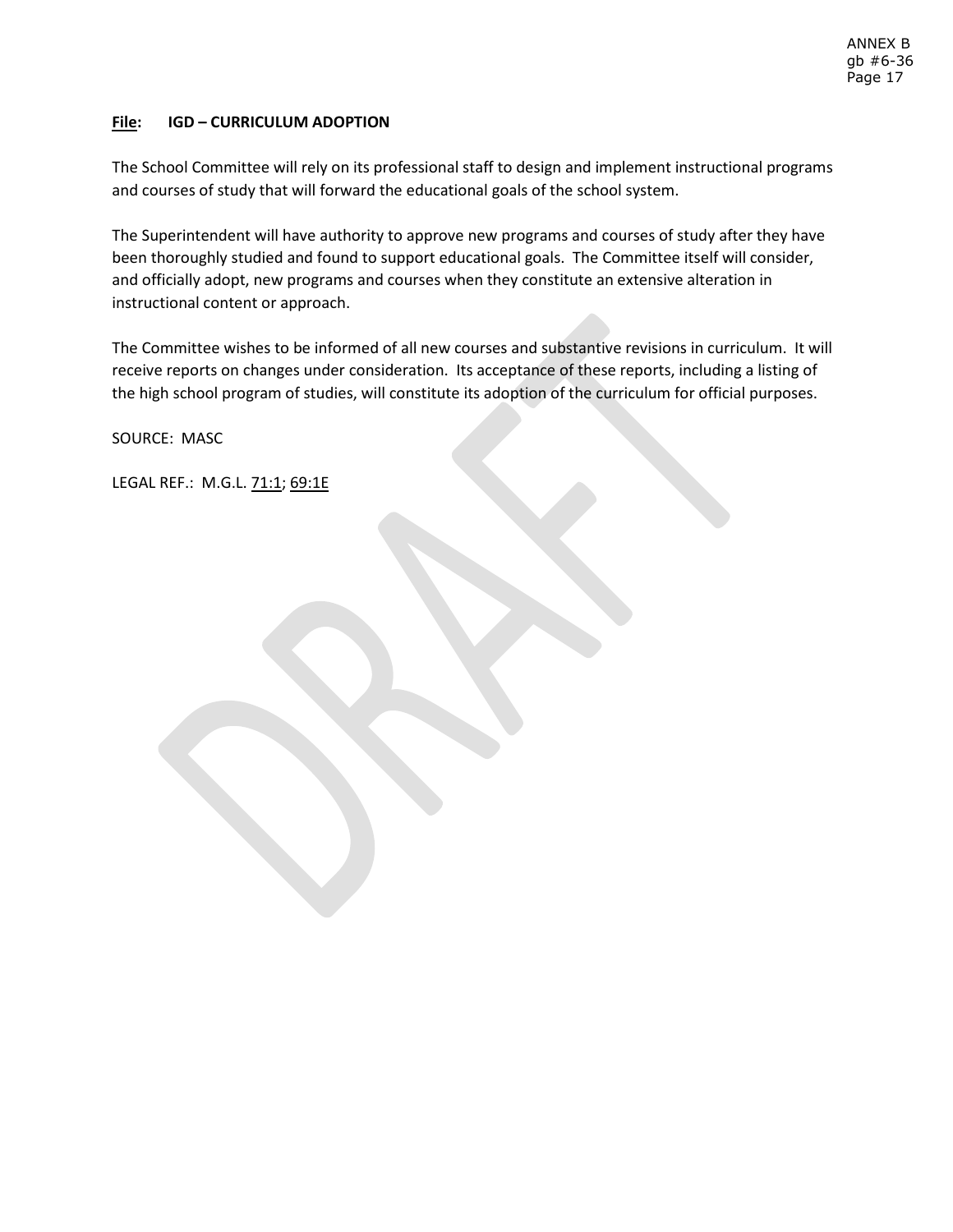**File:** **IGD – CURRICULUM ADOPTION**

The School Committee will rely on its professional staff to design and implement instructional programs and courses of study that will forward the educational goals of the school system.

The Superintendent will have authority to approve new programs and courses of study after they have been thoroughly studied and found to support educational goals. The Committee itself will consider, and officially adopt, new programs and courses when they constitute an extensive alteration in instructional content or approach.

The Committee wishes to be informed of all new courses and substantive revisions in curriculum. It will receive reports on changes under consideration. Its acceptance of these reports, including a listing of the high school program of studies, will constitute its adoption of the curriculum for official purposes.

SOURCE: MASC

LEGAL REF.: M.G.L. 71:1; 69:1E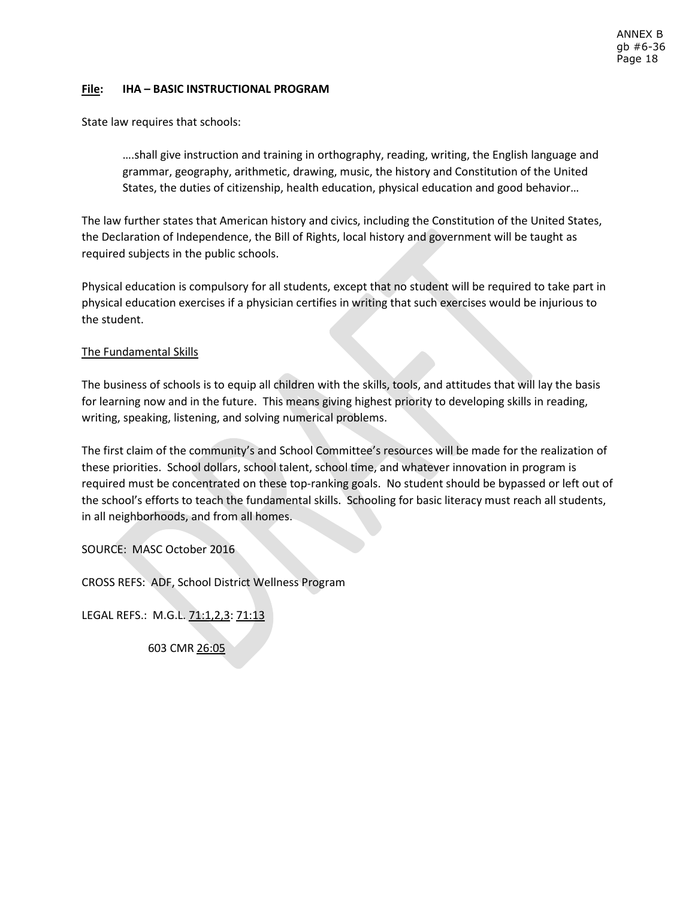**File: IHA – BASIC INSTRUCTIONAL PROGRAM**

State law requires that schools:

> ….shall give instruction and training in orthography, reading, writing, the English language and grammar, geography, arithmetic, drawing, music, the history and Constitution of the United States, the duties of citizenship, health education, physical education and good behavior…

The law further states that American history and civics, including the Constitution of the United States, the Declaration of Independence, the Bill of Rights, local history and government will be taught as required subjects in the public schools.

Physical education is compulsory for all students, except that no student will be required to take part in physical education exercises if a physician certifies in writing that such exercises would be injurious to the student.

The Fundamental Skills

The business of schools is to equip all children with the skills, tools, and attitudes that will lay the basis for learning now and in the future. This means giving highest priority to developing skills in reading, writing, speaking, listening, and solving numerical problems.

The first claim of the community's and School Committee's resources will be made for the realization of these priorities. School dollars, school talent, school time, and whatever innovation in program is required must be concentrated on these top-ranking goals. No student should be bypassed or left out of the school's efforts to teach the fundamental skills. Schooling for basic literacy must reach all students, in all neighborhoods, and from all homes.

SOURCE: MASC October 2016

CROSS REFS: ADF, School District Wellness Program

LEGAL REFS.: M.G.L. 71:1,2,3: 71:13

603 CMR 26:05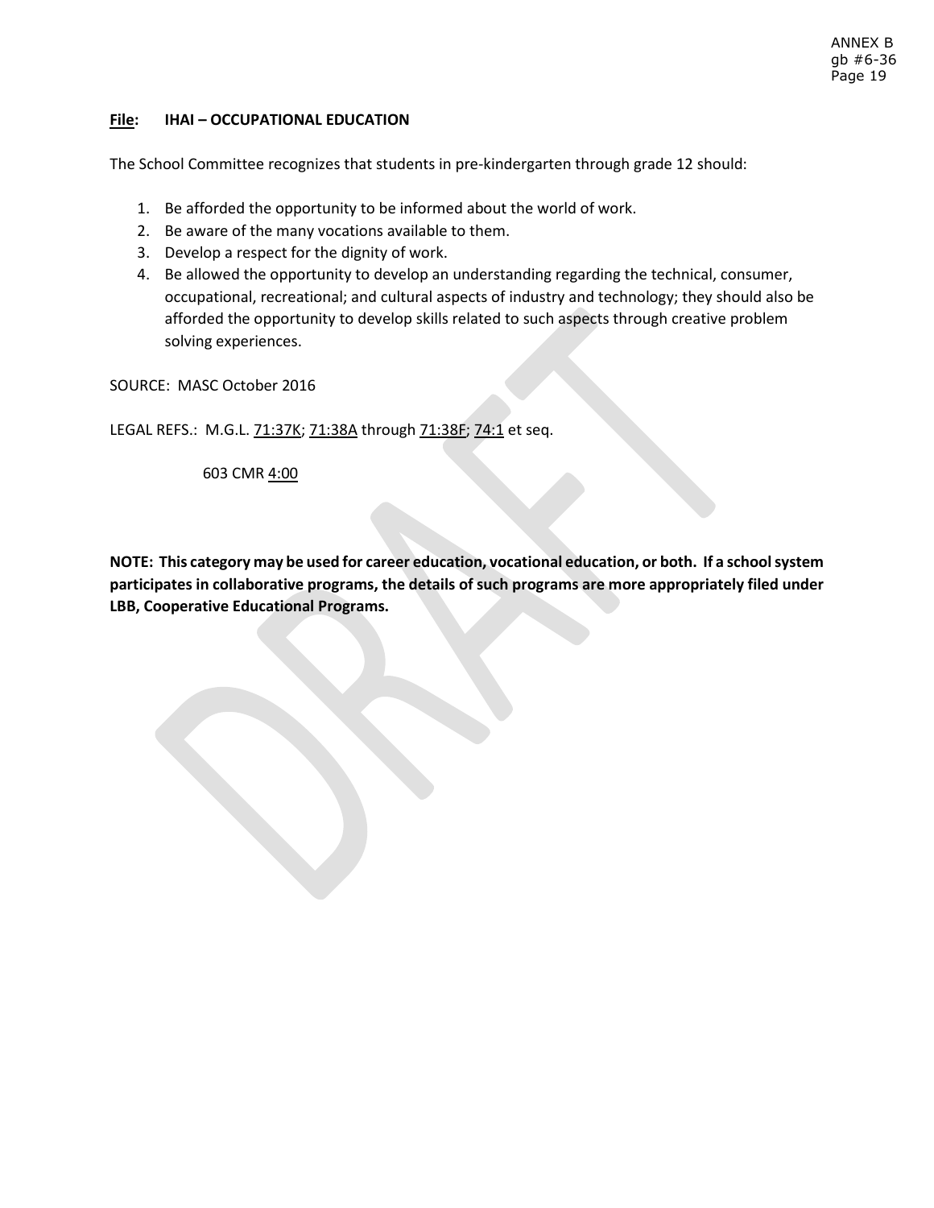**File: IHAI – OCCUPATIONAL EDUCATION**

The School Committee recognizes that students in pre-kindergarten through grade 12 should:

1. Be afforded the opportunity to be informed about the world of work.
2. Be aware of the many vocations available to them.
3. Develop a respect for the dignity of work.
4. Be allowed the opportunity to develop an understanding regarding the technical, consumer, occupational, recreational; and cultural aspects of industry and technology; they should also be afforded the opportunity to develop skills related to such aspects through creative problem solving experiences.

SOURCE: MASC October 2016

LEGAL REFS.: M.G.L. 71:37K; 71:38A through 71:38F; 74:1 et seq.

603 CMR 4:00

**NOTE: This category may be used for career education, vocational education, or both. If a school system participates in collaborative programs, the details of such programs are more appropriately filed under LBB, Cooperative Educational Programs.**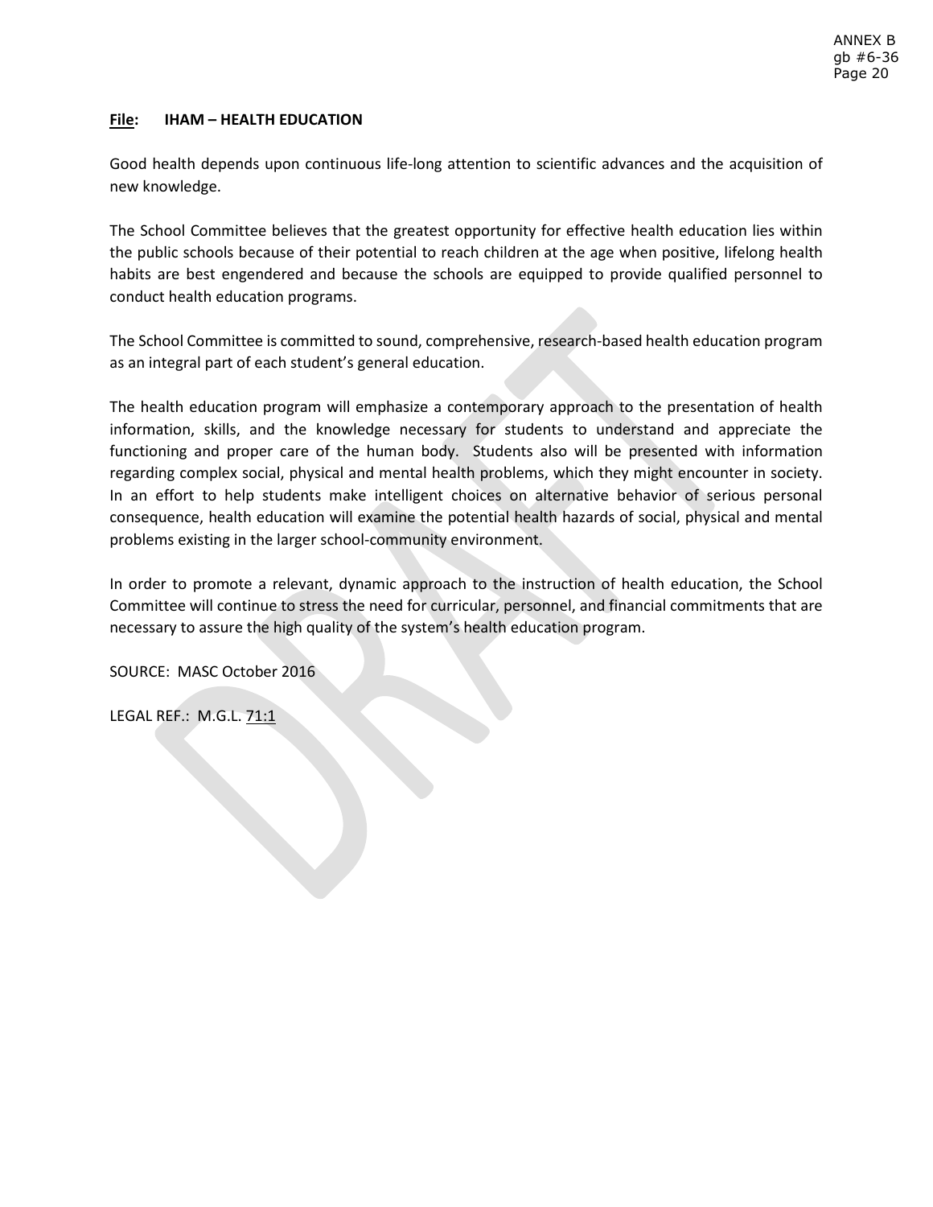**File:** **IHAM – HEALTH EDUCATION**

Good health depends upon continuous life-long attention to scientific advances and the acquisition of new knowledge.

The School Committee believes that the greatest opportunity for effective health education lies within the public schools because of their potential to reach children at the age when positive, lifelong health habits are best engendered and because the schools are equipped to provide qualified personnel to conduct health education programs.

The School Committee is committed to sound, comprehensive, research-based health education program as an integral part of each student's general education.

The health education program will emphasize a contemporary approach to the presentation of health information, skills, and the knowledge necessary for students to understand and appreciate the functioning and proper care of the human body. Students also will be presented with information regarding complex social, physical and mental health problems, which they might encounter in society. In an effort to help students make intelligent choices on alternative behavior of serious personal consequence, health education will examine the potential health hazards of social, physical and mental problems existing in the larger school-community environment.

In order to promote a relevant, dynamic approach to the instruction of health education, the School Committee will continue to stress the need for curricular, personnel, and financial commitments that are necessary to assure the high quality of the system's health education program.

SOURCE: MASC October 2016

LEGAL REF.: M.G.L. 71:1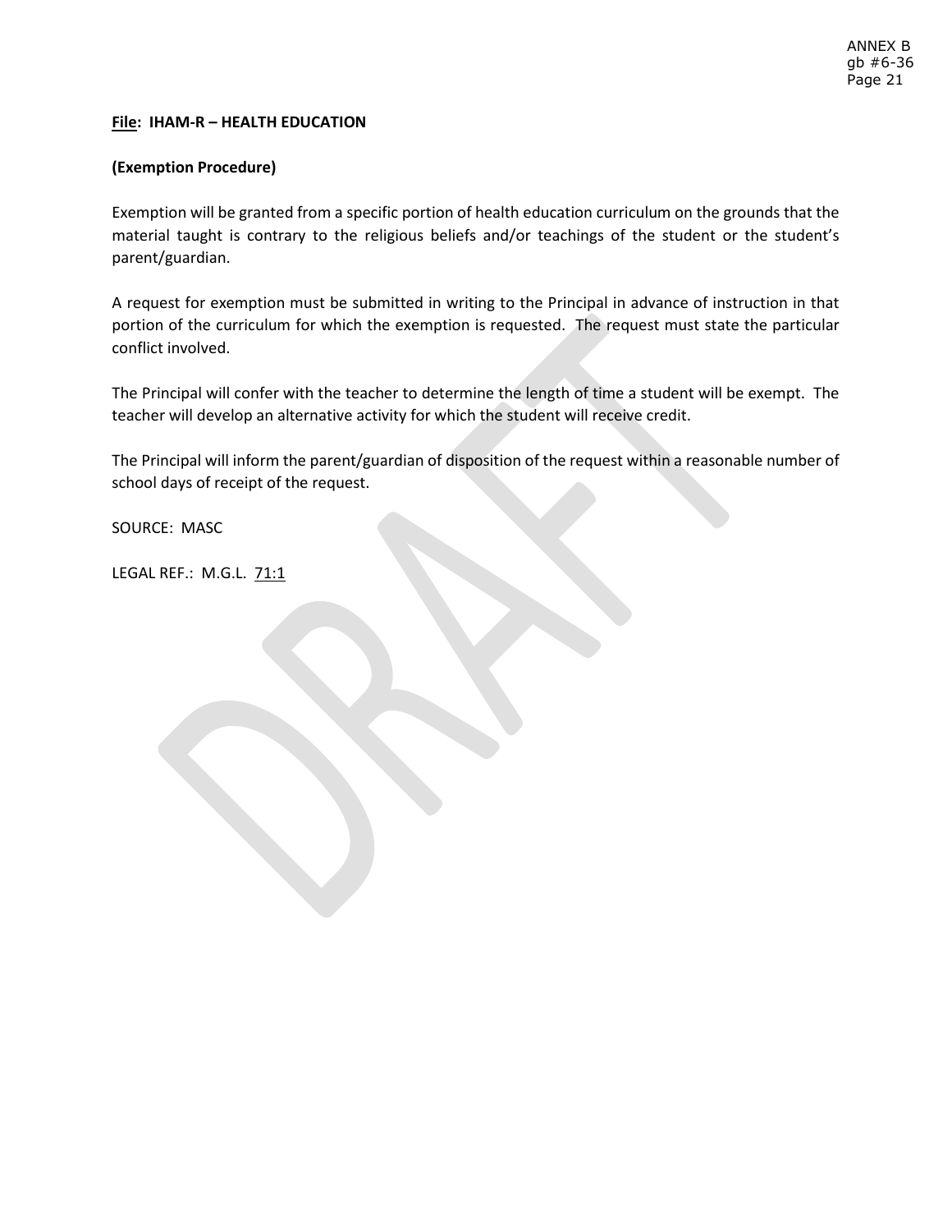**File: IHAM-R – HEALTH EDUCATION**

**(Exemption Procedure)**

Exemption will be granted from a specific portion of health education curriculum on the grounds that the material taught is contrary to the religious beliefs and/or teachings of the student or the student's parent/guardian.

A request for exemption must be submitted in writing to the Principal in advance of instruction in that portion of the curriculum for which the exemption is requested. The request must state the particular conflict involved.

The Principal will confer with the teacher to determine the length of time a student will be exempt. The teacher will develop an alternative activity for which the student will receive credit.

The Principal will inform the parent/guardian of disposition of the request within a reasonable number of school days of receipt of the request.

SOURCE: MASC

LEGAL REF.: M.G.L. 71:1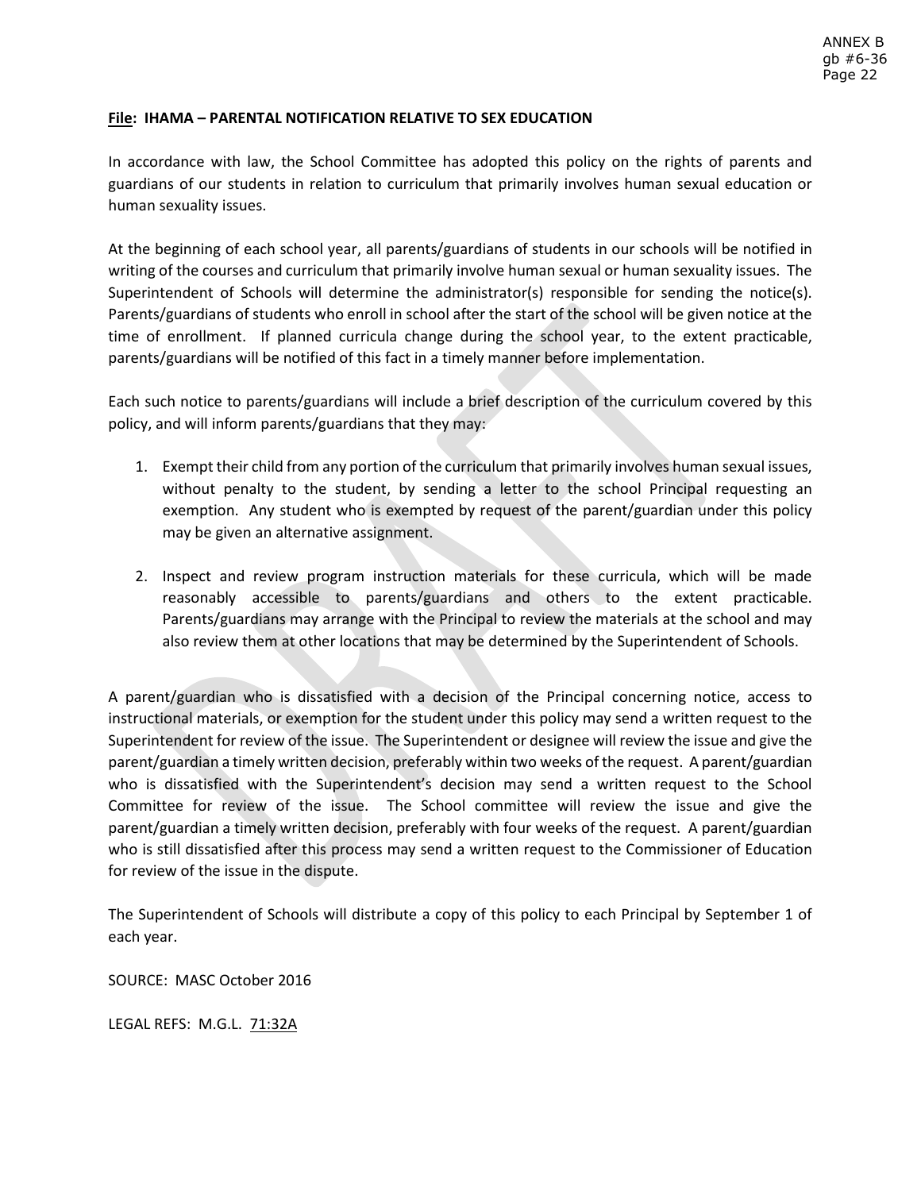**File: IHAMA – PARENTAL NOTIFICATION RELATIVE TO SEX EDUCATION**

In accordance with law, the School Committee has adopted this policy on the rights of parents and guardians of our students in relation to curriculum that primarily involves human sexual education or human sexuality issues.

At the beginning of each school year, all parents/guardians of students in our schools will be notified in writing of the courses and curriculum that primarily involve human sexual or human sexuality issues. The Superintendent of Schools will determine the administrator(s) responsible for sending the notice(s). Parents/guardians of students who enroll in school after the start of the school will be given notice at the time of enrollment. If planned curricula change during the school year, to the extent practicable, parents/guardians will be notified of this fact in a timely manner before implementation.

Each such notice to parents/guardians will include a brief description of the curriculum covered by this policy, and will inform parents/guardians that they may:

1. Exempt their child from any portion of the curriculum that primarily involves human sexual issues, without penalty to the student, by sending a letter to the school Principal requesting an exemption. Any student who is exempted by request of the parent/guardian under this policy may be given an alternative assignment.
2. Inspect and review program instruction materials for these curricula, which will be made reasonably accessible to parents/guardians and others to the extent practicable. Parents/guardians may arrange with the Principal to review the materials at the school and may also review them at other locations that may be determined by the Superintendent of Schools.

A parent/guardian who is dissatisfied with a decision of the Principal concerning notice, access to instructional materials, or exemption for the student under this policy may send a written request to the Superintendent for review of the issue. The Superintendent or designee will review the issue and give the parent/guardian a timely written decision, preferably within two weeks of the request. A parent/guardian who is dissatisfied with the Superintendent's decision may send a written request to the School Committee for review of the issue. The School committee will review the issue and give the parent/guardian a timely written decision, preferably with four weeks of the request. A parent/guardian who is still dissatisfied after this process may send a written request to the Commissioner of Education for review of the issue in the dispute.

The Superintendent of Schools will distribute a copy of this policy to each Principal by September 1 of each year.

SOURCE: MASC October 2016

LEGAL REFS: M.G.L. 71:32A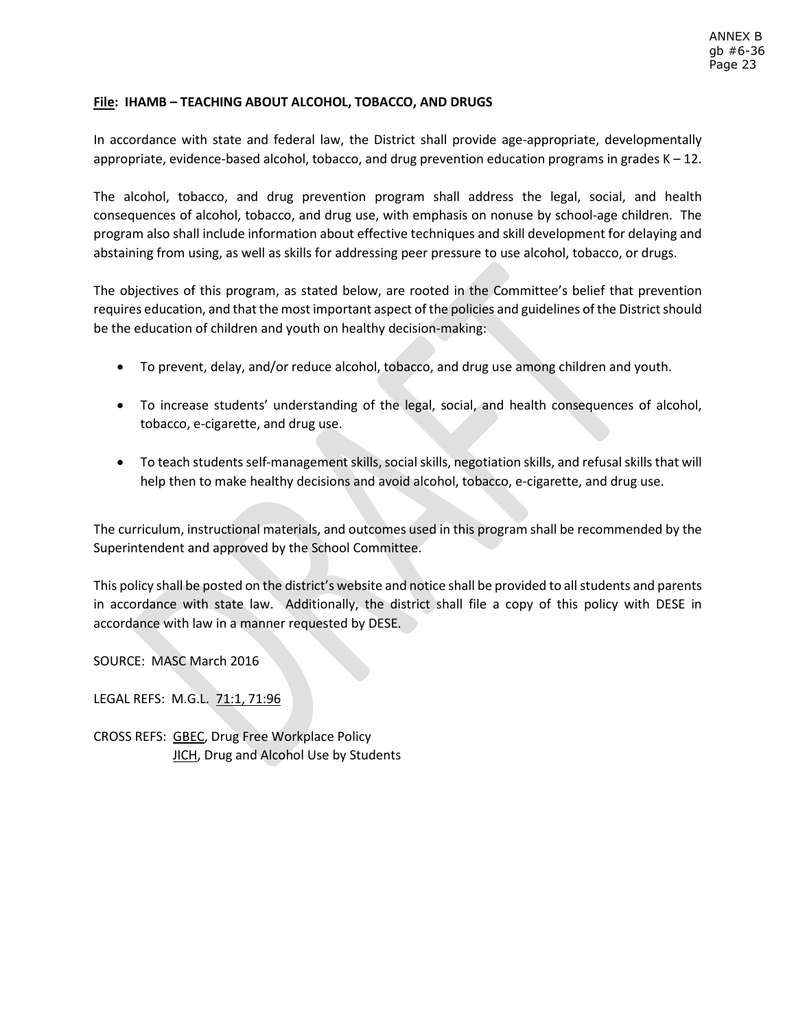**File: IHAMB – TEACHING ABOUT ALCOHOL, TOBACCO, AND DRUGS**

In accordance with state and federal law, the District shall provide age-appropriate, developmentally appropriate, evidence-based alcohol, tobacco, and drug prevention education programs in grades K – 12.

The alcohol, tobacco, and drug prevention program shall address the legal, social, and health consequences of alcohol, tobacco, and drug use, with emphasis on nonuse by school-age children. The program also shall include information about effective techniques and skill development for delaying and abstaining from using, as well as skills for addressing peer pressure to use alcohol, tobacco, or drugs.

The objectives of this program, as stated below, are rooted in the Committee's belief that prevention requires education, and that the most important aspect of the policies and guidelines of the District should be the education of children and youth on healthy decision-making:

- To prevent, delay, and/or reduce alcohol, tobacco, and drug use among children and youth.
- To increase students' understanding of the legal, social, and health consequences of alcohol, tobacco, e-cigarette, and drug use.
- To teach students self-management skills, social skills, negotiation skills, and refusal skills that will help then to make healthy decisions and avoid alcohol, tobacco, e-cigarette, and drug use.

The curriculum, instructional materials, and outcomes used in this program shall be recommended by the Superintendent and approved by the School Committee.

This policy shall be posted on the district's website and notice shall be provided to all students and parents in accordance with state law. Additionally, the district shall file a copy of this policy with DESE in accordance with law in a manner requested by DESE.

SOURCE: MASC March 2016

LEGAL REFS: M.G.L. 71:1, 71:96

CROSS REFS: GBEC, Drug Free Workplace Policy
JICH, Drug and Alcohol Use by Students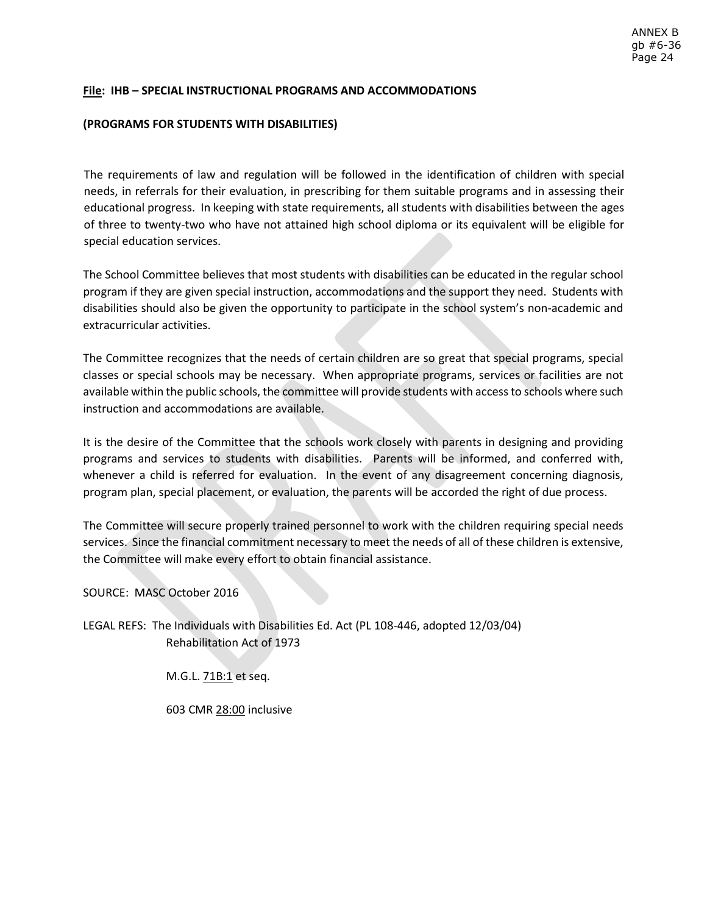**File: IHB – SPECIAL INSTRUCTIONAL PROGRAMS AND ACCOMMODATIONS**

**(PROGRAMS FOR STUDENTS WITH DISABILITIES)**

The requirements of law and regulation will be followed in the identification of children with special needs, in referrals for their evaluation, in prescribing for them suitable programs and in assessing their educational progress. In keeping with state requirements, all students with disabilities between the ages of three to twenty-two who have not attained high school diploma or its equivalent will be eligible for special education services.

The School Committee believes that most students with disabilities can be educated in the regular school program if they are given special instruction, accommodations and the support they need. Students with disabilities should also be given the opportunity to participate in the school system's non-academic and extracurricular activities.

The Committee recognizes that the needs of certain children are so great that special programs, special classes or special schools may be necessary. When appropriate programs, services or facilities are not available within the public schools, the committee will provide students with access to schools where such instruction and accommodations are available.

It is the desire of the Committee that the schools work closely with parents in designing and providing programs and services to students with disabilities. Parents will be informed, and conferred with, whenever a child is referred for evaluation. In the event of any disagreement concerning diagnosis, program plan, special placement, or evaluation, the parents will be accorded the right of due process.

The Committee will secure properly trained personnel to work with the children requiring special needs services. Since the financial commitment necessary to meet the needs of all of these children is extensive, the Committee will make every effort to obtain financial assistance.

SOURCE: MASC October 2016

LEGAL REFS: The Individuals with Disabilities Ed. Act (PL 108-446, adopted 12/03/04)
Rehabilitation Act of 1973

M.G.L. 71B:1 et seq.

603 CMR 28:00 inclusive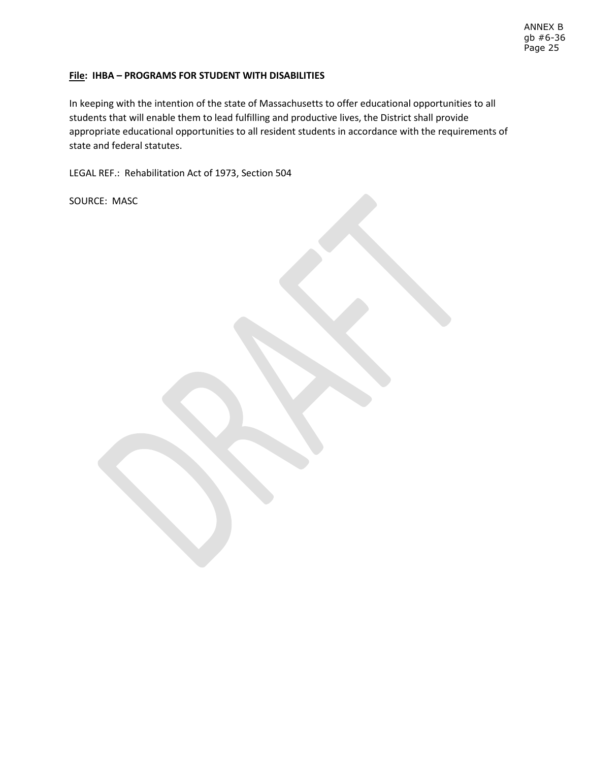**File: IHBA – PROGRAMS FOR STUDENT WITH DISABILITIES**

In keeping with the intention of the state of Massachusetts to offer educational opportunities to all students that will enable them to lead fulfilling and productive lives, the District shall provide appropriate educational opportunities to all resident students in accordance with the requirements of state and federal statutes.

LEGAL REF.: Rehabilitation Act of 1973, Section 504

SOURCE: MASC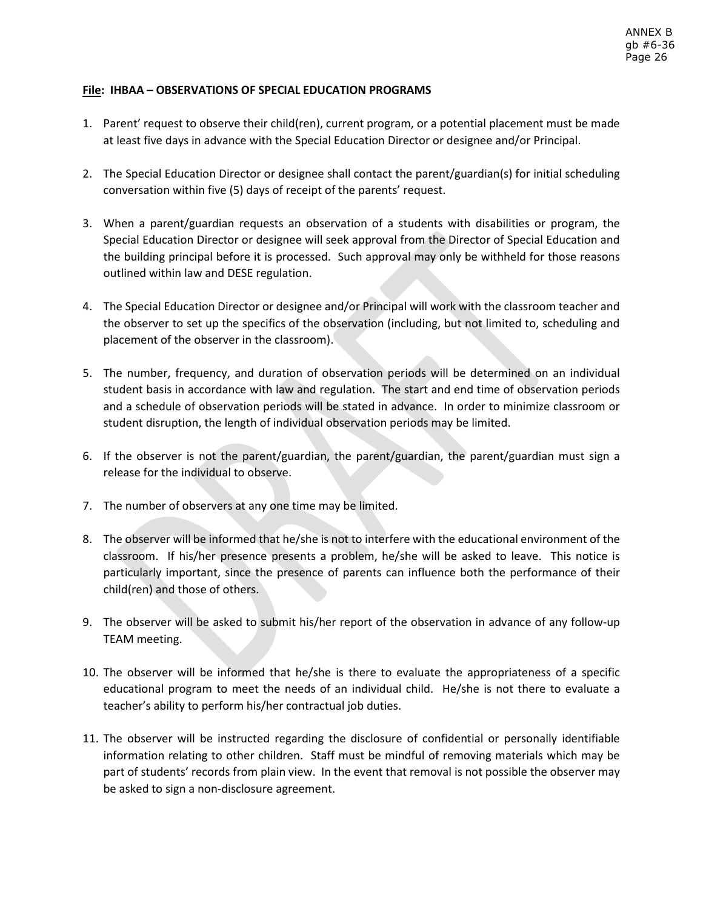**File: IHBAA – OBSERVATIONS OF SPECIAL EDUCATION PROGRAMS**

1. Parent' request to observe their child(ren), current program, or a potential placement must be made at least five days in advance with the Special Education Director or designee and/or Principal.

2. The Special Education Director or designee shall contact the parent/guardian(s) for initial scheduling conversation within five (5) days of receipt of the parents' request.

3. When a parent/guardian requests an observation of a students with disabilities or program, the Special Education Director or designee will seek approval from the Director of Special Education and the building principal before it is processed. Such approval may only be withheld for those reasons outlined within law and DESE regulation.

4. The Special Education Director or designee and/or Principal will work with the classroom teacher and the observer to set up the specifics of the observation (including, but not limited to, scheduling and placement of the observer in the classroom).

5. The number, frequency, and duration of observation periods will be determined on an individual student basis in accordance with law and regulation. The start and end time of observation periods and a schedule of observation periods will be stated in advance. In order to minimize classroom or student disruption, the length of individual observation periods may be limited.

6. If the observer is not the parent/guardian, the parent/guardian, the parent/guardian must sign a release for the individual to observe.

7. The number of observers at any one time may be limited.

8. The observer will be informed that he/she is not to interfere with the educational environment of the classroom. If his/her presence presents a problem, he/she will be asked to leave. This notice is particularly important, since the presence of parents can influence both the performance of their child(ren) and those of others.

9. The observer will be asked to submit his/her report of the observation in advance of any follow-up TEAM meeting.

10. The observer will be informed that he/she is there to evaluate the appropriateness of a specific educational program to meet the needs of an individual child. He/she is not there to evaluate a teacher's ability to perform his/her contractual job duties.

11. The observer will be instructed regarding the disclosure of confidential or personally identifiable information relating to other children. Staff must be mindful of removing materials which may be part of students' records from plain view. In the event that removal is not possible the observer may be asked to sign a non-disclosure agreement.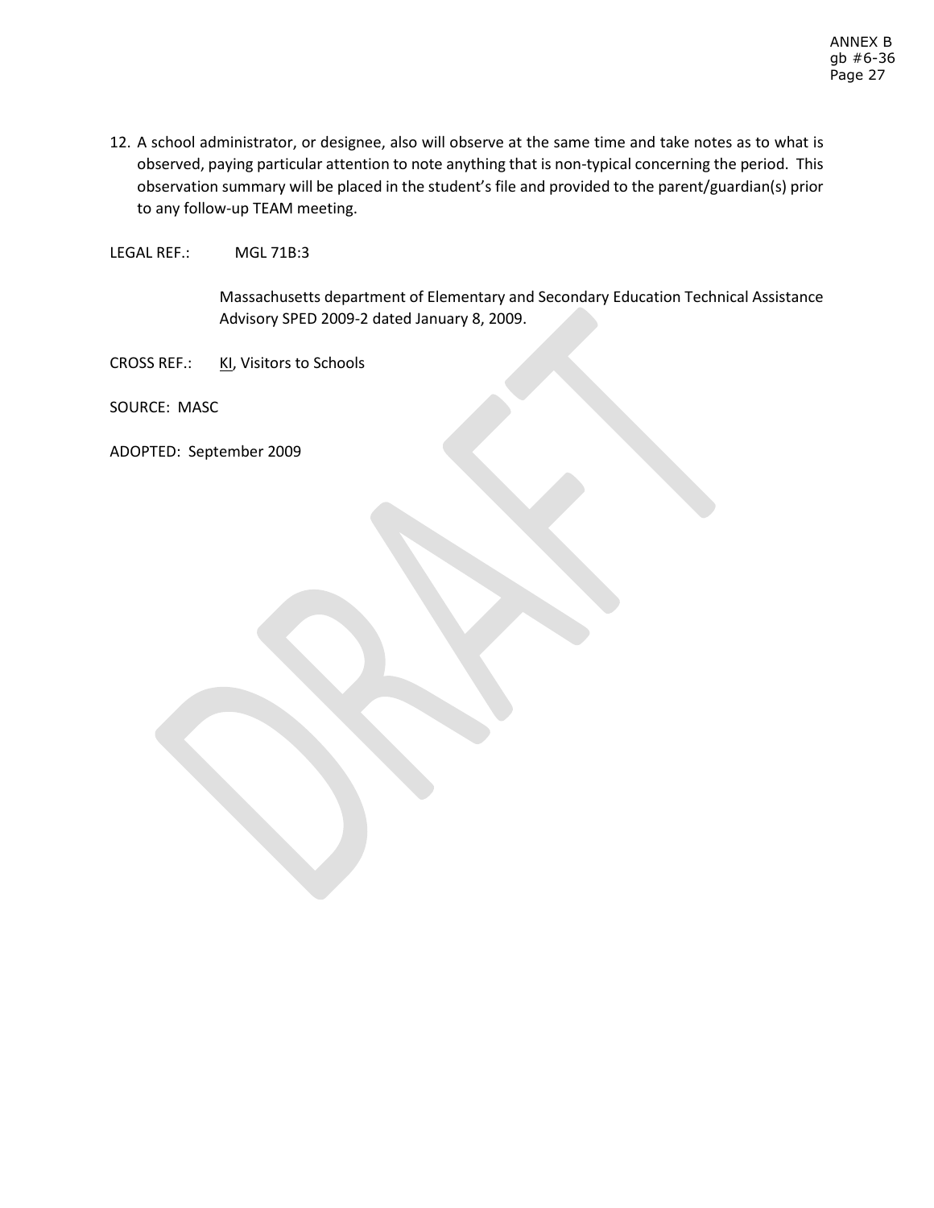12. A school administrator, or designee, also will observe at the same time and take notes as to what is observed, paying particular attention to note anything that is non-typical concerning the period. This observation summary will be placed in the student's file and provided to the parent/guardian(s) prior to any follow-up TEAM meeting.

LEGAL REF.: MGL 71B:3

Massachusetts department of Elementary and Secondary Education Technical Assistance Advisory SPED 2009-2 dated January 8, 2009.

CROSS REF.: KI, Visitors to Schools

SOURCE: MASC

ADOPTED: September 2009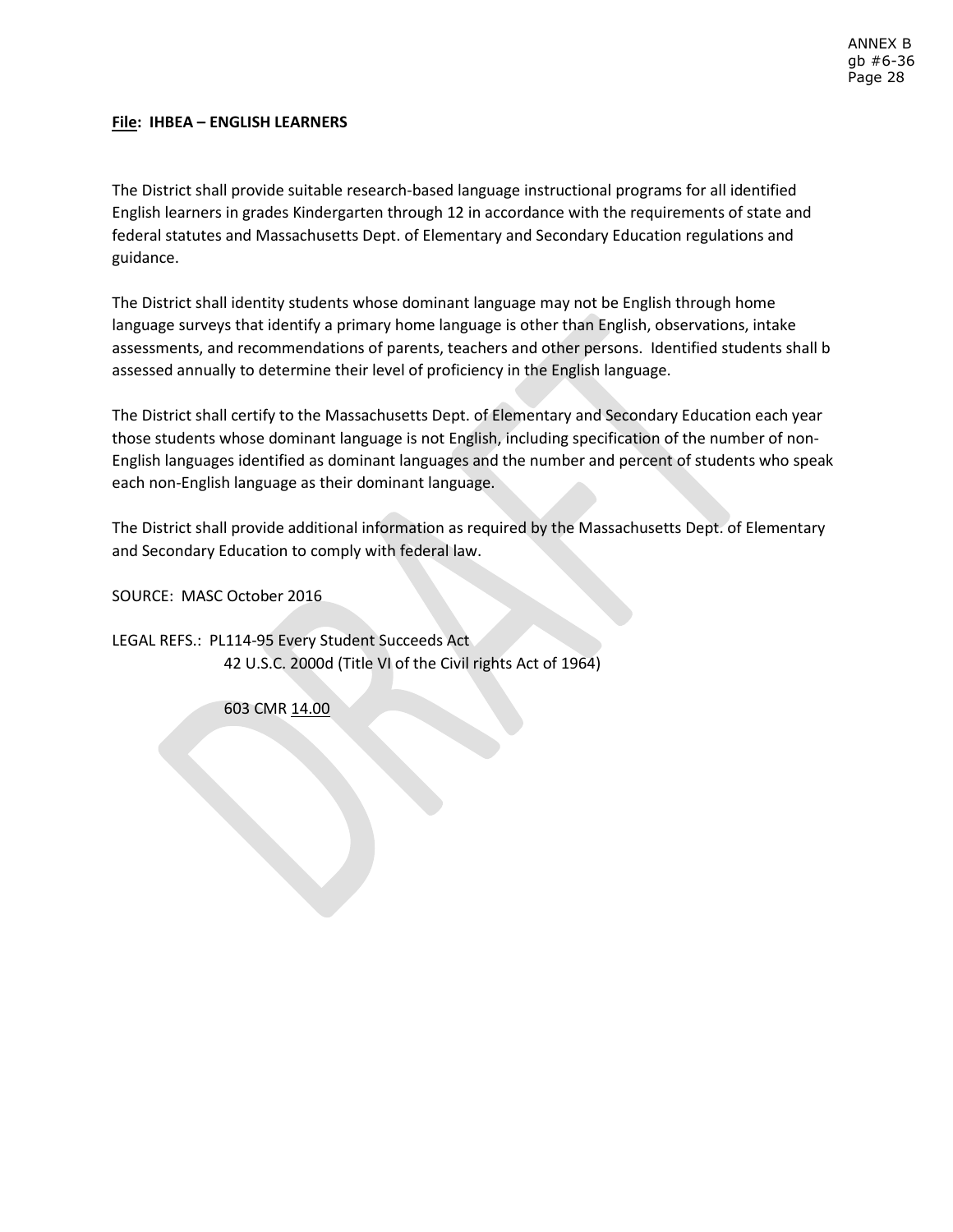**<u>File</u>: IHBEA – ENGLISH LEARNERS**

The District shall provide suitable research-based language instructional programs for all identified English learners in grades Kindergarten through 12 in accordance with the requirements of state and federal statutes and Massachusetts Dept. of Elementary and Secondary Education regulations and guidance.

The District shall identity students whose dominant language may not be English through home language surveys that identify a primary home language is other than English, observations, intake assessments, and recommendations of parents, teachers and other persons. Identified students shall b assessed annually to determine their level of proficiency in the English language.

The District shall certify to the Massachusetts Dept. of Elementary and Secondary Education each year those students whose dominant language is not English, including specification of the number of non-English languages identified as dominant languages and the number and percent of students who speak each non-English language as their dominant language.

The District shall provide additional information as required by the Massachusetts Dept. of Elementary and Secondary Education to comply with federal law.

SOURCE: MASC October 2016

LEGAL REFS.: PL114-95 Every Student Succeeds Act
42 U.S.C. 2000d (Title VI of the Civil rights Act of 1964)

603 CMR <u>14.00</u>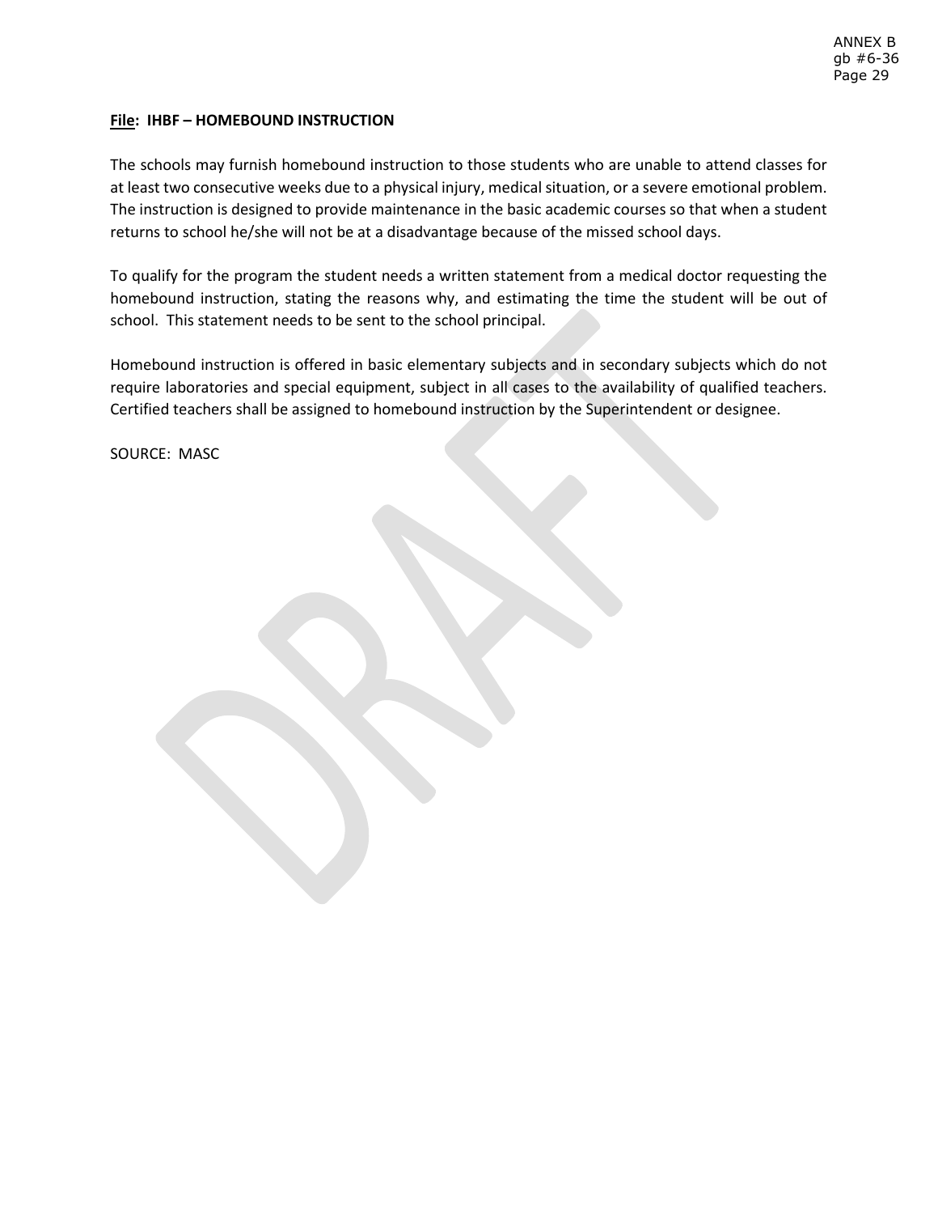**File: IHBF – HOMEBOUND INSTRUCTION**

The schools may furnish homebound instruction to those students who are unable to attend classes for at least two consecutive weeks due to a physical injury, medical situation, or a severe emotional problem. The instruction is designed to provide maintenance in the basic academic courses so that when a student returns to school he/she will not be at a disadvantage because of the missed school days.

To qualify for the program the student needs a written statement from a medical doctor requesting the homebound instruction, stating the reasons why, and estimating the time the student will be out of school. This statement needs to be sent to the school principal.

Homebound instruction is offered in basic elementary subjects and in secondary subjects which do not require laboratories and special equipment, subject in all cases to the availability of qualified teachers. Certified teachers shall be assigned to homebound instruction by the Superintendent or designee.

SOURCE: MASC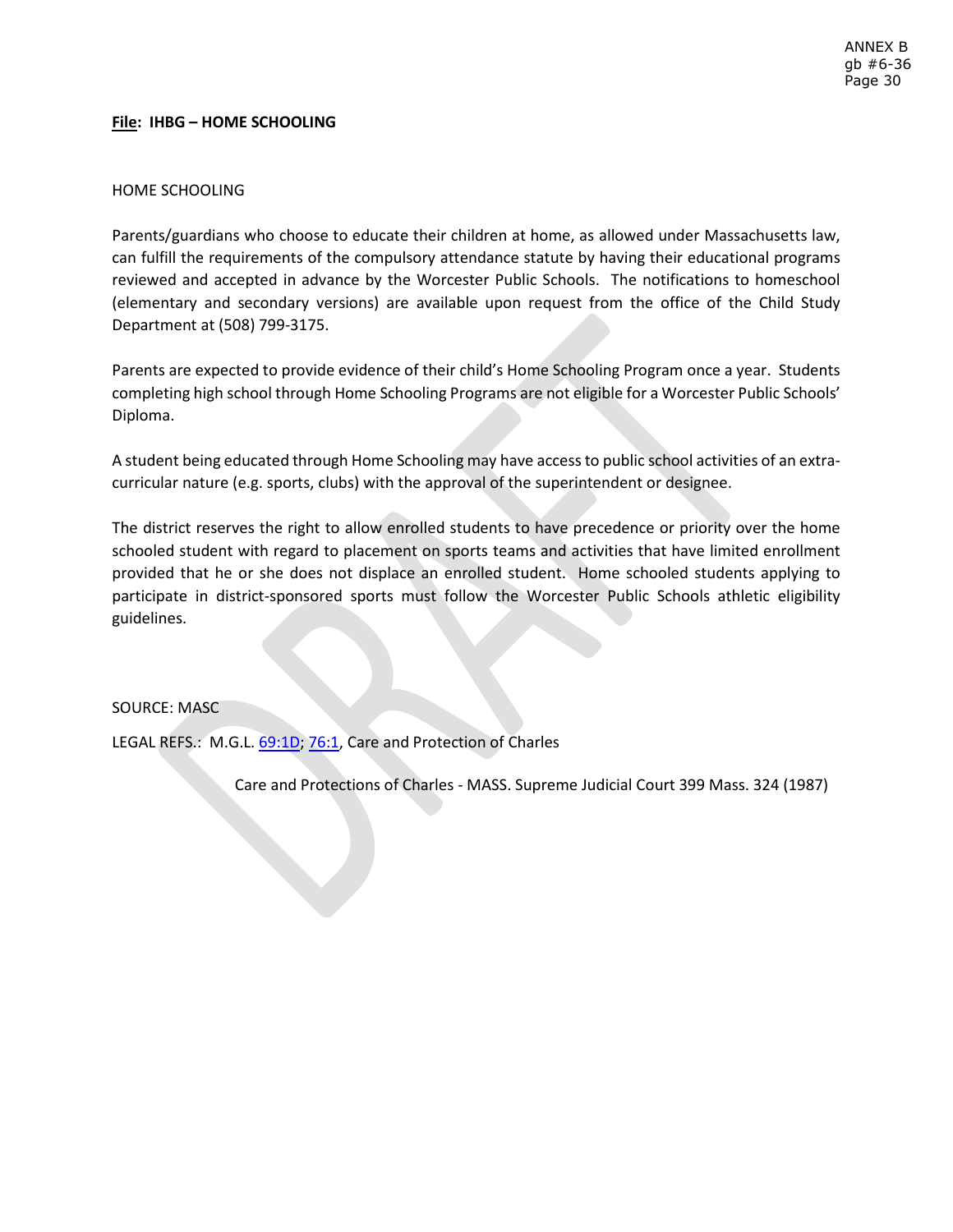**File: IHBG – HOME SCHOOLING**

HOME SCHOOLING

Parents/guardians who choose to educate their children at home, as allowed under Massachusetts law, can fulfill the requirements of the compulsory attendance statute by having their educational programs reviewed and accepted in advance by the Worcester Public Schools. The notifications to homeschool (elementary and secondary versions) are available upon request from the office of the Child Study Department at (508) 799-3175.

Parents are expected to provide evidence of their child's Home Schooling Program once a year. Students completing high school through Home Schooling Programs are not eligible for a Worcester Public Schools' Diploma.

A student being educated through Home Schooling may have access to public school activities of an extra-curricular nature (e.g. sports, clubs) with the approval of the superintendent or designee.

The district reserves the right to allow enrolled students to have precedence or priority over the home schooled student with regard to placement on sports teams and activities that have limited enrollment provided that he or she does not displace an enrolled student. Home schooled students applying to participate in district-sponsored sports must follow the Worcester Public Schools athletic eligibility guidelines.

SOURCE: MASC

LEGAL REFS.: M.G.L. 69:1D; 76:1, Care and Protection of Charles

Care and Protections of Charles - MASS. Supreme Judicial Court 399 Mass. 324 (1987)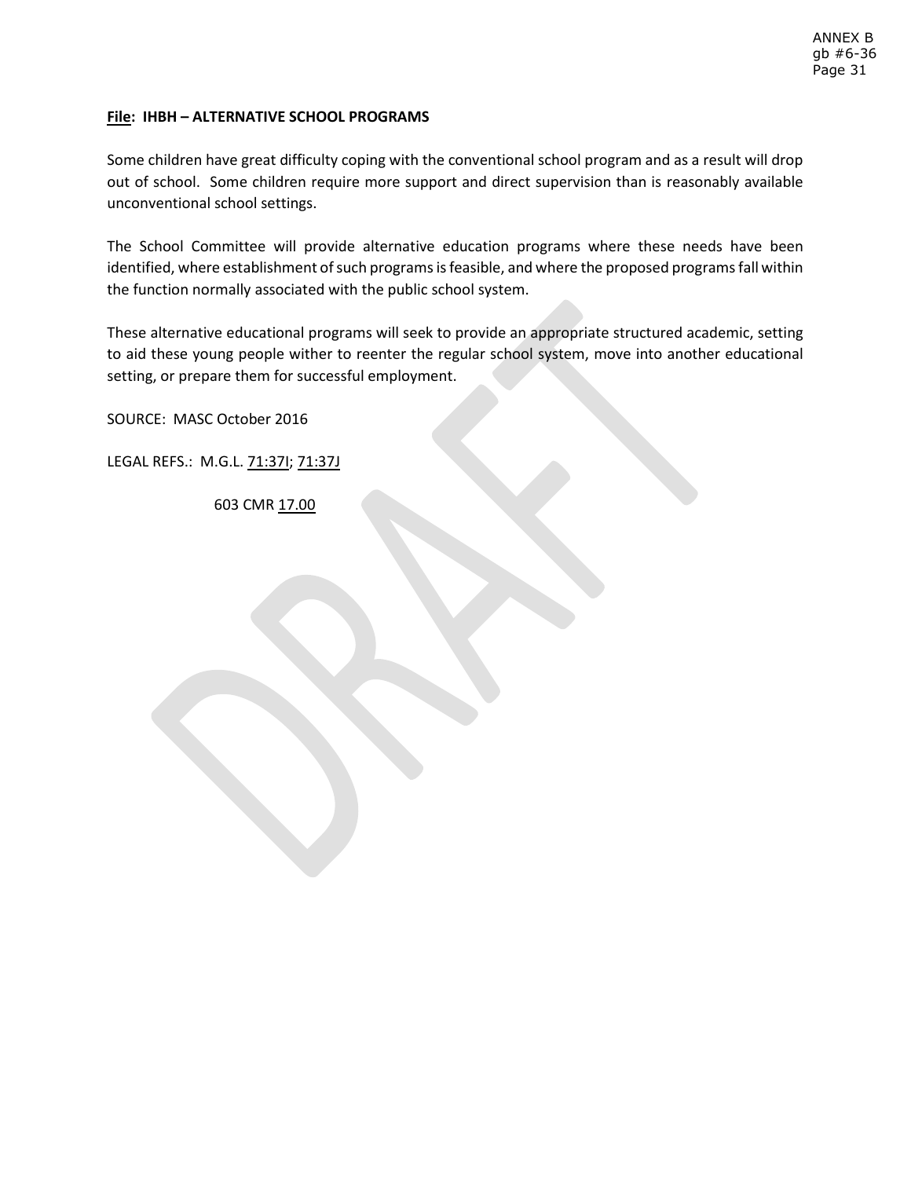**File: IHBH – ALTERNATIVE SCHOOL PROGRAMS**

Some children have great difficulty coping with the conventional school program and as a result will drop out of school. Some children require more support and direct supervision than is reasonably available unconventional school settings.

The School Committee will provide alternative education programs where these needs have been identified, where establishment of such programs is feasible, and where the proposed programs fall within the function normally associated with the public school system.

These alternative educational programs will seek to provide an appropriate structured academic, setting to aid these young people wither to reenter the regular school system, move into another educational setting, or prepare them for successful employment.

SOURCE: MASC October 2016

LEGAL REFS.: M.G.L. 71:37I; 71:37J

603 CMR 17.00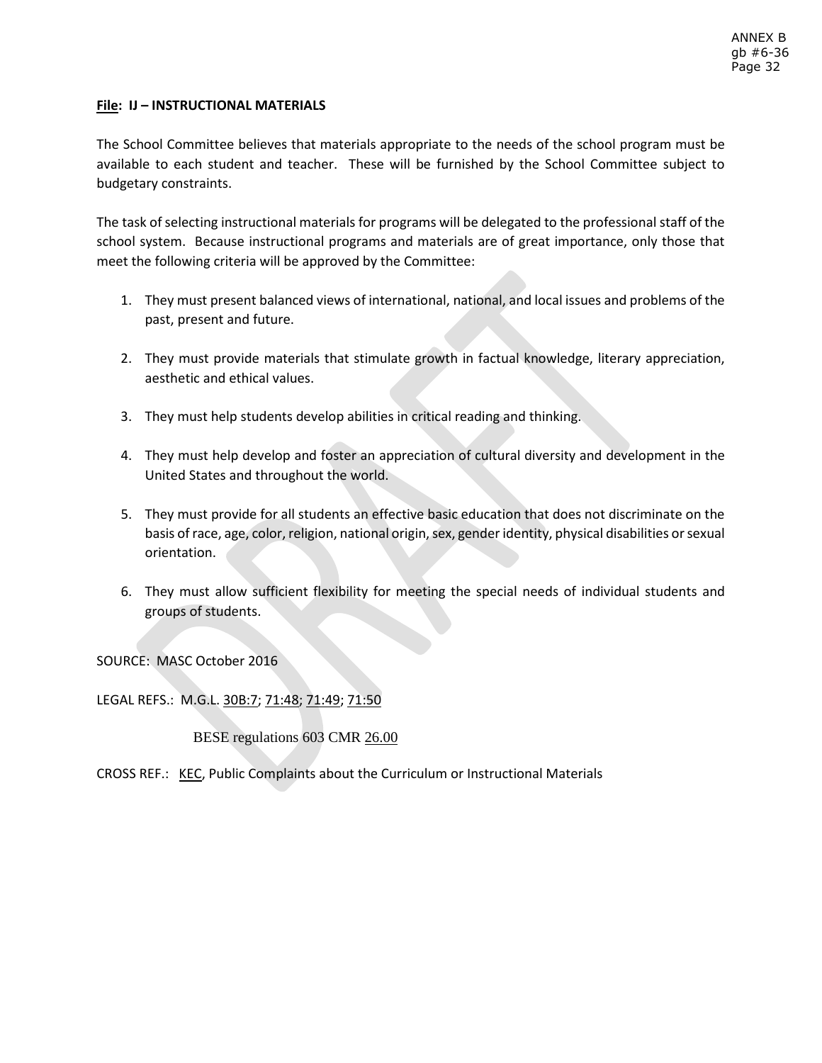**File: IJ – INSTRUCTIONAL MATERIALS**

The School Committee believes that materials appropriate to the needs of the school program must be available to each student and teacher. These will be furnished by the School Committee subject to budgetary constraints.

The task of selecting instructional materials for programs will be delegated to the professional staff of the school system. Because instructional programs and materials are of great importance, only those that meet the following criteria will be approved by the Committee:

1. They must present balanced views of international, national, and local issues and problems of the past, present and future.

2. They must provide materials that stimulate growth in factual knowledge, literary appreciation, aesthetic and ethical values.

3. They must help students develop abilities in critical reading and thinking.

4. They must help develop and foster an appreciation of cultural diversity and development in the United States and throughout the world.

5. They must provide for all students an effective basic education that does not discriminate on the basis of race, age, color, religion, national origin, sex, gender identity, physical disabilities or sexual orientation.

6. They must allow sufficient flexibility for meeting the special needs of individual students and groups of students.

SOURCE: MASC October 2016

LEGAL REFS.: M.G.L. 30B:7; 71:48; 71:49; 71:50

BESE regulations 603 CMR 26.00

CROSS REF.: KEC, Public Complaints about the Curriculum or Instructional Materials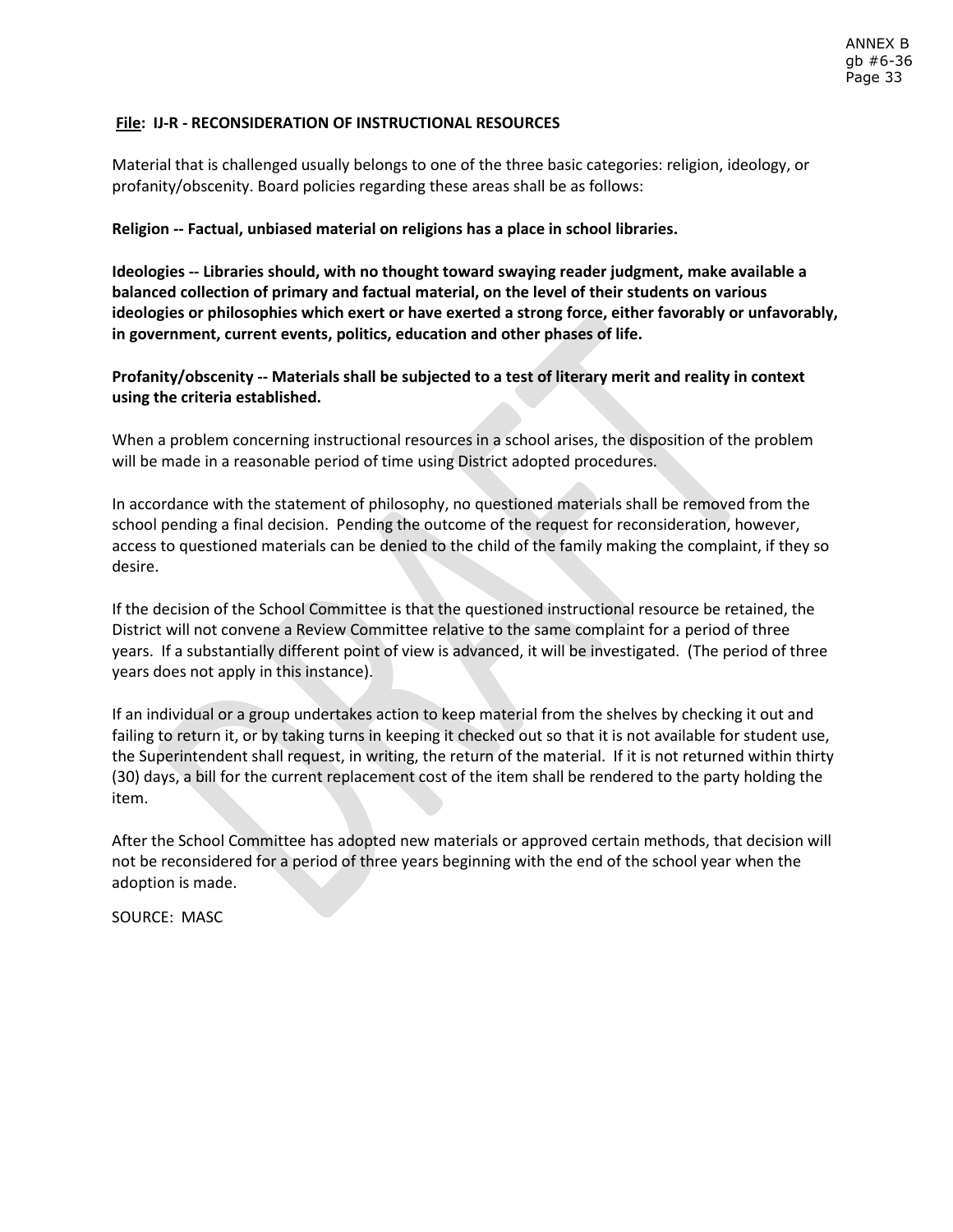**File: IJ-R - RECONSIDERATION OF INSTRUCTIONAL RESOURCES**

Material that is challenged usually belongs to one of the three basic categories: religion, ideology, or profanity/obscenity. Board policies regarding these areas shall be as follows:

**Religion -- Factual, unbiased material on religions has a place in school libraries.**

**Ideologies -- Libraries should, with no thought toward swaying reader judgment, make available a balanced collection of primary and factual material, on the level of their students on various ideologies or philosophies which exert or have exerted a strong force, either favorably or unfavorably, in government, current events, politics, education and other phases of life.**

**Profanity/obscenity -- Materials shall be subjected to a test of literary merit and reality in context using the criteria established.**

When a problem concerning instructional resources in a school arises, the disposition of the problem will be made in a reasonable period of time using District adopted procedures.

In accordance with the statement of philosophy, no questioned materials shall be removed from the school pending a final decision. Pending the outcome of the request for reconsideration, however, access to questioned materials can be denied to the child of the family making the complaint, if they so desire.

If the decision of the School Committee is that the questioned instructional resource be retained, the District will not convene a Review Committee relative to the same complaint for a period of three years. If a substantially different point of view is advanced, it will be investigated. (The period of three years does not apply in this instance).

If an individual or a group undertakes action to keep material from the shelves by checking it out and failing to return it, or by taking turns in keeping it checked out so that it is not available for student use, the Superintendent shall request, in writing, the return of the material. If it is not returned within thirty (30) days, a bill for the current replacement cost of the item shall be rendered to the party holding the item.

After the School Committee has adopted new materials or approved certain methods, that decision will not be reconsidered for a period of three years beginning with the end of the school year when the adoption is made.

SOURCE: MASC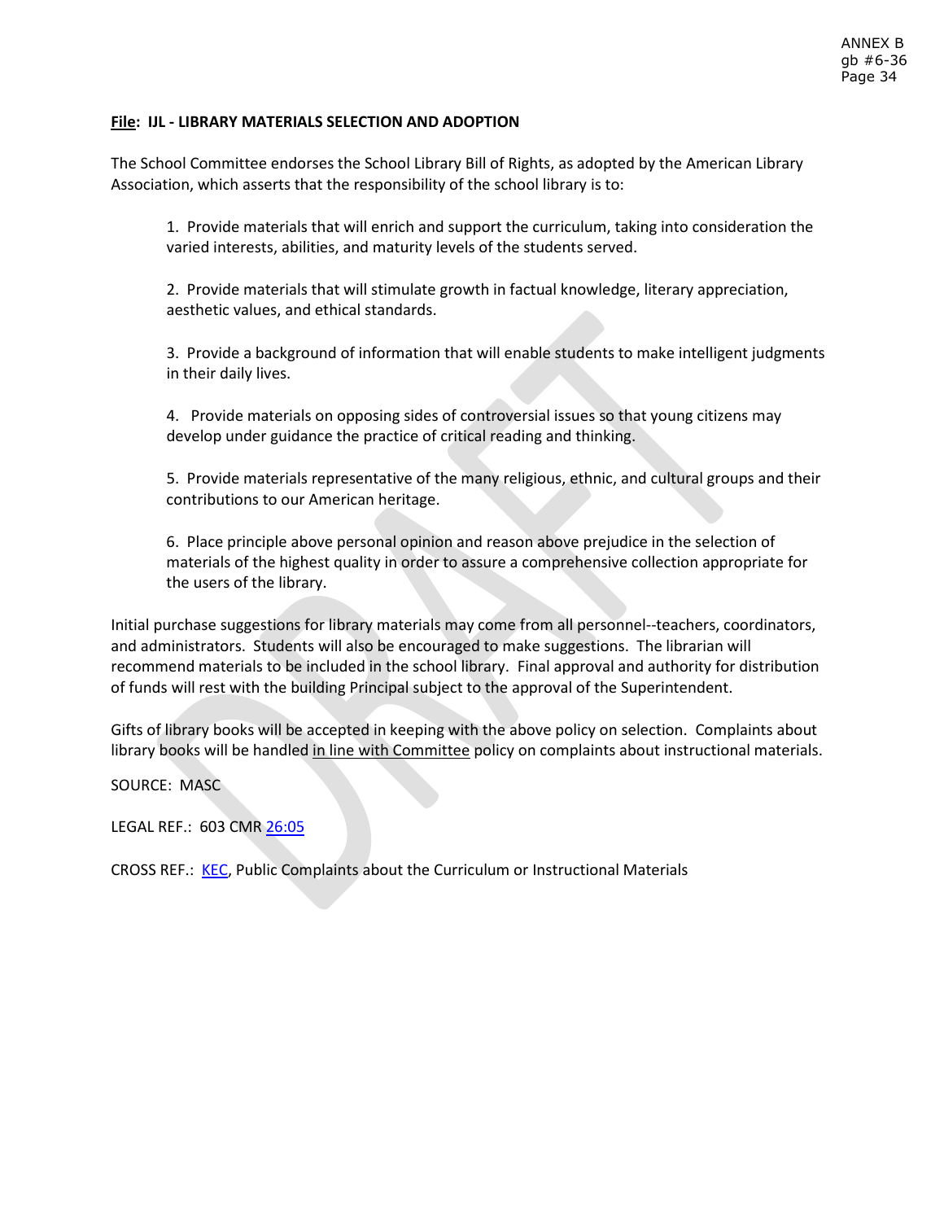ANNEX B
gb #6-36

**File: IJL - LIBRARY MATERIALS SELECTION AND ADOPTION**

The School Committee endorses the School Library Bill of Rights, as adopted by the American Library Association, which asserts that the responsibility of the school library is to:

1. Provide materials that will enrich and support the curriculum, taking into consideration the varied interests, abilities, and maturity levels of the students served.

2. Provide materials that will stimulate growth in factual knowledge, literary appreciation, aesthetic values, and ethical standards.

3. Provide a background of information that will enable students to make intelligent judgments in their daily lives.

4. Provide materials on opposing sides of controversial issues so that young citizens may develop under guidance the practice of critical reading and thinking.

5. Provide materials representative of the many religious, ethnic, and cultural groups and their contributions to our American heritage.

6. Place principle above personal opinion and reason above prejudice in the selection of materials of the highest quality in order to assure a comprehensive collection appropriate for the users of the library.

Initial purchase suggestions for library materials may come from all personnel--teachers, coordinators, and administrators. Students will also be encouraged to make suggestions. The librarian will recommend materials to be included in the school library. Final approval and authority for distribution of funds will rest with the building Principal subject to the approval of the Superintendent.

Gifts of library books will be accepted in keeping with the above policy on selection. Complaints about library books will be handled in line with Committee policy on complaints about instructional materials.

SOURCE: MASC

LEGAL REF.: 603 CMR 26:05

CROSS REF.: KEC, Public Complaints about the Curriculum or Instructional Materials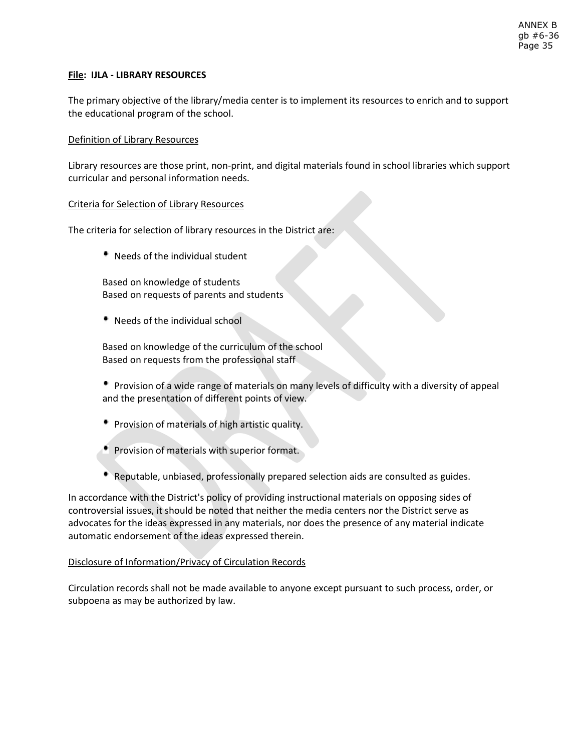**File: IJLA - LIBRARY RESOURCES**

The primary objective of the library/media center is to implement its resources to enrich and to support the educational program of the school.

Definition of Library Resources

Library resources are those print, non-print, and digital materials found in school libraries which support curricular and personal information needs.

Criteria for Selection of Library Resources

The criteria for selection of library resources in the District are:

- Needs of the individual student

  Based on knowledge of students
  Based on requests of parents and students

- Needs of the individual school

  Based on knowledge of the curriculum of the school
  Based on requests from the professional staff

- Provision of a wide range of materials on many levels of difficulty with a diversity of appeal and the presentation of different points of view.

- Provision of materials of high artistic quality.

- Provision of materials with superior format.

- Reputable, unbiased, professionally prepared selection aids are consulted as guides.

In accordance with the District's policy of providing instructional materials on opposing sides of controversial issues, it should be noted that neither the media centers nor the District serve as advocates for the ideas expressed in any materials, nor does the presence of any material indicate automatic endorsement of the ideas expressed therein.

Disclosure of Information/Privacy of Circulation Records

Circulation records shall not be made available to anyone except pursuant to such process, order, or subpoena as may be authorized by law.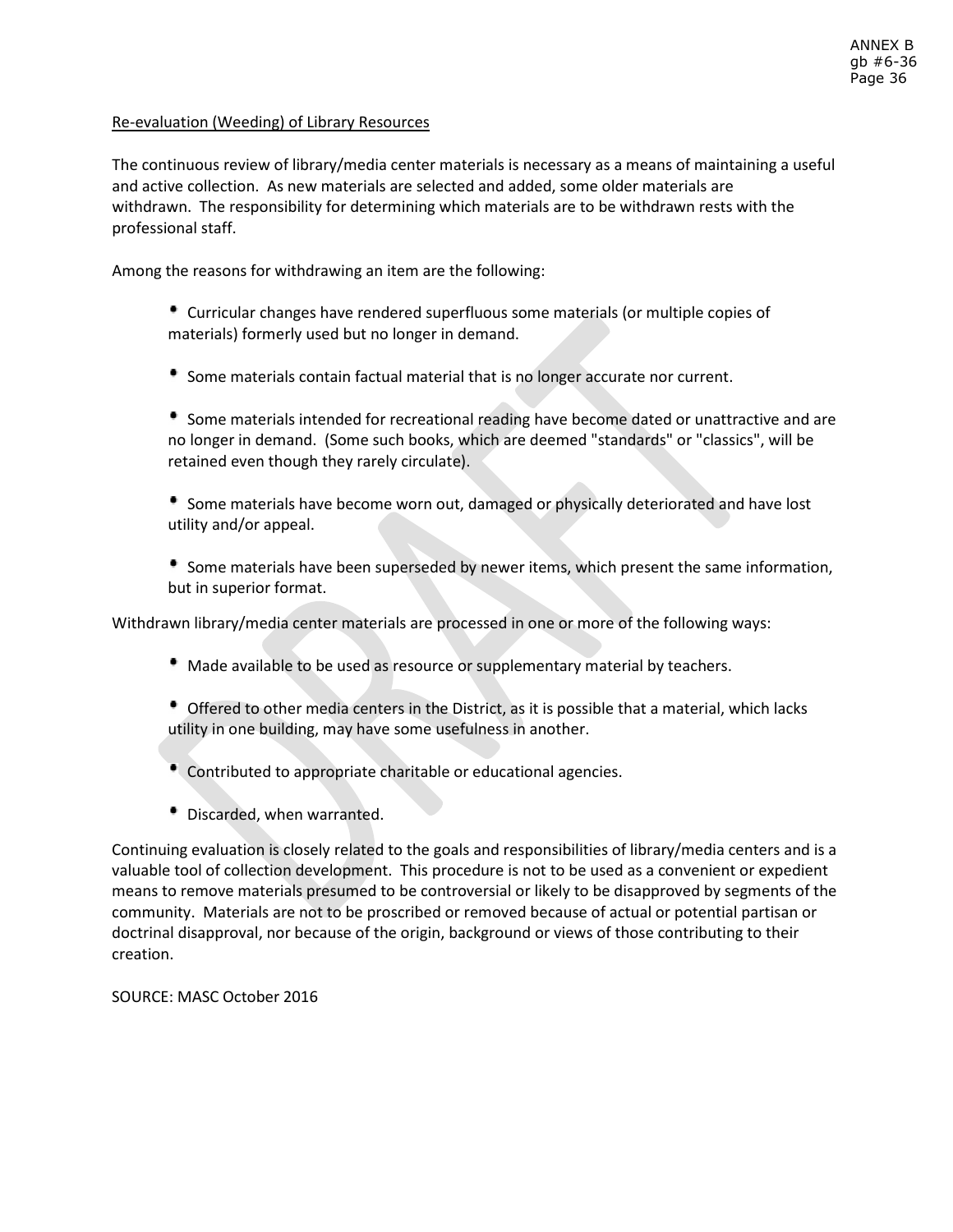## Re-evaluation (Weeding) of Library Resources

The continuous review of library/media center materials is necessary as a means of maintaining a useful and active collection. As new materials are selected and added, some older materials are withdrawn. The responsibility for determining which materials are to be withdrawn rests with the professional staff.

Among the reasons for withdrawing an item are the following:

- Curricular changes have rendered superfluous some materials (or multiple copies of materials) formerly used but no longer in demand.
- Some materials contain factual material that is no longer accurate nor current.
- Some materials intended for recreational reading have become dated or unattractive and are no longer in demand. (Some such books, which are deemed "standards" or "classics", will be retained even though they rarely circulate).
- Some materials have become worn out, damaged or physically deteriorated and have lost utility and/or appeal.
- Some materials have been superseded by newer items, which present the same information, but in superior format.

Withdrawn library/media center materials are processed in one or more of the following ways:

- Made available to be used as resource or supplementary material by teachers.
- Offered to other media centers in the District, as it is possible that a material, which lacks utility in one building, may have some usefulness in another.
- Contributed to appropriate charitable or educational agencies.
- Discarded, when warranted.

Continuing evaluation is closely related to the goals and responsibilities of library/media centers and is a valuable tool of collection development. This procedure is not to be used as a convenient or expedient means to remove materials presumed to be controversial or likely to be disapproved by segments of the community. Materials are not to be proscribed or removed because of actual or potential partisan or doctrinal disapproval, nor because of the origin, background or views of those contributing to their creation.

SOURCE: MASC October 2016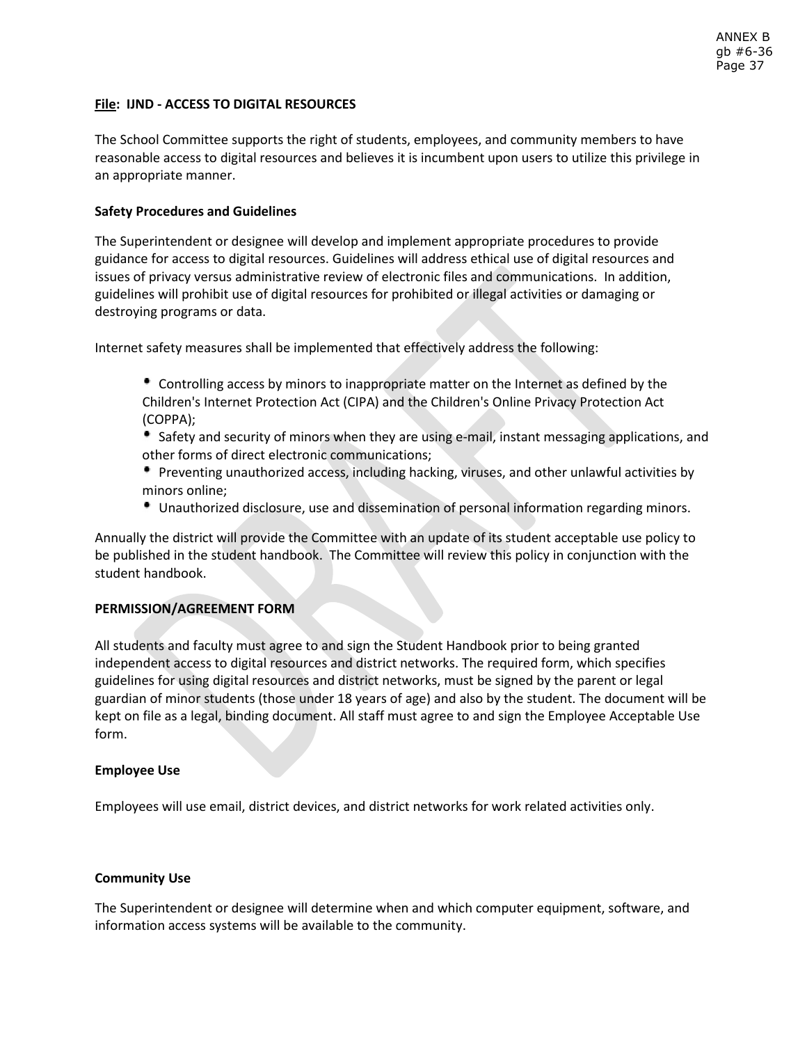**File: IJND - ACCESS TO DIGITAL RESOURCES**

The School Committee supports the right of students, employees, and community members to have reasonable access to digital resources and believes it is incumbent upon users to utilize this privilege in an appropriate manner.

**Safety Procedures and Guidelines**

The Superintendent or designee will develop and implement appropriate procedures to provide guidance for access to digital resources. Guidelines will address ethical use of digital resources and issues of privacy versus administrative review of electronic files and communications. In addition, guidelines will prohibit use of digital resources for prohibited or illegal activities or damaging or destroying programs or data.

Internet safety measures shall be implemented that effectively address the following:

- Controlling access by minors to inappropriate matter on the Internet as defined by the Children's Internet Protection Act (CIPA) and the Children's Online Privacy Protection Act (COPPA);
- Safety and security of minors when they are using e-mail, instant messaging applications, and other forms of direct electronic communications;
- Preventing unauthorized access, including hacking, viruses, and other unlawful activities by minors online;
- Unauthorized disclosure, use and dissemination of personal information regarding minors.

Annually the district will provide the Committee with an update of its student acceptable use policy to be published in the student handbook. The Committee will review this policy in conjunction with the student handbook.

**PERMISSION/AGREEMENT FORM**

All students and faculty must agree to and sign the Student Handbook prior to being granted independent access to digital resources and district networks. The required form, which specifies guidelines for using digital resources and district networks, must be signed by the parent or legal guardian of minor students (those under 18 years of age) and also by the student. The document will be kept on file as a legal, binding document. All staff must agree to and sign the Employee Acceptable Use form.

**Employee Use**

Employees will use email, district devices, and district networks for work related activities only.

**Community Use**

The Superintendent or designee will determine when and which computer equipment, software, and information access systems will be available to the community.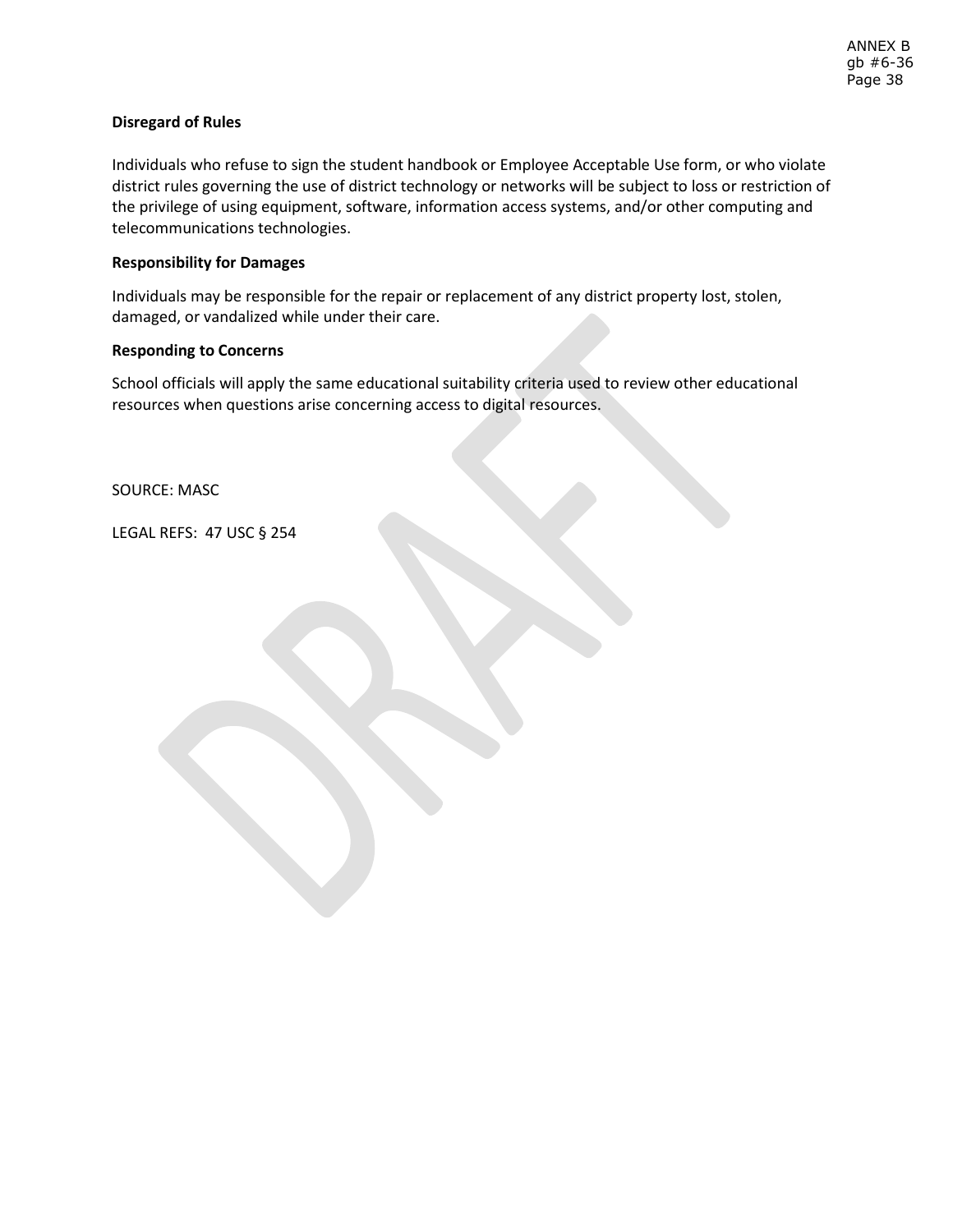**Disregard of Rules**

Individuals who refuse to sign the student handbook or Employee Acceptable Use form, or who violate district rules governing the use of district technology or networks will be subject to loss or restriction of the privilege of using equipment, software, information access systems, and/or other computing and telecommunications technologies.

**Responsibility for Damages**

Individuals may be responsible for the repair or replacement of any district property lost, stolen, damaged, or vandalized while under their care.

**Responding to Concerns**

School officials will apply the same educational suitability criteria used to review other educational resources when questions arise concerning access to digital resources.

SOURCE: MASC

LEGAL REFS: 47 USC § 254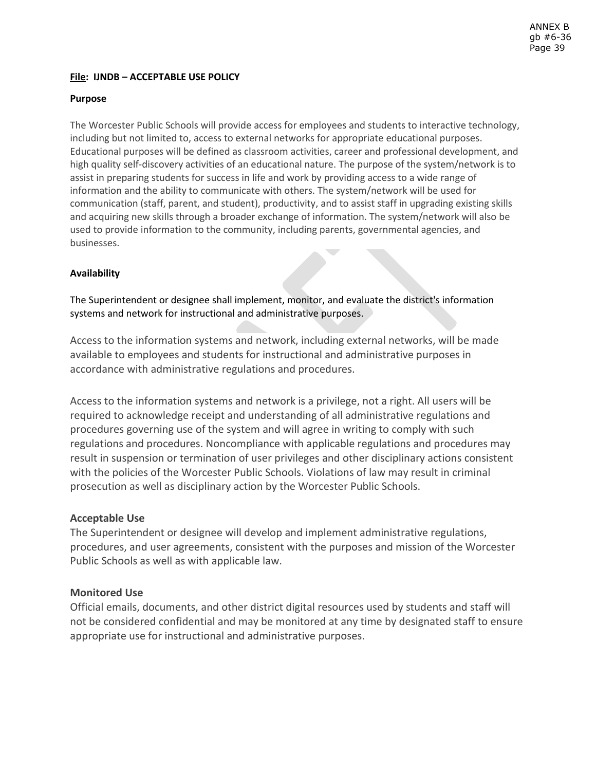**File: IJNDB – ACCEPTABLE USE POLICY**

**Purpose**

The Worcester Public Schools will provide access for employees and students to interactive technology, including but not limited to, access to external networks for appropriate educational purposes. Educational purposes will be defined as classroom activities, career and professional development, and high quality self-discovery activities of an educational nature. The purpose of the system/network is to assist in preparing students for success in life and work by providing access to a wide range of information and the ability to communicate with others. The system/network will be used for communication (staff, parent, and student), productivity, and to assist staff in upgrading existing skills and acquiring new skills through a broader exchange of information. The system/network will also be used to provide information to the community, including parents, governmental agencies, and businesses.

**Availability**

The Superintendent or designee shall implement, monitor, and evaluate the district's information systems and network for instructional and administrative purposes.

Access to the information systems and network, including external networks, will be made available to employees and students for instructional and administrative purposes in accordance with administrative regulations and procedures.

Access to the information systems and network is a privilege, not a right. All users will be required to acknowledge receipt and understanding of all administrative regulations and procedures governing use of the system and will agree in writing to comply with such regulations and procedures. Noncompliance with applicable regulations and procedures may result in suspension or termination of user privileges and other disciplinary actions consistent with the policies of the Worcester Public Schools. Violations of law may result in criminal prosecution as well as disciplinary action by the Worcester Public Schools.

**Acceptable Use**

The Superintendent or designee will develop and implement administrative regulations, procedures, and user agreements, consistent with the purposes and mission of the Worcester Public Schools as well as with applicable law.

**Monitored Use**

Official emails, documents, and other district digital resources used by students and staff will not be considered confidential and may be monitored at any time by designated staff to ensure appropriate use for instructional and administrative purposes.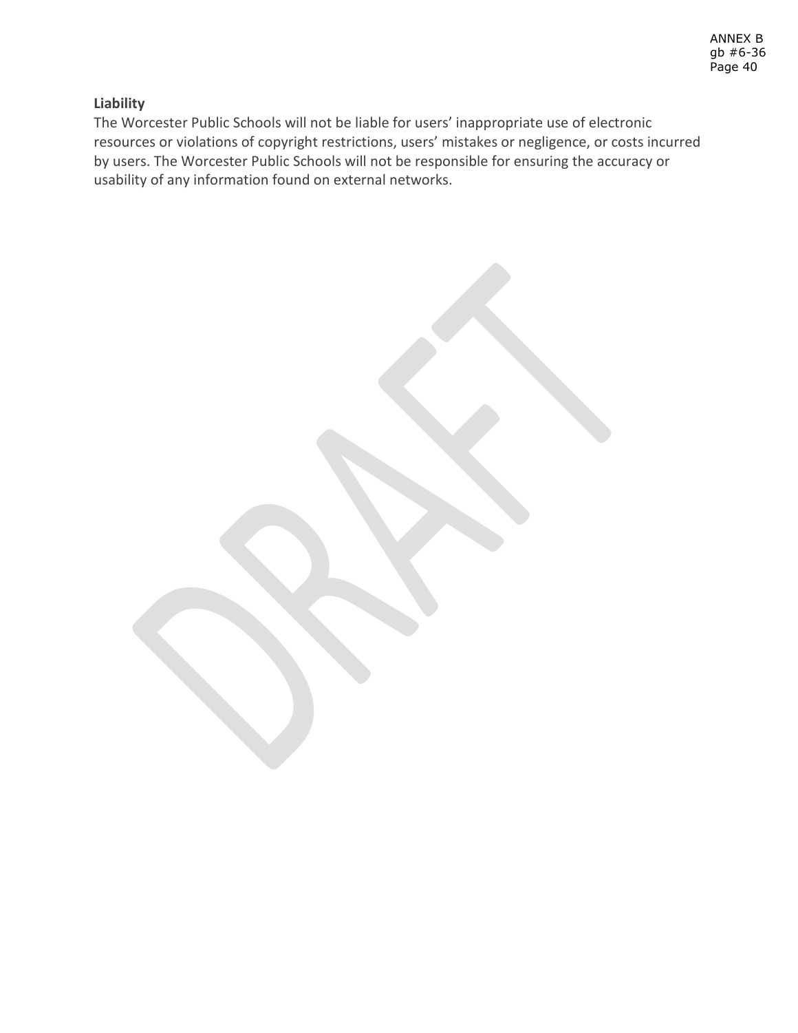**Liability**

The Worcester Public Schools will not be liable for users' inappropriate use of electronic resources or violations of copyright restrictions, users' mistakes or negligence, or costs incurred by users. The Worcester Public Schools will not be responsible for ensuring the accuracy or usability of any information found on external networks.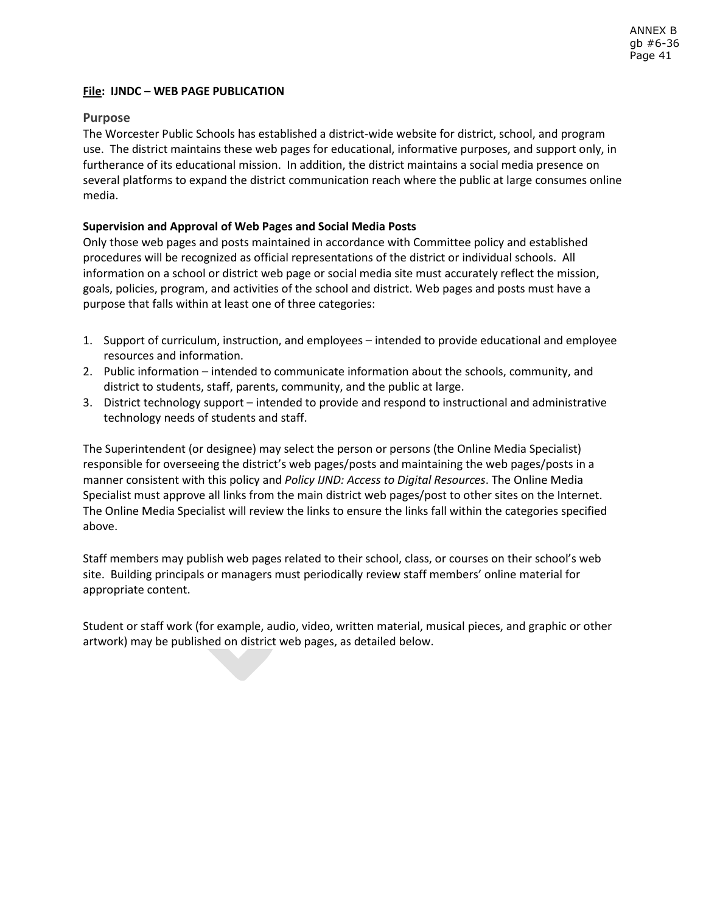**File: IJNDC – WEB PAGE PUBLICATION**

## Purpose

The Worcester Public Schools has established a district-wide website for district, school, and program use. The district maintains these web pages for educational, informative purposes, and support only, in furtherance of its educational mission. In addition, the district maintains a social media presence on several platforms to expand the district communication reach where the public at large consumes online media.

**Supervision and Approval of Web Pages and Social Media Posts**

Only those web pages and posts maintained in accordance with Committee policy and established procedures will be recognized as official representations of the district or individual schools. All information on a school or district web page or social media site must accurately reflect the mission, goals, policies, program, and activities of the school and district. Web pages and posts must have a purpose that falls within at least one of three categories:

1. Support of curriculum, instruction, and employees – intended to provide educational and employee resources and information.
2. Public information – intended to communicate information about the schools, community, and district to students, staff, parents, community, and the public at large.
3. District technology support – intended to provide and respond to instructional and administrative technology needs of students and staff.

The Superintendent (or designee) may select the person or persons (the Online Media Specialist) responsible for overseeing the district's web pages/posts and maintaining the web pages/posts in a manner consistent with this policy and *Policy IJND: Access to Digital Resources*. The Online Media Specialist must approve all links from the main district web pages/post to other sites on the Internet. The Online Media Specialist will review the links to ensure the links fall within the categories specified above.

Staff members may publish web pages related to their school, class, or courses on their school's web site. Building principals or managers must periodically review staff members' online material for appropriate content.

Student or staff work (for example, audio, video, written material, musical pieces, and graphic or other artwork) may be published on district web pages, as detailed below.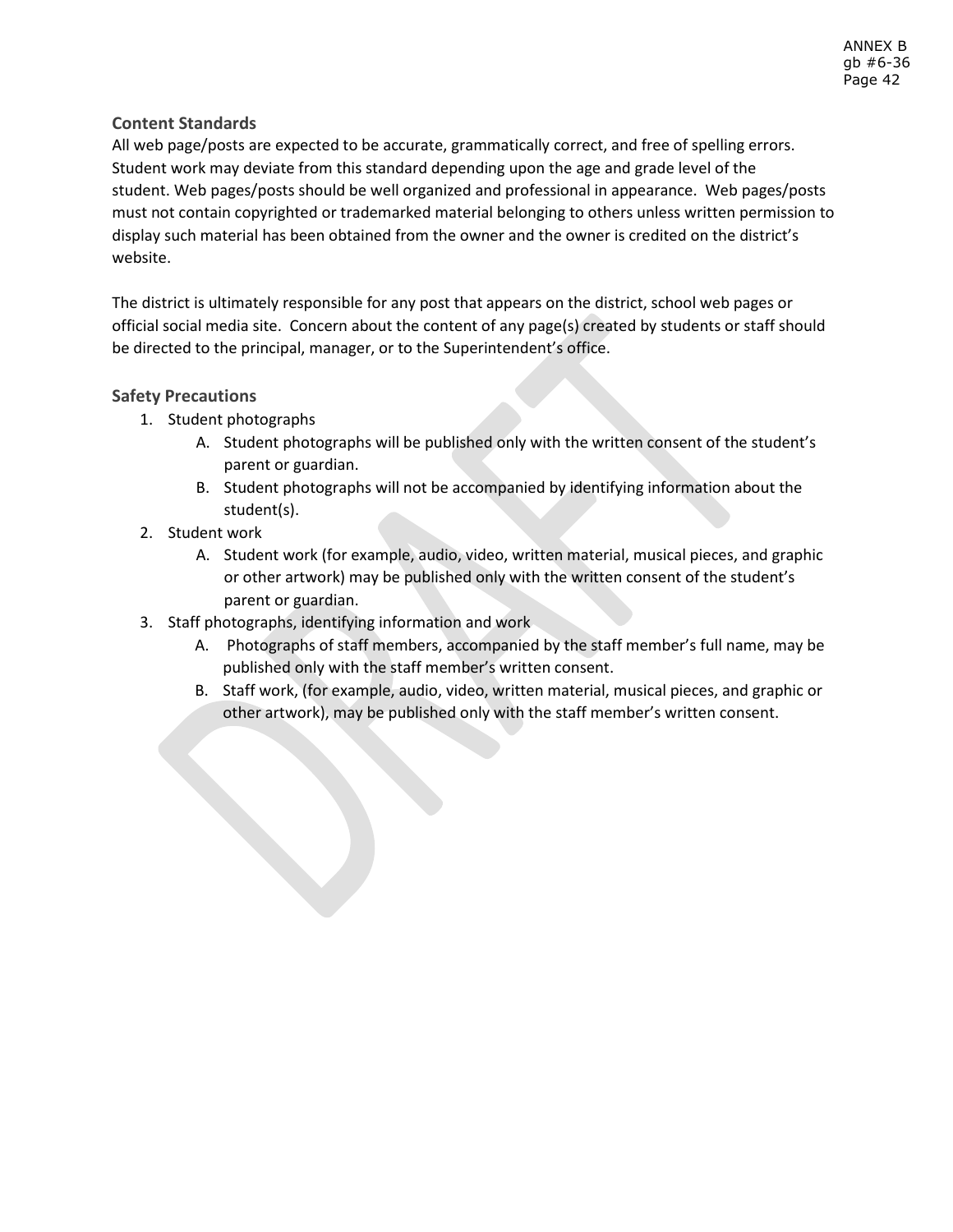### Content Standards

All web page/posts are expected to be accurate, grammatically correct, and free of spelling errors. Student work may deviate from this standard depending upon the age and grade level of the student. Web pages/posts should be well organized and professional in appearance. Web pages/posts must not contain copyrighted or trademarked material belonging to others unless written permission to display such material has been obtained from the owner and the owner is credited on the district's website.

The district is ultimately responsible for any post that appears on the district, school web pages or official social media site. Concern about the content of any page(s) created by students or staff should be directed to the principal, manager, or to the Superintendent's office.

### Safety Precautions

1. Student photographs
   - A. Student photographs will be published only with the written consent of the student's parent or guardian.
   - B. Student photographs will not be accompanied by identifying information about the student(s).
2. Student work
   - A. Student work (for example, audio, video, written material, musical pieces, and graphic or other artwork) may be published only with the written consent of the student's parent or guardian.
3. Staff photographs, identifying information and work
   - A. Photographs of staff members, accompanied by the staff member's full name, may be published only with the staff member's written consent.
   - B. Staff work, (for example, audio, video, written material, musical pieces, and graphic or other artwork), may be published only with the staff member's written consent.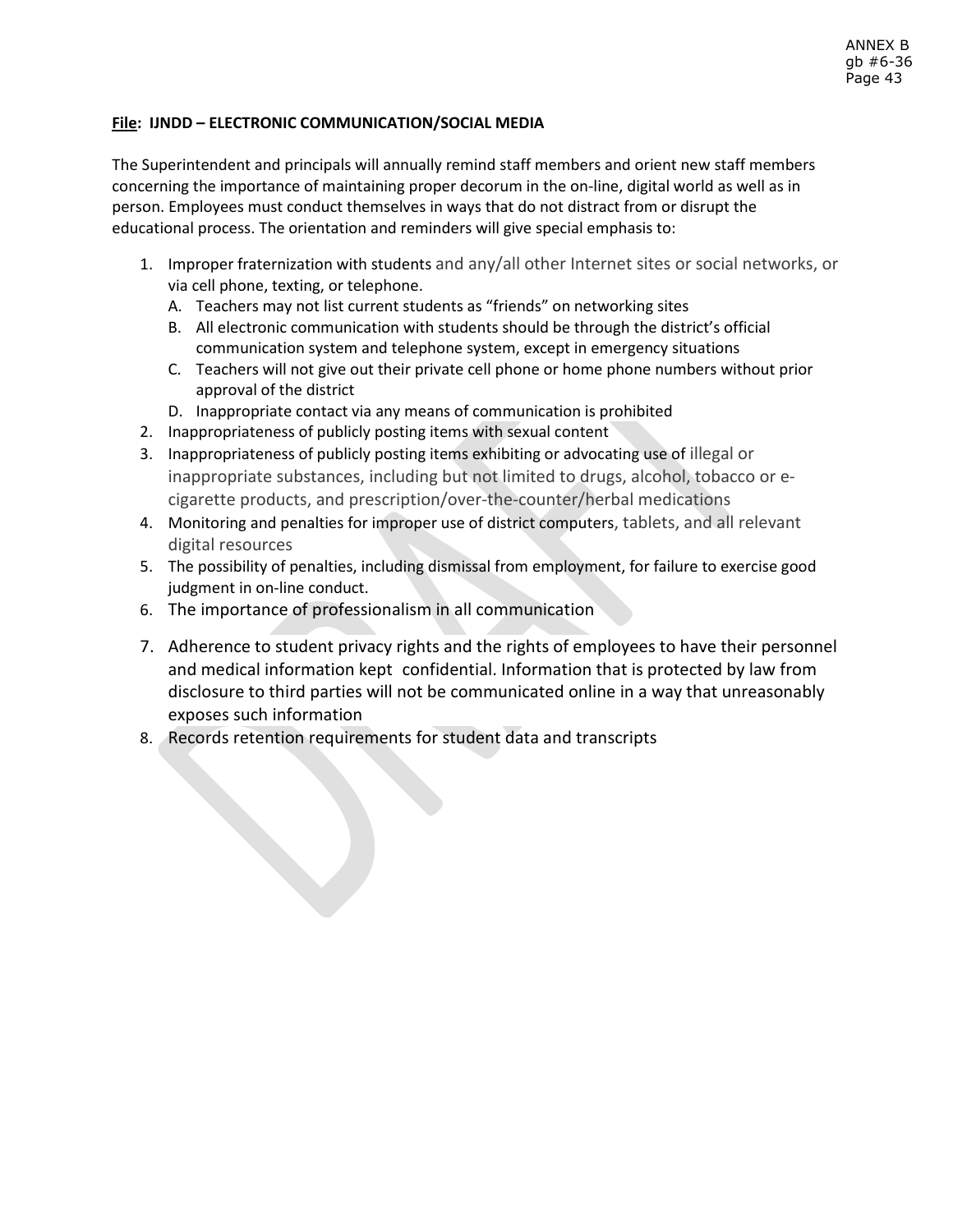**File: IJNDD – ELECTRONIC COMMUNICATION/SOCIAL MEDIA**

The Superintendent and principals will annually remind staff members and orient new staff members concerning the importance of maintaining proper decorum in the on-line, digital world as well as in person. Employees must conduct themselves in ways that do not distract from or disrupt the educational process. The orientation and reminders will give special emphasis to:

1. Improper fraternization with students and any/all other Internet sites or social networks, or via cell phone, texting, or telephone.
   A. Teachers may not list current students as "friends" on networking sites
   B. All electronic communication with students should be through the district's official communication system and telephone system, except in emergency situations
   C. Teachers will not give out their private cell phone or home phone numbers without prior approval of the district
   D. Inappropriate contact via any means of communication is prohibited
2. Inappropriateness of publicly posting items with sexual content
3. Inappropriateness of publicly posting items exhibiting or advocating use of illegal or inappropriate substances, including but not limited to drugs, alcohol, tobacco or e-cigarette products, and prescription/over-the-counter/herbal medications
4. Monitoring and penalties for improper use of district computers, tablets, and all relevant digital resources
5. The possibility of penalties, including dismissal from employment, for failure to exercise good judgment in on-line conduct.
6. The importance of professionalism in all communication
7. Adherence to student privacy rights and the rights of employees to have their personnel and medical information kept confidential. Information that is protected by law from disclosure to third parties will not be communicated online in a way that unreasonably exposes such information
8. Records retention requirements for student data and transcripts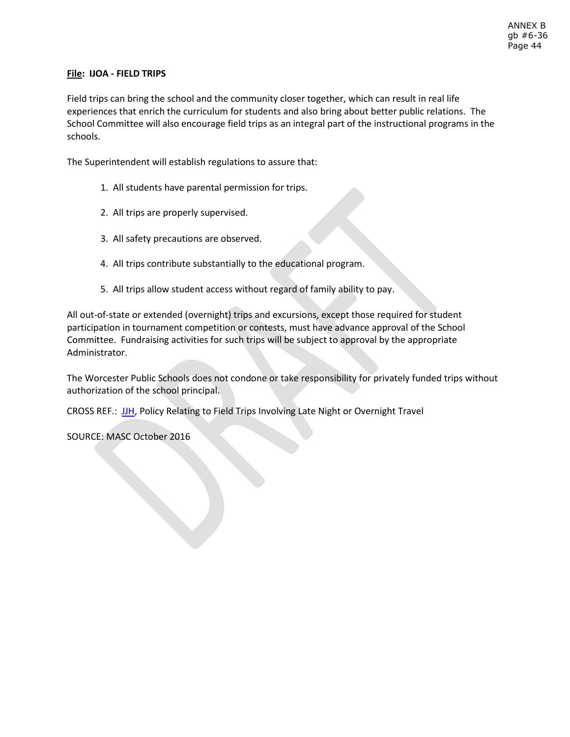**File: IJOA - FIELD TRIPS**

Field trips can bring the school and the community closer together, which can result in real life experiences that enrich the curriculum for students and also bring about better public relations. The School Committee will also encourage field trips as an integral part of the instructional programs in the schools.

The Superintendent will establish regulations to assure that:

1. All students have parental permission for trips.

2. All trips are properly supervised.

3. All safety precautions are observed.

4. All trips contribute substantially to the educational program.

5. All trips allow student access without regard of family ability to pay.

All out-of-state or extended (overnight) trips and excursions, except those required for student participation in tournament competition or contests, must have advance approval of the School Committee. Fundraising activities for such trips will be subject to approval by the appropriate Administrator.

The Worcester Public Schools does not condone or take responsibility for privately funded trips without authorization of the school principal.

CROSS REF.: JJH, Policy Relating to Field Trips Involving Late Night or Overnight Travel

SOURCE: MASC October 2016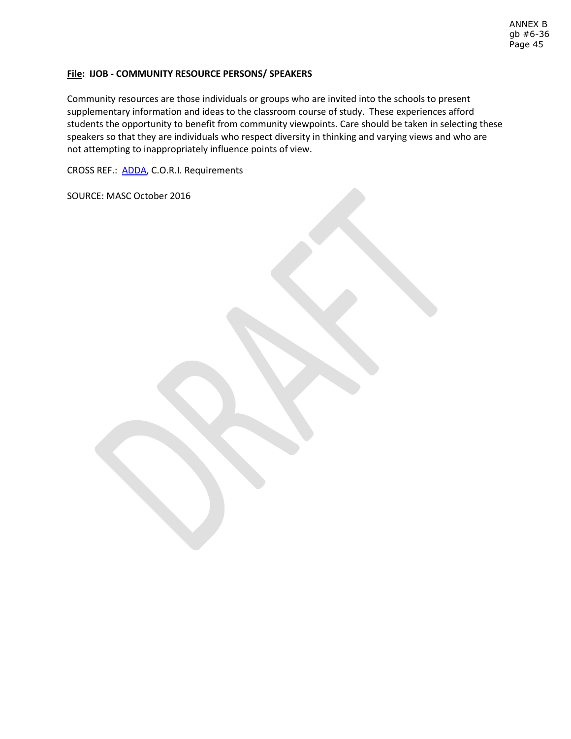**File: IJOB - COMMUNITY RESOURCE PERSONS/ SPEAKERS**

Community resources are those individuals or groups who are invited into the schools to present supplementary information and ideas to the classroom course of study. These experiences afford students the opportunity to benefit from community viewpoints. Care should be taken in selecting these speakers so that they are individuals who respect diversity in thinking and varying views and who are not attempting to inappropriately influence points of view.

CROSS REF.: ADDA, C.O.R.I. Requirements

SOURCE: MASC October 2016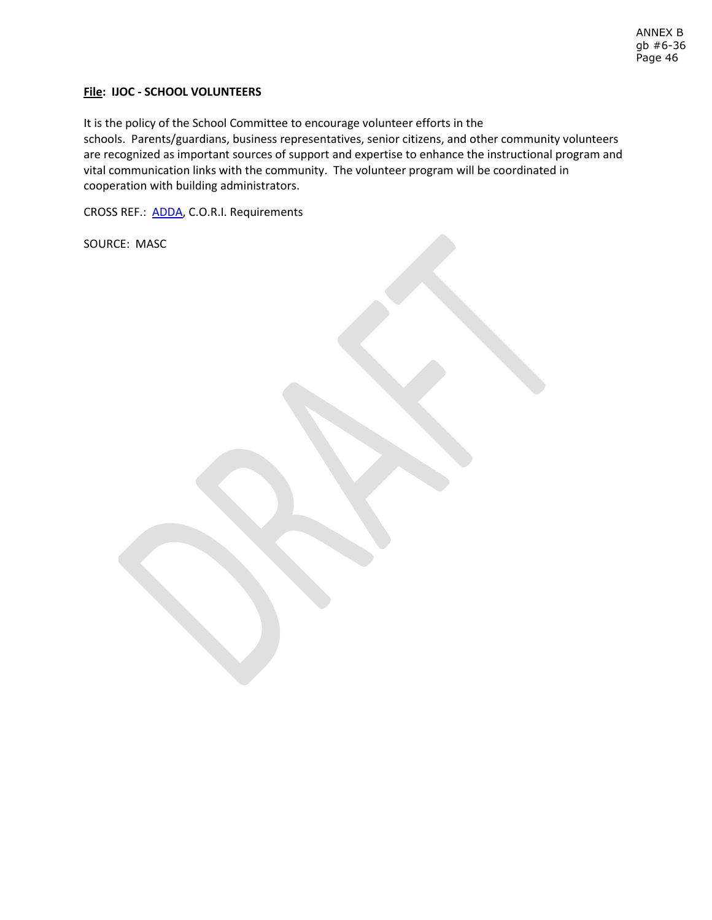**<u>File</u>: IJOC - SCHOOL VOLUNTEERS**

It is the policy of the School Committee to encourage volunteer efforts in the schools. Parents/guardians, business representatives, senior citizens, and other community volunteers are recognized as important sources of support and expertise to enhance the instructional program and vital communication links with the community. The volunteer program will be coordinated in cooperation with building administrators.

CROSS REF.: ADDA, C.O.R.I. Requirements

SOURCE: MASC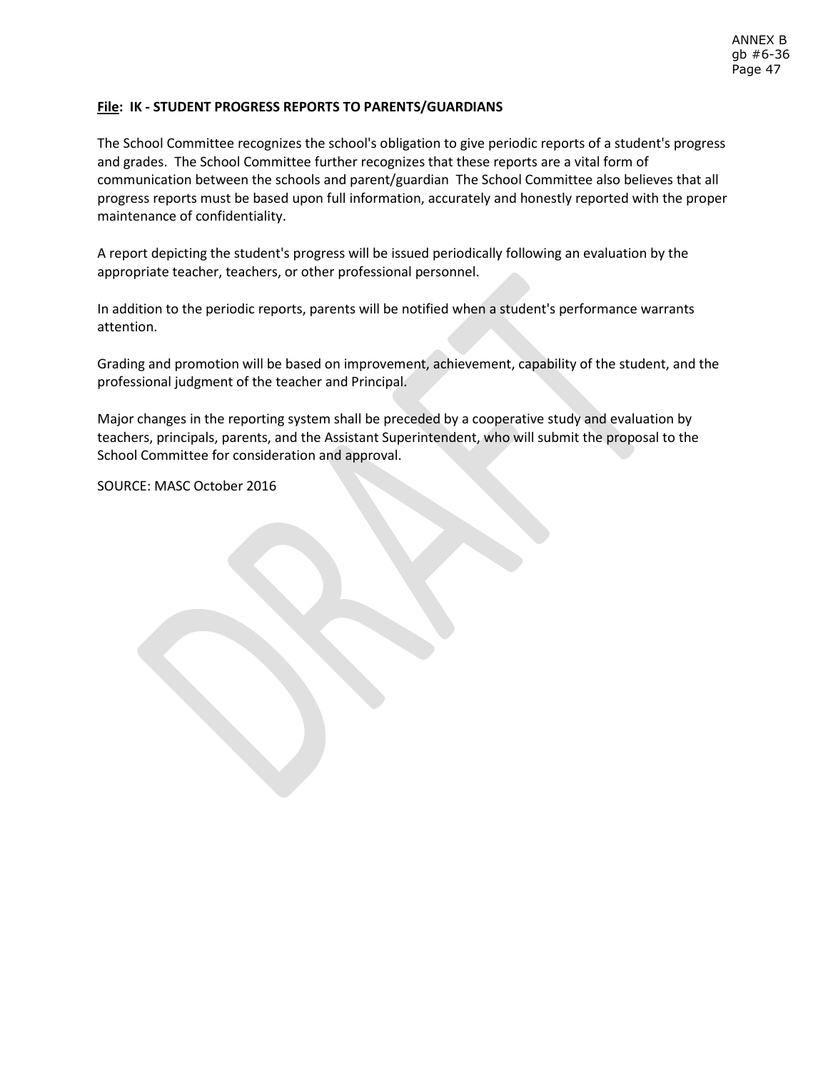**File: IK - STUDENT PROGRESS REPORTS TO PARENTS/GUARDIANS**

The School Committee recognizes the school's obligation to give periodic reports of a student's progress and grades. The School Committee further recognizes that these reports are a vital form of communication between the schools and parent/guardian The School Committee also believes that all progress reports must be based upon full information, accurately and honestly reported with the proper maintenance of confidentiality.

A report depicting the student's progress will be issued periodically following an evaluation by the appropriate teacher, teachers, or other professional personnel.

In addition to the periodic reports, parents will be notified when a student's performance warrants attention.

Grading and promotion will be based on improvement, achievement, capability of the student, and the professional judgment of the teacher and Principal.

Major changes in the reporting system shall be preceded by a cooperative study and evaluation by teachers, principals, parents, and the Assistant Superintendent, who will submit the proposal to the School Committee for consideration and approval.

SOURCE: MASC October 2016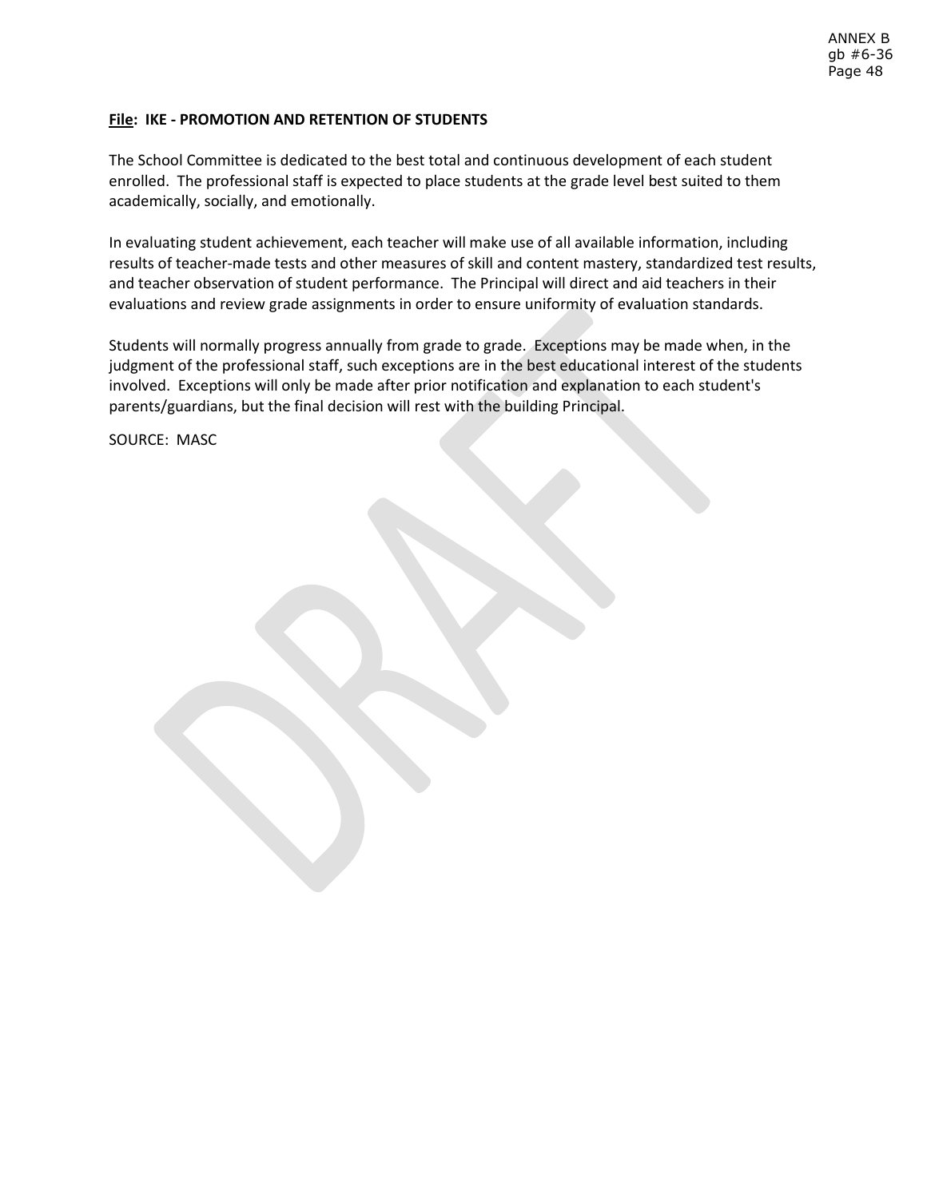**File: IKE - PROMOTION AND RETENTION OF STUDENTS**

The School Committee is dedicated to the best total and continuous development of each student enrolled. The professional staff is expected to place students at the grade level best suited to them academically, socially, and emotionally.

In evaluating student achievement, each teacher will make use of all available information, including results of teacher-made tests and other measures of skill and content mastery, standardized test results, and teacher observation of student performance. The Principal will direct and aid teachers in their evaluations and review grade assignments in order to ensure uniformity of evaluation standards.

Students will normally progress annually from grade to grade. Exceptions may be made when, in the judgment of the professional staff, such exceptions are in the best educational interest of the students involved. Exceptions will only be made after prior notification and explanation to each student's parents/guardians, but the final decision will rest with the building Principal.

SOURCE: MASC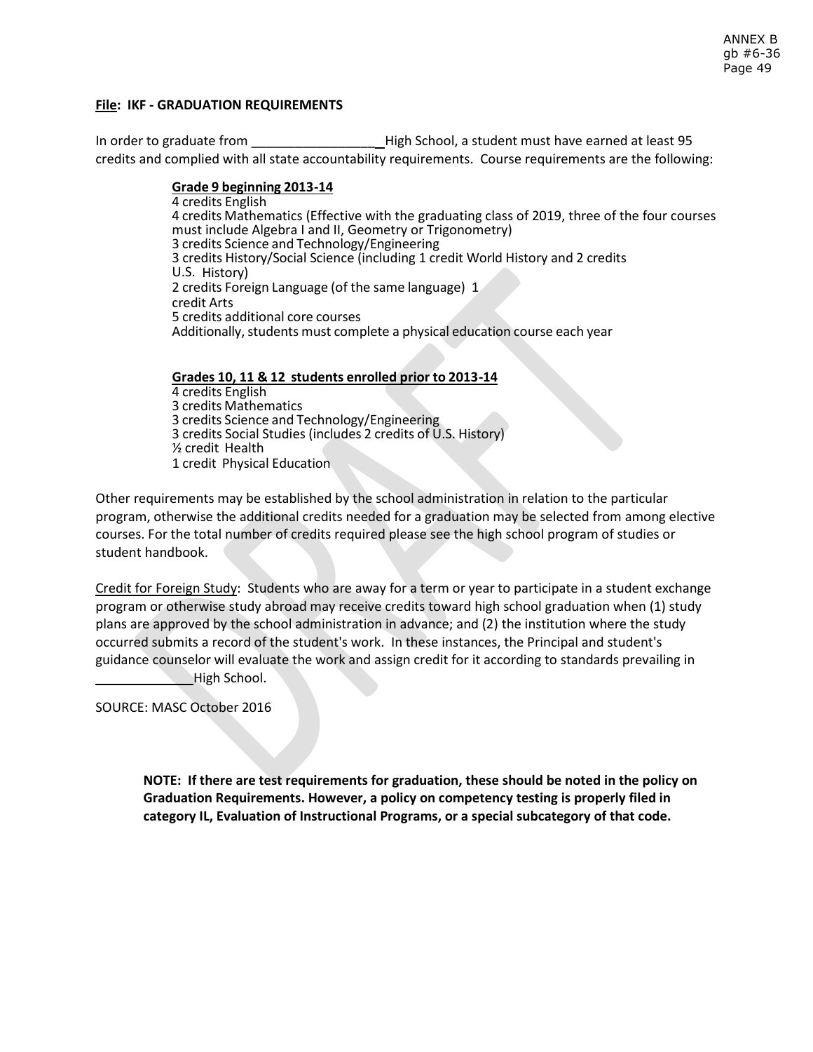**File: IKF - GRADUATION REQUIREMENTS**

In order to graduate from _________________ High School, a student must have earned at least 95 credits and complied with all state accountability requirements. Course requirements are the following:

**Grade 9 beginning 2013-14**

4 credits English
4 credits Mathematics (Effective with the graduating class of 2019, three of the four courses must include Algebra I and II, Geometry or Trigonometry)
3 credits Science and Technology/Engineering
3 credits History/Social Science (including 1 credit World History and 2 credits U.S. History)
2 credits Foreign Language (of the same language) 1 credit Arts
5 credits additional core courses
Additionally, students must complete a physical education course each year

**Grades 10, 11 & 12 students enrolled prior to 2013-14**

4 credits English
3 credits Mathematics
3 credits Science and Technology/Engineering
3 credits Social Studies (includes 2 credits of U.S. History)
½ credit Health
1 credit Physical Education

Other requirements may be established by the school administration in relation to the particular program, otherwise the additional credits needed for a graduation may be selected from among elective courses. For the total number of credits required please see the high school program of studies or student handbook.

Credit for Foreign Study: Students who are away for a term or year to participate in a student exchange program or otherwise study abroad may receive credits toward high school graduation when (1) study plans are approved by the school administration in advance; and (2) the institution where the study occurred submits a record of the student's work. In these instances, the Principal and student's guidance counselor will evaluate the work and assign credit for it according to standards prevailing in _____________ High School.

SOURCE: MASC October 2016

**NOTE: If there are test requirements for graduation, these should be noted in the policy on Graduation Requirements. However, a policy on competency testing is properly filed in category IL, Evaluation of Instructional Programs, or a special subcategory of that code.**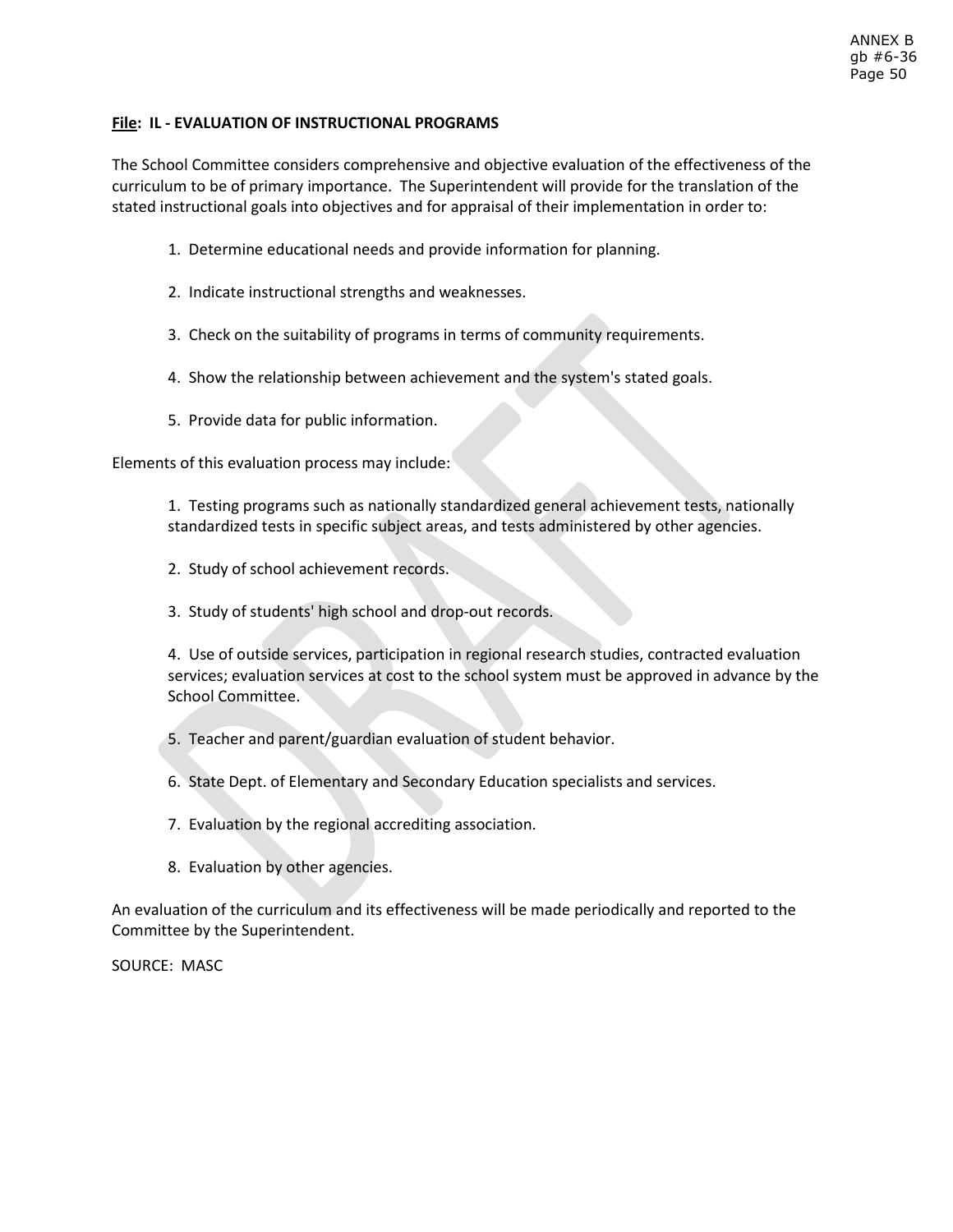**File: IL - EVALUATION OF INSTRUCTIONAL PROGRAMS**

The School Committee considers comprehensive and objective evaluation of the effectiveness of the curriculum to be of primary importance. The Superintendent will provide for the translation of the stated instructional goals into objectives and for appraisal of their implementation in order to:

1. Determine educational needs and provide information for planning.
2. Indicate instructional strengths and weaknesses.
3. Check on the suitability of programs in terms of community requirements.
4. Show the relationship between achievement and the system's stated goals.
5. Provide data for public information.

Elements of this evaluation process may include:

1. Testing programs such as nationally standardized general achievement tests, nationally standardized tests in specific subject areas, and tests administered by other agencies.
2. Study of school achievement records.
3. Study of students' high school and drop-out records.
4. Use of outside services, participation in regional research studies, contracted evaluation services; evaluation services at cost to the school system must be approved in advance by the School Committee.
5. Teacher and parent/guardian evaluation of student behavior.
6. State Dept. of Elementary and Secondary Education specialists and services.
7. Evaluation by the regional accrediting association.
8. Evaluation by other agencies.

An evaluation of the curriculum and its effectiveness will be made periodically and reported to the Committee by the Superintendent.

SOURCE: MASC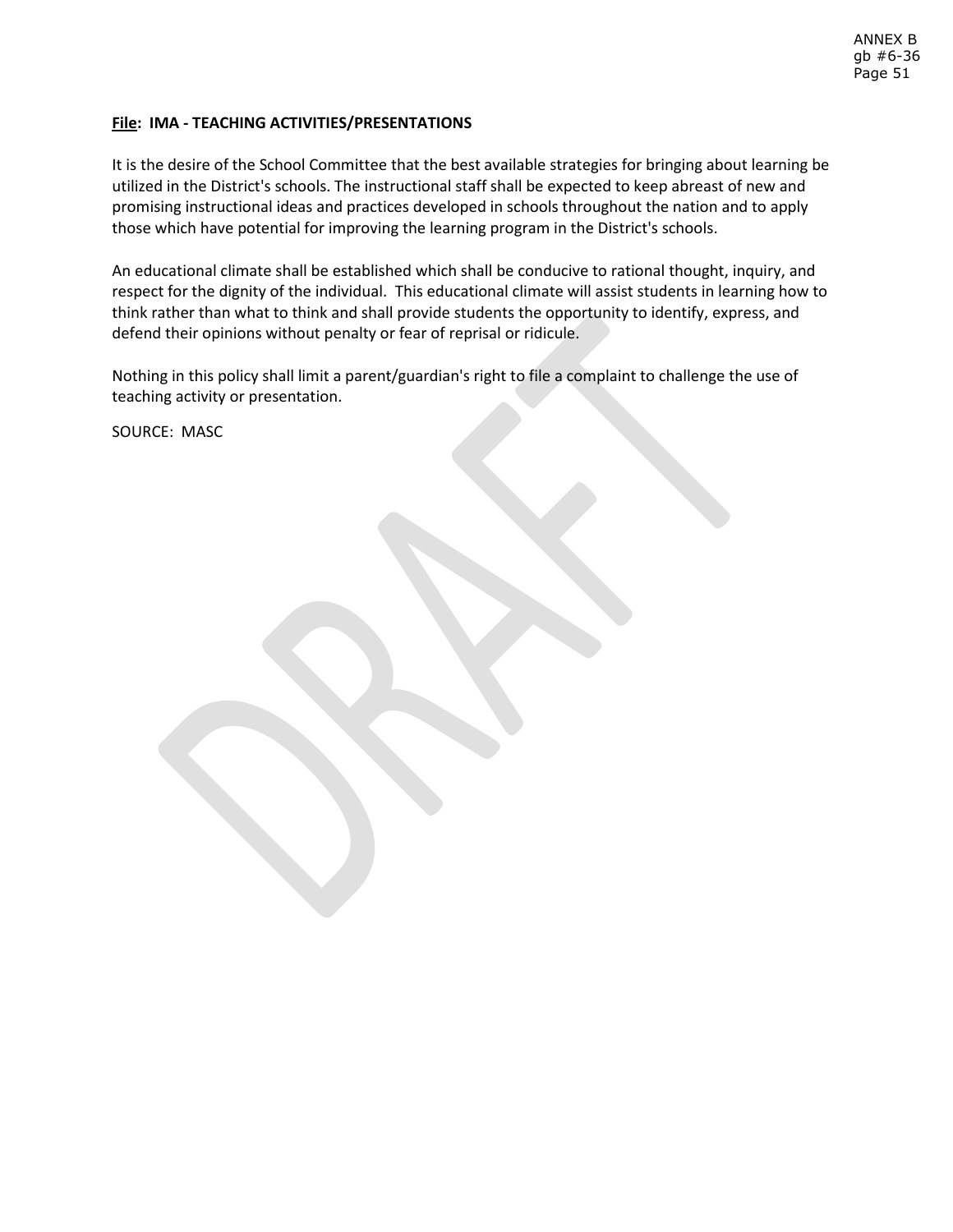**File: IMA - TEACHING ACTIVITIES/PRESENTATIONS**

It is the desire of the School Committee that the best available strategies for bringing about learning be utilized in the District's schools. The instructional staff shall be expected to keep abreast of new and promising instructional ideas and practices developed in schools throughout the nation and to apply those which have potential for improving the learning program in the District's schools.

An educational climate shall be established which shall be conducive to rational thought, inquiry, and respect for the dignity of the individual. This educational climate will assist students in learning how to think rather than what to think and shall provide students the opportunity to identify, express, and defend their opinions without penalty or fear of reprisal or ridicule.

Nothing in this policy shall limit a parent/guardian's right to file a complaint to challenge the use of teaching activity or presentation.

SOURCE: MASC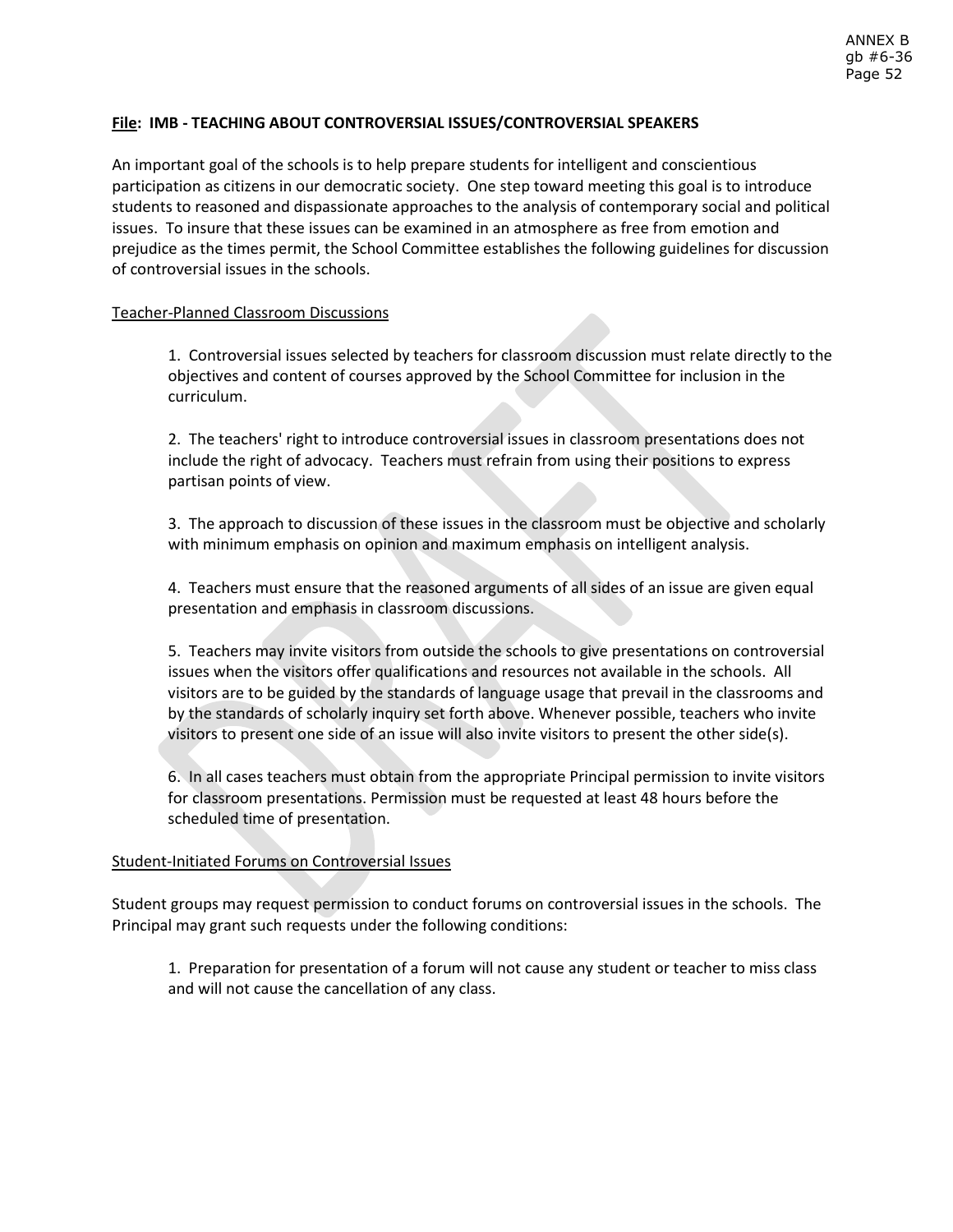**File: IMB - TEACHING ABOUT CONTROVERSIAL ISSUES/CONTROVERSIAL SPEAKERS**

An important goal of the schools is to help prepare students for intelligent and conscientious participation as citizens in our democratic society. One step toward meeting this goal is to introduce students to reasoned and dispassionate approaches to the analysis of contemporary social and political issues. To insure that these issues can be examined in an atmosphere as free from emotion and prejudice as the times permit, the School Committee establishes the following guidelines for discussion of controversial issues in the schools.

Teacher-Planned Classroom Discussions

1. Controversial issues selected by teachers for classroom discussion must relate directly to the objectives and content of courses approved by the School Committee for inclusion in the curriculum.

2. The teachers' right to introduce controversial issues in classroom presentations does not include the right of advocacy. Teachers must refrain from using their positions to express partisan points of view.

3. The approach to discussion of these issues in the classroom must be objective and scholarly with minimum emphasis on opinion and maximum emphasis on intelligent analysis.

4. Teachers must ensure that the reasoned arguments of all sides of an issue are given equal presentation and emphasis in classroom discussions.

5. Teachers may invite visitors from outside the schools to give presentations on controversial issues when the visitors offer qualifications and resources not available in the schools. All visitors are to be guided by the standards of language usage that prevail in the classrooms and by the standards of scholarly inquiry set forth above. Whenever possible, teachers who invite visitors to present one side of an issue will also invite visitors to present the other side(s).

6. In all cases teachers must obtain from the appropriate Principal permission to invite visitors for classroom presentations. Permission must be requested at least 48 hours before the scheduled time of presentation.

Student-Initiated Forums on Controversial Issues

Student groups may request permission to conduct forums on controversial issues in the schools. The Principal may grant such requests under the following conditions:

1. Preparation for presentation of a forum will not cause any student or teacher to miss class and will not cause the cancellation of any class.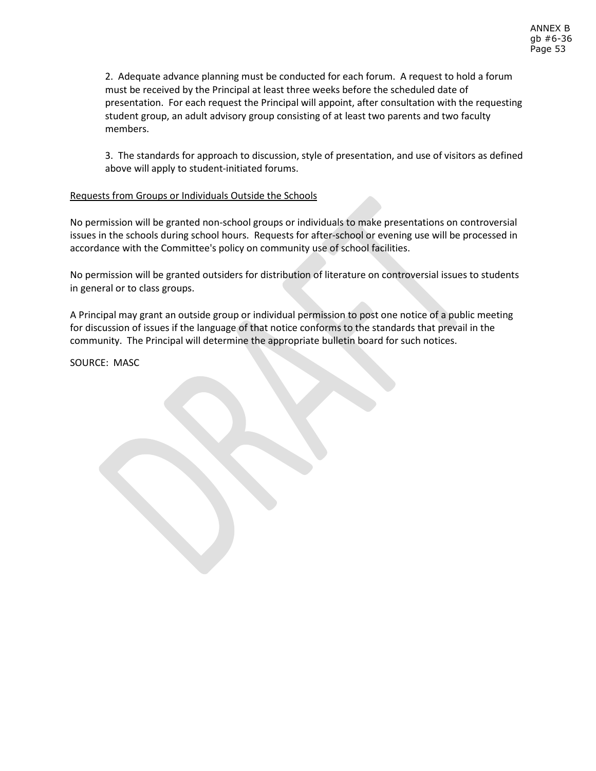2. Adequate advance planning must be conducted for each forum. A request to hold a forum must be received by the Principal at least three weeks before the scheduled date of presentation. For each request the Principal will appoint, after consultation with the requesting student group, an adult advisory group consisting of at least two parents and two faculty members.

3. The standards for approach to discussion, style of presentation, and use of visitors as defined above will apply to student-initiated forums.

<u>Requests from Groups or Individuals Outside the Schools</u>

No permission will be granted non-school groups or individuals to make presentations on controversial issues in the schools during school hours. Requests for after-school or evening use will be processed in accordance with the Committee's policy on community use of school facilities.

No permission will be granted outsiders for distribution of literature on controversial issues to students in general or to class groups.

A Principal may grant an outside group or individual permission to post one notice of a public meeting for discussion of issues if the language of that notice conforms to the standards that prevail in the community. The Principal will determine the appropriate bulletin board for such notices.

SOURCE: MASC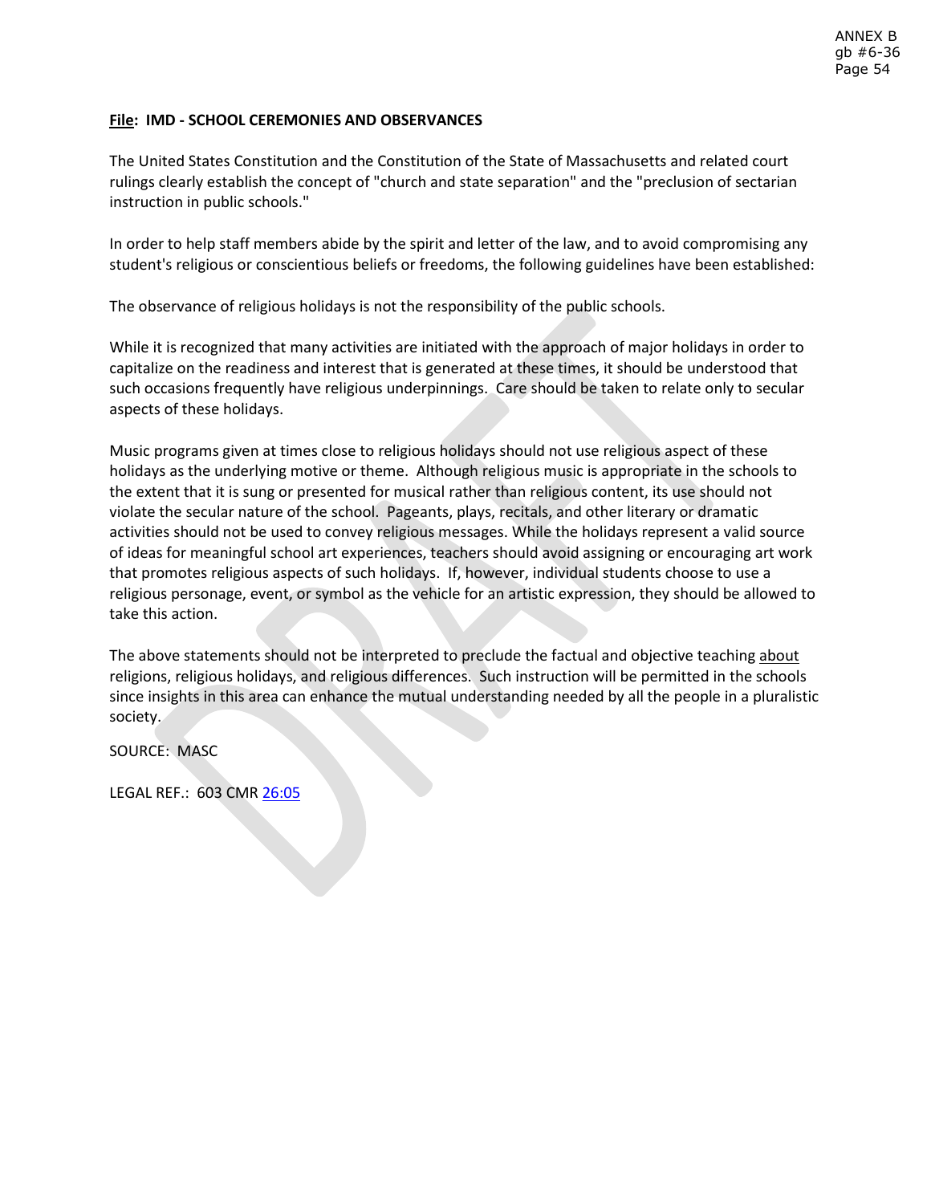**File: IMD - SCHOOL CEREMONIES AND OBSERVANCES**

The United States Constitution and the Constitution of the State of Massachusetts and related court rulings clearly establish the concept of "church and state separation" and the "preclusion of sectarian instruction in public schools."

In order to help staff members abide by the spirit and letter of the law, and to avoid compromising any student's religious or conscientious beliefs or freedoms, the following guidelines have been established:

The observance of religious holidays is not the responsibility of the public schools.

While it is recognized that many activities are initiated with the approach of major holidays in order to capitalize on the readiness and interest that is generated at these times, it should be understood that such occasions frequently have religious underpinnings. Care should be taken to relate only to secular aspects of these holidays.

Music programs given at times close to religious holidays should not use religious aspect of these holidays as the underlying motive or theme. Although religious music is appropriate in the schools to the extent that it is sung or presented for musical rather than religious content, its use should not violate the secular nature of the school. Pageants, plays, recitals, and other literary or dramatic activities should not be used to convey religious messages. While the holidays represent a valid source of ideas for meaningful school art experiences, teachers should avoid assigning or encouraging art work that promotes religious aspects of such holidays. If, however, individual students choose to use a religious personage, event, or symbol as the vehicle for an artistic expression, they should be allowed to take this action.

The above statements should not be interpreted to preclude the factual and objective teaching about religions, religious holidays, and religious differences. Such instruction will be permitted in the schools since insights in this area can enhance the mutual understanding needed by all the people in a pluralistic society.

SOURCE: MASC

LEGAL REF.: 603 CMR 26:05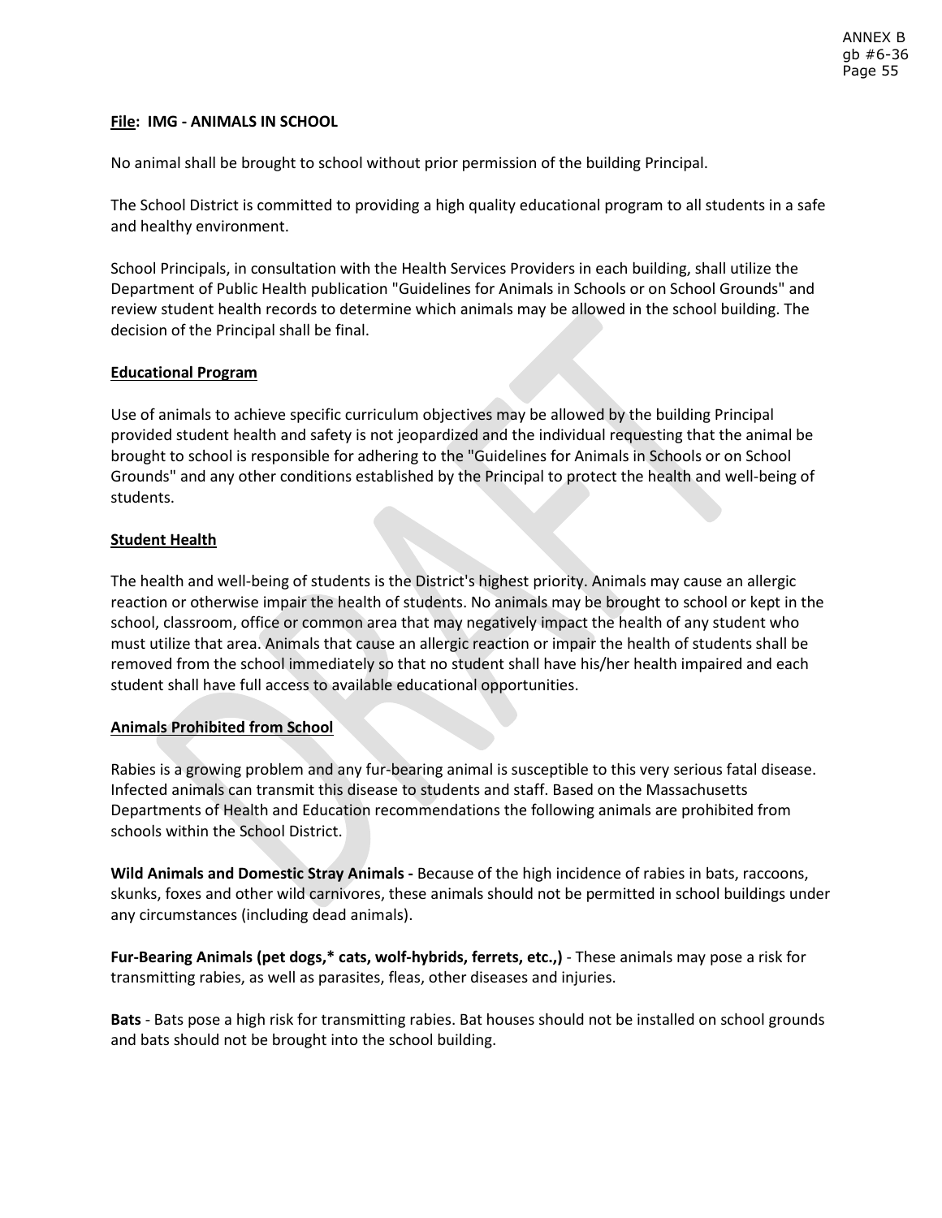**File: IMG - ANIMALS IN SCHOOL**

No animal shall be brought to school without prior permission of the building Principal.

The School District is committed to providing a high quality educational program to all students in a safe and healthy environment.

School Principals, in consultation with the Health Services Providers in each building, shall utilize the Department of Public Health publication "Guidelines for Animals in Schools or on School Grounds" and review student health records to determine which animals may be allowed in the school building. The decision of the Principal shall be final.

**Educational Program**

Use of animals to achieve specific curriculum objectives may be allowed by the building Principal provided student health and safety is not jeopardized and the individual requesting that the animal be brought to school is responsible for adhering to the "Guidelines for Animals in Schools or on School Grounds" and any other conditions established by the Principal to protect the health and well-being of students.

**Student Health**

The health and well-being of students is the District's highest priority. Animals may cause an allergic reaction or otherwise impair the health of students. No animals may be brought to school or kept in the school, classroom, office or common area that may negatively impact the health of any student who must utilize that area. Animals that cause an allergic reaction or impair the health of students shall be removed from the school immediately so that no student shall have his/her health impaired and each student shall have full access to available educational opportunities.

**Animals Prohibited from School**

Rabies is a growing problem and any fur-bearing animal is susceptible to this very serious fatal disease. Infected animals can transmit this disease to students and staff. Based on the Massachusetts Departments of Health and Education recommendations the following animals are prohibited from schools within the School District.

**Wild Animals and Domestic Stray Animals -** Because of the high incidence of rabies in bats, raccoons, skunks, foxes and other wild carnivores, these animals should not be permitted in school buildings under any circumstances (including dead animals).

**Fur-Bearing Animals (pet dogs,* cats, wolf-hybrids, ferrets, etc.,)** - These animals may pose a risk for transmitting rabies, as well as parasites, fleas, other diseases and injuries.

**Bats** - Bats pose a high risk for transmitting rabies. Bat houses should not be installed on school grounds and bats should not be brought into the school building.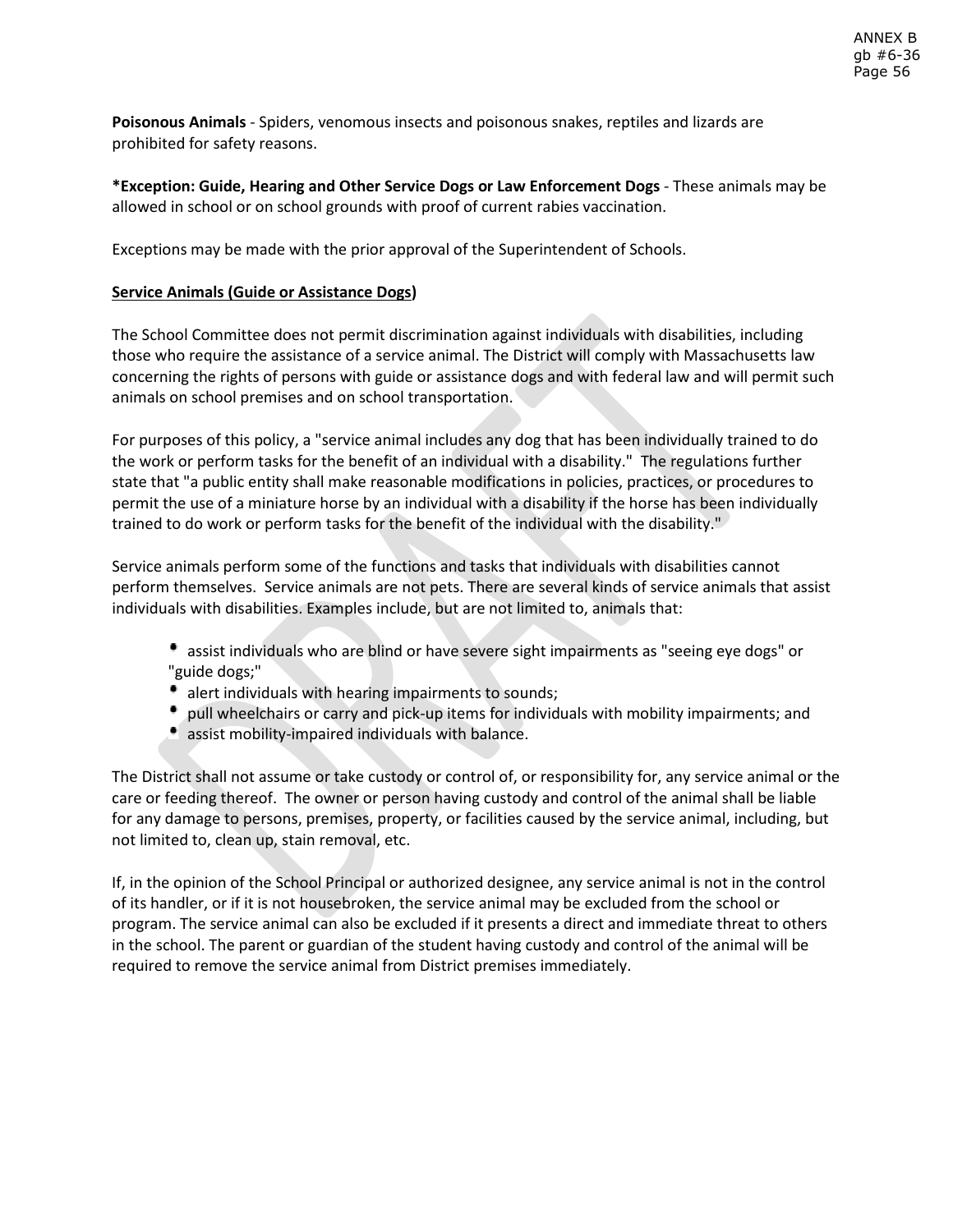**Poisonous Animals** - Spiders, venomous insects and poisonous snakes, reptiles and lizards are prohibited for safety reasons.

**\*Exception: Guide, Hearing and Other Service Dogs or Law Enforcement Dogs** - These animals may be allowed in school or on school grounds with proof of current rabies vaccination.

Exceptions may be made with the prior approval of the Superintendent of Schools.

**Service Animals (Guide or Assistance Dogs)**

The School Committee does not permit discrimination against individuals with disabilities, including those who require the assistance of a service animal. The District will comply with Massachusetts law concerning the rights of persons with guide or assistance dogs and with federal law and will permit such animals on school premises and on school transportation.

For purposes of this policy, a "service animal includes any dog that has been individually trained to do the work or perform tasks for the benefit of an individual with a disability." The regulations further state that "a public entity shall make reasonable modifications in policies, practices, or procedures to permit the use of a miniature horse by an individual with a disability if the horse has been individually trained to do work or perform tasks for the benefit of the individual with the disability."

Service animals perform some of the functions and tasks that individuals with disabilities cannot perform themselves. Service animals are not pets. There are several kinds of service animals that assist individuals with disabilities. Examples include, but are not limited to, animals that:

- assist individuals who are blind or have severe sight impairments as "seeing eye dogs" or "guide dogs;"
- alert individuals with hearing impairments to sounds;
- pull wheelchairs or carry and pick-up items for individuals with mobility impairments; and
- assist mobility-impaired individuals with balance.

The District shall not assume or take custody or control of, or responsibility for, any service animal or the care or feeding thereof. The owner or person having custody and control of the animal shall be liable for any damage to persons, premises, property, or facilities caused by the service animal, including, but not limited to, clean up, stain removal, etc.

If, in the opinion of the School Principal or authorized designee, any service animal is not in the control of its handler, or if it is not housebroken, the service animal may be excluded from the school or program. The service animal can also be excluded if it presents a direct and immediate threat to others in the school. The parent or guardian of the student having custody and control of the animal will be required to remove the service animal from District premises immediately.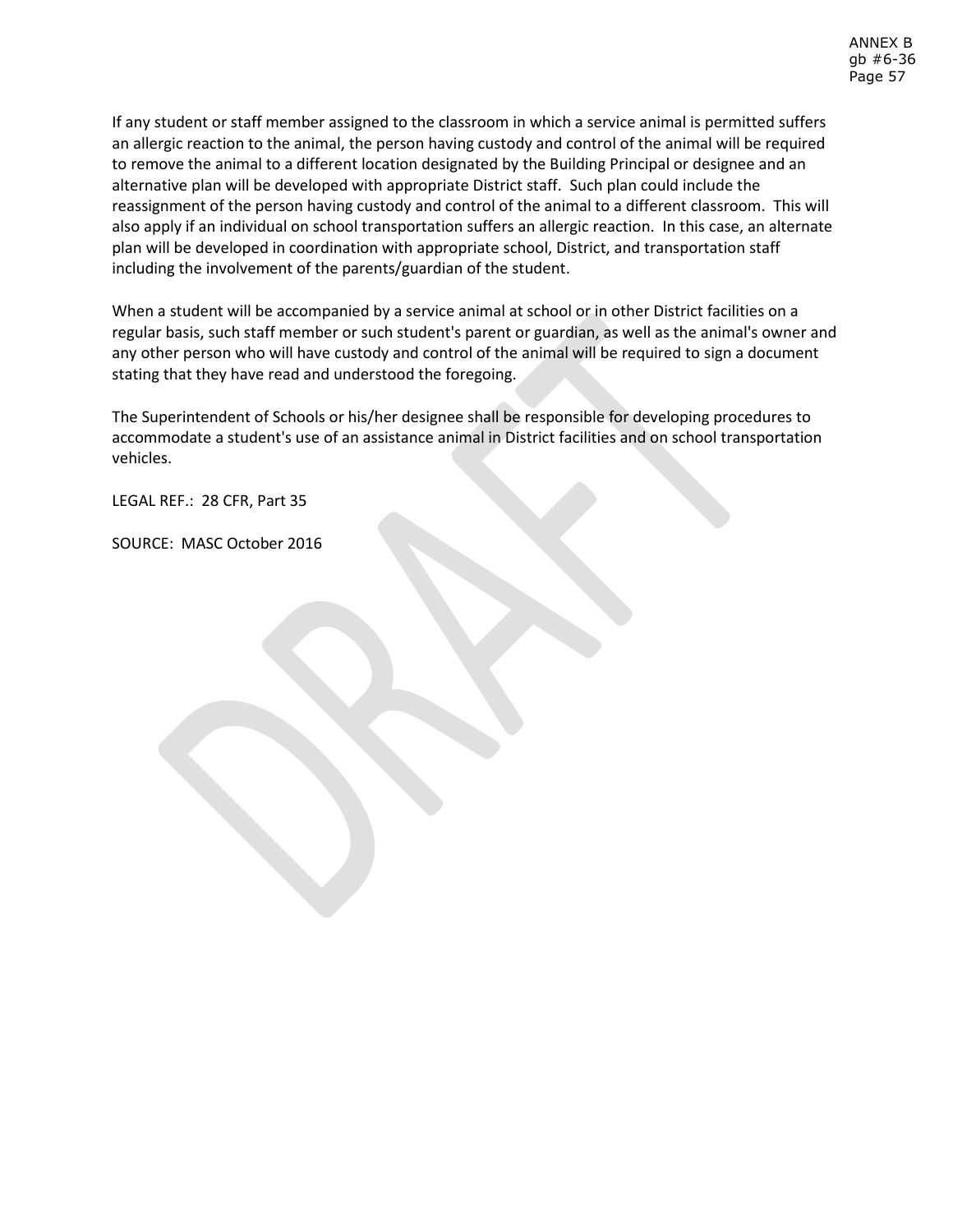If any student or staff member assigned to the classroom in which a service animal is permitted suffers an allergic reaction to the animal, the person having custody and control of the animal will be required to remove the animal to a different location designated by the Building Principal or designee and an alternative plan will be developed with appropriate District staff. Such plan could include the reassignment of the person having custody and control of the animal to a different classroom. This will also apply if an individual on school transportation suffers an allergic reaction. In this case, an alternate plan will be developed in coordination with appropriate school, District, and transportation staff including the involvement of the parents/guardian of the student.

When a student will be accompanied by a service animal at school or in other District facilities on a regular basis, such staff member or such student's parent or guardian, as well as the animal's owner and any other person who will have custody and control of the animal will be required to sign a document stating that they have read and understood the foregoing.

The Superintendent of Schools or his/her designee shall be responsible for developing procedures to accommodate a student's use of an assistance animal in District facilities and on school transportation vehicles.

LEGAL REF.: 28 CFR, Part 35

SOURCE: MASC October 2016